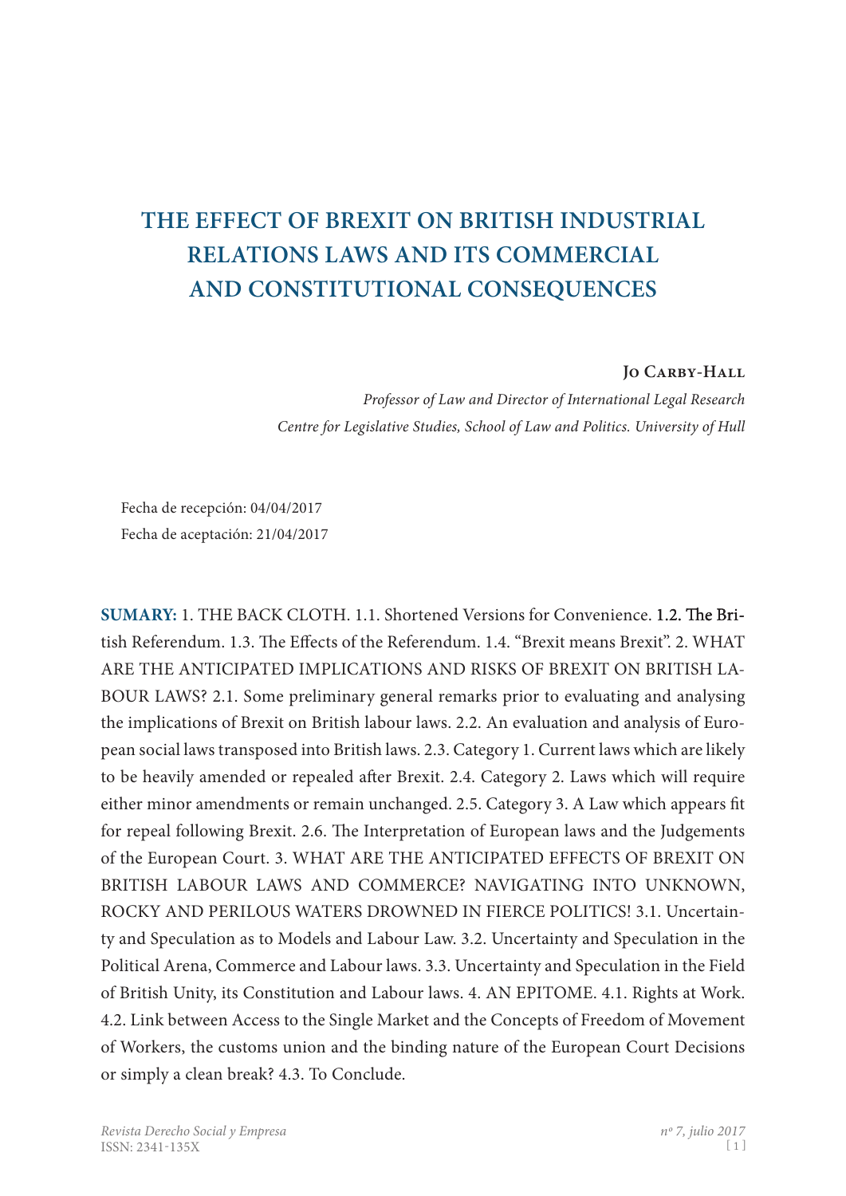# THE EFFECT OF BREXIT ON BRITISH INDUSTRIAL RELATIONS LAWS AND ITS COMMERCIAL AND CONSTITUTIONAL CONSEQUENCES

**Jo Carby-Hall**

*Professor of Law and Director of International Legal Research*

*Centre for Legislative Studies, School of Law and Politics. University of Hull*

Fecha de recepción: 04/04/2017

Fecha de aceptación: 21/04/2017

**SUMARY:** 1. THE BACK CLOTH. 1.1. Shortened Versions for Convenience. 1.2. The British Referendum. 1.3. The Effects of the Referendum. 1.4. "Brexit means Brexit". 2. WHAT ARE THE ANTICIPATED IMPLICATIONS AND RISKS OF BREXIT ON BRITISH LABOUR LAWS? 2.1. Some preliminary general remarks prior to evaluating and analysing the implications of Brexit on British labour laws. 2.2. An evaluation and analysis of European social laws transposed into British laws. 2.3. Category 1. Current laws which are likely to be heavily amended or repealed after Brexit. 2.4. Category 2. Laws which will require either minor amendments or remain unchanged. 2.5. Category 3. A Law which appears fit for repeal following Brexit. 2.6. The Interpretation of European laws and the Judgements of the European Court. 3. WHAT ARE THE ANTICIPATED EFFECTS OF BREXIT ON BRITISH LABOUR LAWS AND COMMERCE? NAVIGATING INTO UNKNOWN, ROCKY AND PERILOUS WATERS DROWNED IN FIERCE POLITICS! 3.1. Uncertainty and Speculation as to Models and Labour Law. 3.2. Uncertainty and Speculation in the Political Arena, Commerce and Labour laws. 3.3. Uncertainty and Speculation in the Field of British Unity, its Constitution and Labour laws. 4. AN EPITOME. 4.1. Rights at Work. 4.2. Link between Access to the Single Market and the Concepts of Freedom of Movement of Workers, the customs union and the binding nature of the European Court Decisions or simply a clean break? 4.3. To Conclude.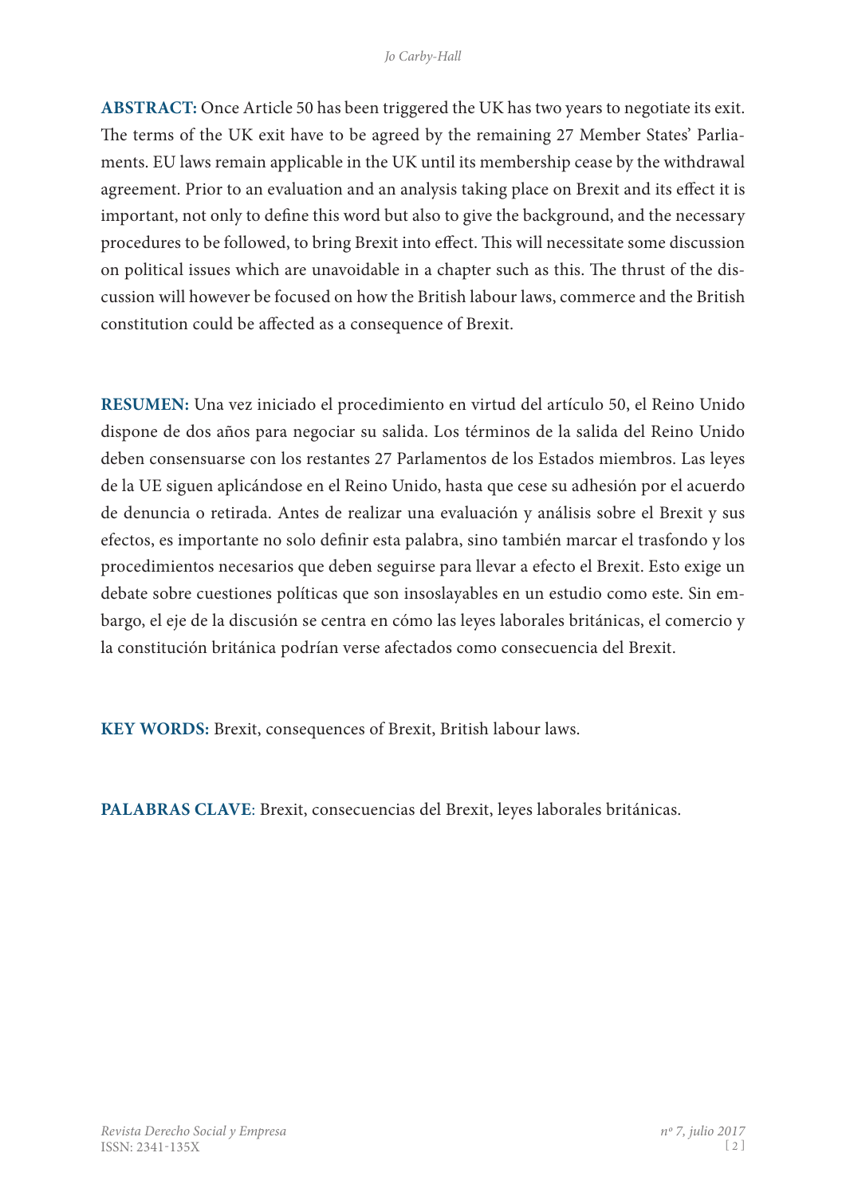**ABSTRACT:** Once Article 50 has been triggered the UK has two years to negotiate its exit. The terms of the UK exit have to be agreed by the remaining 27 Member States' Parliaments. EU laws remain applicable in the UK until its membership cease by the withdrawal agreement. Prior to an evaluation and an analysis taking place on Brexit and its effect it is important, not only to define this word but also to give the background, and the necessary procedures to be followed, to bring Brexit into effect. This will necessitate some discussion on political issues which are unavoidable in a chapter such as this. The thrust of the discussion will however be focused on how the British labour laws, commerce and the British constitution could be affected as a consequence of Brexit.

**RESUMEN:** Una vez iniciado el procedimiento en virtud del artículo 50, el Reino Unido dispone de dos años para negociar su salida. Los términos de la salida del Reino Unido deben consensuarse con los restantes 27 Parlamentos de los Estados miembros. Las leyes de la UE siguen aplicándose en el Reino Unido, hasta que cese su adhesión por el acuerdo de denuncia o retirada. Antes de realizar una evaluación y análisis sobre el Brexit y sus efectos, es importante no solo definir esta palabra, sino también marcar el trasfondo y los procedimientos necesarios que deben seguirse para llevar a efecto el Brexit. Esto exige un debate sobre cuestiones políticas que son insoslayables en un estudio como este. Sin embargo, el eje de la discusión se centra en cómo las leyes laborales británicas, el comercio y la constitución británica podrían verse afectados como consecuencia del Brexit.

**KEY WORDS:** Brexit, consequences of Brexit, British labour laws.

**PALABRAS CLAVE**: Brexit, consecuencias del Brexit, leyes laborales británicas.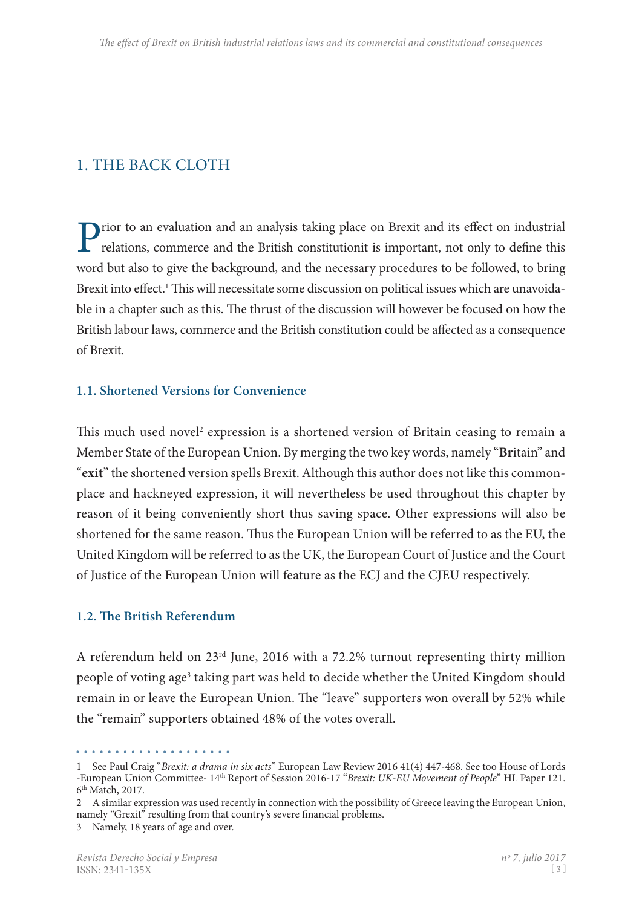## 1. THE BACK CLOTH

Prior to an evaluation and an analysis taking place on Brexit and its effect on industrial relations, commerce and the British constitutionit is important, not only to define this word but also to give the background, and the necessary procedures to be followed, to bring Brexit into effect.[1] This will necessitate some discussion on political issues which are unavoidable in a chapter such as this. The thrust of the discussion will however be focused on how the British labour laws, commerce and the British constitution could be affected as a consequence of Brexit.

### 1.1. Shortened Versions for Convenience

This much used novel[2] expression is a shortened version of Britain ceasing to remain a Member State of the European Union. By merging the two key words, namely "**Br**itain" and "**exit**" the shortened version spells Brexit. Although this author does not like this commonplace and hackneyed expression, it will nevertheless be used throughout this chapter by reason of it being conveniently short thus saving space. Other expressions will also be shortened for the same reason. Thus the European Union will be referred to as the EU, the United Kingdom will be referred to as the UK, the European Court of Justice and the Court of Justice of the European Union will feature as the ECJ and the CJEU respectively.

### 1.2. The British Referendum

A referendum held on 23rd June, 2016 with a 72.2% turnout representing thirty million people of voting age[3] taking part was held to decide whether the United Kingdom should remain in or leave the European Union. The "leave" supporters won overall by 52% while the "remain" supporters obtained 48% of the votes overall.

---

1 See Paul Craig "*Brexit: a drama in six acts*" European Law Review 2016 41(4) 447-468. See too House of Lords -European Union Committee- 14th Report of Session 2016-17 "*Brexit: UK-EU Movement of People*" HL Paper 121. 6th Match, 2017.

2 A similar expression was used recently in connection with the possibility of Greece leaving the European Union, namely "Grexit" resulting from that country's severe financial problems.

3 Namely, 18 years of age and over.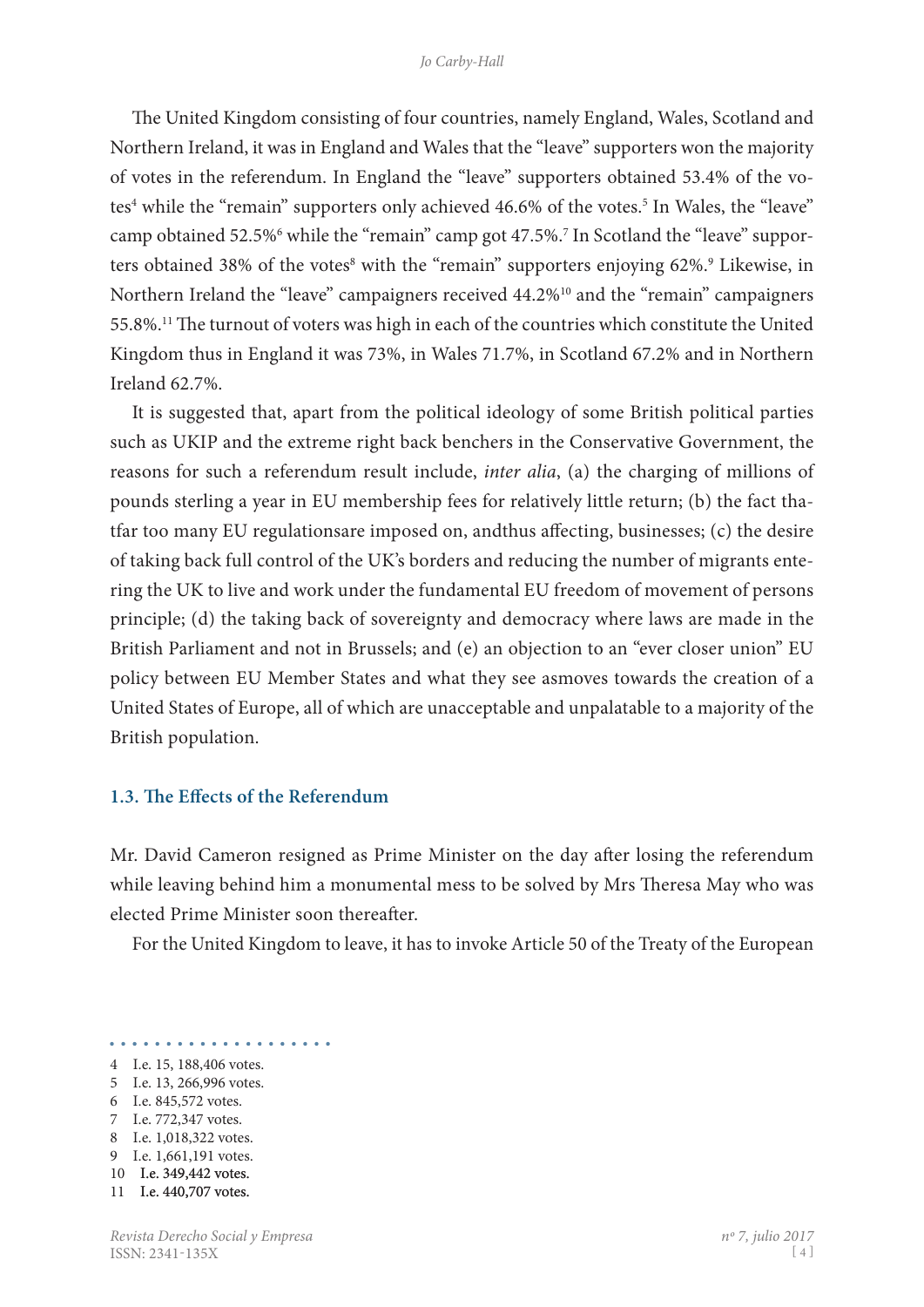The United Kingdom consisting of four countries, namely England, Wales, Scotland and Northern Ireland, it was in England and Wales that the "leave" supporters won the majority of votes in the referendum. In England the "leave" supporters obtained 53.4% of the votes[4] while the "remain" supporters only achieved 46.6% of the votes.[5] In Wales, the "leave" camp obtained 52.5%[6] while the "remain" camp got 47.5%.[7] In Scotland the "leave" supporters obtained 38% of the votes[8] with the "remain" supporters enjoying 62%.[9] Likewise, in Northern Ireland the "leave" campaigners received 44.2%[10] and the "remain" campaigners 55.8%.[11] The turnout of voters was high in each of the countries which constitute the United Kingdom thus in England it was 73%, in Wales 71.7%, in Scotland 67.2% and in Northern Ireland 62.7%.

It is suggested that, apart from the political ideology of some British political parties such as UKIP and the extreme right back benchers in the Conservative Government, the reasons for such a referendum result include, *inter alia*, (a) the charging of millions of pounds sterling a year in EU membership fees for relatively little return; (b) the fact thatfar too many EU regulationsare imposed on, andthus affecting, businesses; (c) the desire of taking back full control of the UK's borders and reducing the number of migrants entering the UK to live and work under the fundamental EU freedom of movement of persons principle; (d) the taking back of sovereignty and democracy where laws are made in the British Parliament and not in Brussels; and (e) an objection to an "ever closer union" EU policy between EU Member States and what they see asmoves towards the creation of a United States of Europe, all of which are unacceptable and unpalatable to a majority of the British population.

### 1.3. The Effects of the Referendum

Mr. David Cameron resigned as Prime Minister on the day after losing the referendum while leaving behind him a monumental mess to be solved by Mrs Theresa May who was elected Prime Minister soon thereafter.

For the United Kingdom to leave, it has to invoke Article 50 of the Treaty of the European

---

4 I.e. 15, 188,406 votes.

5 I.e. 13, 266,996 votes.

6 I.e. 845,572 votes.

7 I.e. 772,347 votes.

8 I.e. 1,018,322 votes.

9 I.e. 1,661,191 votes.

10 I.e. 349,442 votes.

11 I.e. 440,707 votes.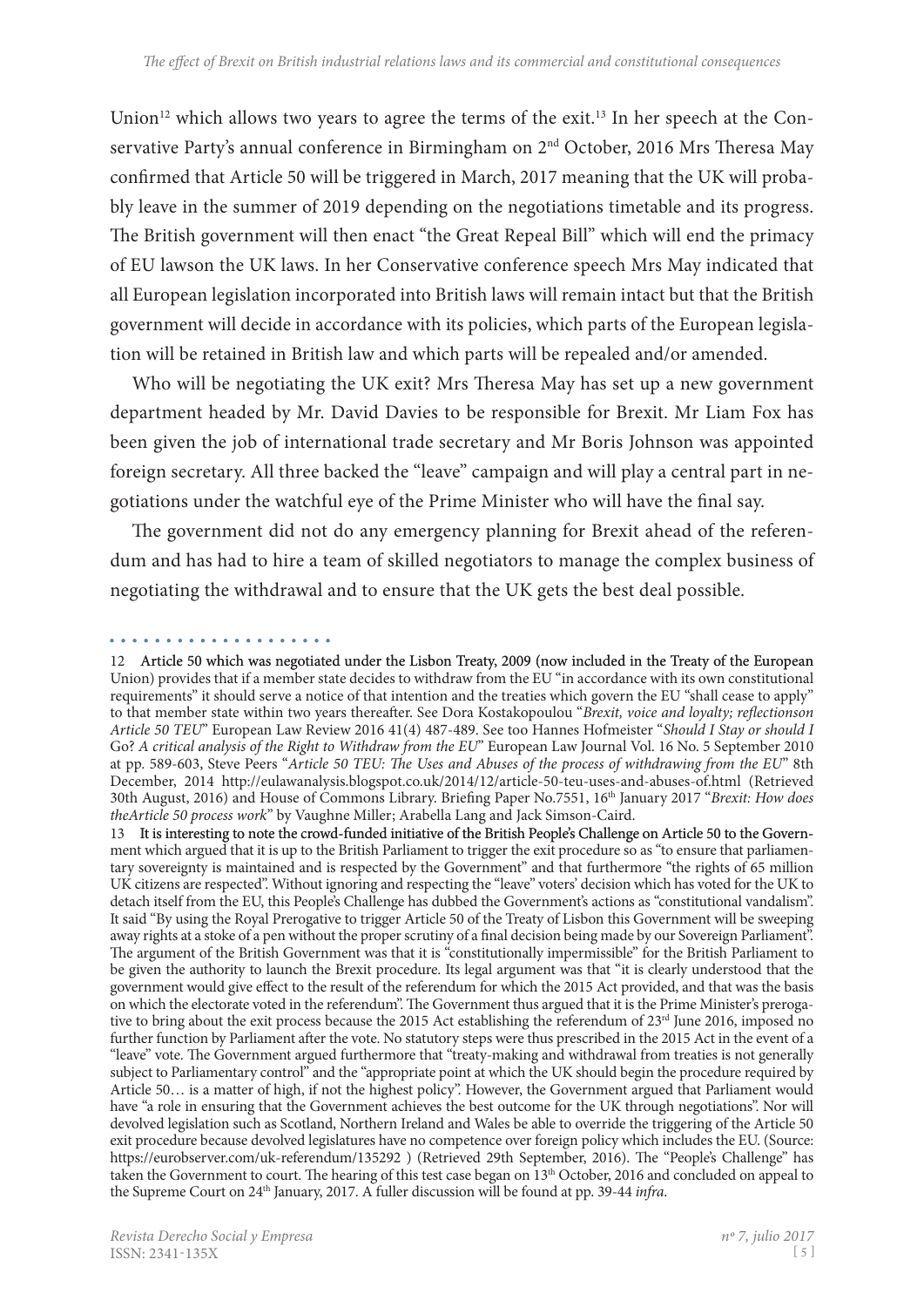Union[12] which allows two years to agree the terms of the exit.[13] In her speech at the Conservative Party's annual conference in Birmingham on 2nd October, 2016 Mrs Theresa May confirmed that Article 50 will be triggered in March, 2017 meaning that the UK will probably leave in the summer of 2019 depending on the negotiations timetable and its progress. The British government will then enact "the Great Repeal Bill" which will end the primacy of EU lawson the UK laws. In her Conservative conference speech Mrs May indicated that all European legislation incorporated into British laws will remain intact but that the British government will decide in accordance with its policies, which parts of the European legislation will be retained in British law and which parts will be repealed and/or amended.

Who will be negotiating the UK exit? Mrs Theresa May has set up a new government department headed by Mr. David Davies to be responsible for Brexit. Mr Liam Fox has been given the job of international trade secretary and Mr Boris Johnson was appointed foreign secretary. All three backed the "leave" campaign and will play a central part in negotiations under the watchful eye of the Prime Minister who will have the final say.

The government did not do any emergency planning for Brexit ahead of the referendum and has had to hire a team of skilled negotiators to manage the complex business of negotiating the withdrawal and to ensure that the UK gets the best deal possible.

---

12 **Article 50 which was negotiated under the Lisbon Treaty, 2009 (now included in the Treaty of the European** Union) provides that if a member state decides to withdraw from the EU "in accordance with its own constitutional requirements" it should serve a notice of that intention and the treaties which govern the EU "shall cease to apply" to that member state within two years thereafter. See Dora Kostakopoulou "*Brexit, voice and loyalty; reflectionson Article 50 TEU*" European Law Review 2016 41(4) 487-489. See too Hannes Hofmeister "*Should I Stay or should I* Go? *A critical analysis of the Right to Withdraw from the EU*" European Law Journal Vol. 16 No. 5 September 2010 at pp. 589-603, Steve Peers "*Article 50 TEU: The Uses and Abuses of the process of withdrawing from the EU*" 8th December, 2014 http://eulawanalysis.blogspot.co.uk/2014/12/article-50-teu-uses-and-abuses-of.html (Retrieved 30th August, 2016) and House of Commons Library. Briefing Paper No.7551, 16th January 2017 "*Brexit: How does theArticle 50 process work*" by Vaughne Miller; Arabella Lang and Jack Simson-Caird.

13 **It is interesting to note the crowd-funded initiative of the British People's Challenge on Article 50 to the Govern**ment which argued that it is up to the British Parliament to trigger the exit procedure so as "to ensure that parliamentary sovereignty is maintained and is respected by the Government" and that furthermore "the rights of 65 million UK citizens are respected". Without ignoring and respecting the "leave" voters' decision which has voted for the UK to detach itself from the EU, this People's Challenge has dubbed the Government's actions as "constitutional vandalism". It said "By using the Royal Prerogative to trigger Article 50 of the Treaty of Lisbon this Government will be sweeping away rights at a stoke of a pen without the proper scrutiny of a final decision being made by our Sovereign Parliament". The argument of the British Government was that it is "constitutionally impermissible" for the British Parliament to be given the authority to launch the Brexit procedure. Its legal argument was that "it is clearly understood that the government would give effect to the result of the referendum for which the 2015 Act provided, and that was the basis on which the electorate voted in the referendum". The Government thus argued that it is the Prime Minister's prerogative to bring about the exit process because the 2015 Act establishing the referendum of 23rd June 2016, imposed no further function by Parliament after the vote. No statutory steps were thus prescribed in the 2015 Act in the event of a "leave" vote. The Government argued furthermore that "treaty-making and withdrawal from treaties is not generally subject to Parliamentary control" and the "appropriate point at which the UK should begin the procedure required by Article 50… is a matter of high, if not the highest policy". However, the Government argued that Parliament would have "a role in ensuring that the Government achieves the best outcome for the UK through negotiations". Nor will devolved legislation such as Scotland, Northern Ireland and Wales be able to override the triggering of the Article 50 exit procedure because devolved legislatures have no competence over foreign policy which includes the EU. (Source: https://eurobserver.com/uk-referendum/135292 ) (Retrieved 29th September, 2016). The "People's Challenge" has taken the Government to court. The hearing of this test case began on 13th October, 2016 and concluded on appeal to the Supreme Court on 24th January, 2017. A fuller discussion will be found at pp. 39-44 *infra*.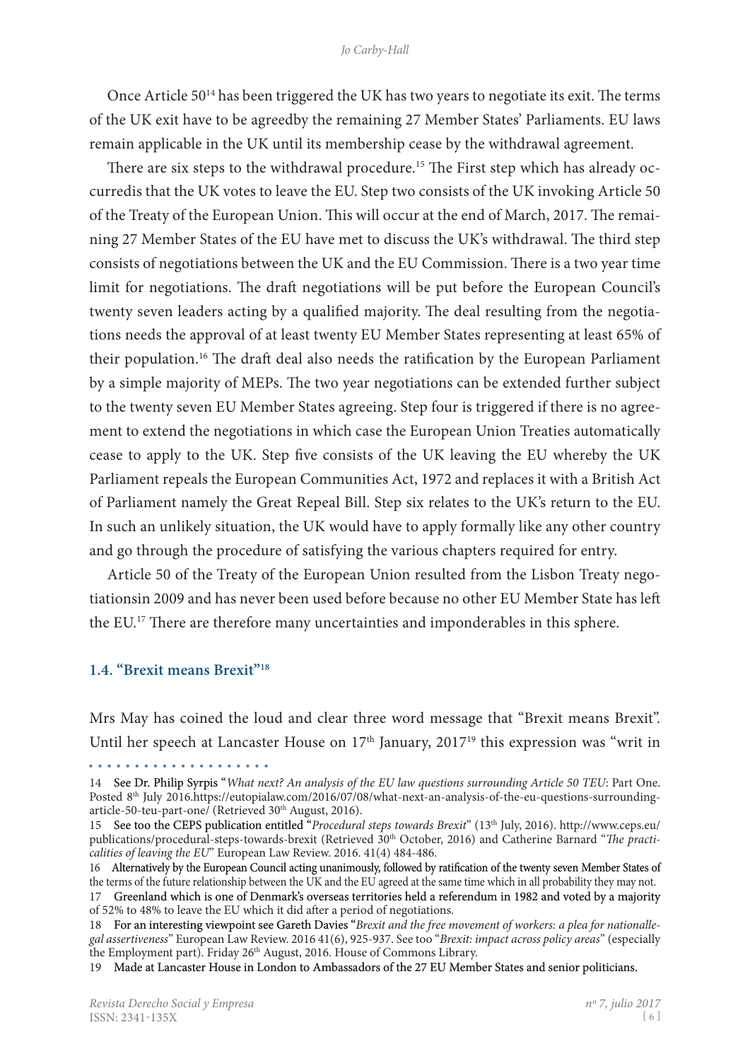Once Article 50[14] has been triggered the UK has two years to negotiate its exit. The terms of the UK exit have to be agreedby the remaining 27 Member States' Parliaments. EU laws remain applicable in the UK until its membership cease by the withdrawal agreement.

There are six steps to the withdrawal procedure.[15] The First step which has already occurredis that the UK votes to leave the EU. Step two consists of the UK invoking Article 50 of the Treaty of the European Union. This will occur at the end of March, 2017. The remaining 27 Member States of the EU have met to discuss the UK's withdrawal. The third step consists of negotiations between the UK and the EU Commission. There is a two year time limit for negotiations. The draft negotiations will be put before the European Council's twenty seven leaders acting by a qualified majority. The deal resulting from the negotiations needs the approval of at least twenty EU Member States representing at least 65% of their population.[16] The draft deal also needs the ratification by the European Parliament by a simple majority of MEPs. The two year negotiations can be extended further subject to the twenty seven EU Member States agreeing. Step four is triggered if there is no agreement to extend the negotiations in which case the European Union Treaties automatically cease to apply to the UK. Step five consists of the UK leaving the EU whereby the UK Parliament repeals the European Communities Act, 1972 and replaces it with a British Act of Parliament namely the Great Repeal Bill. Step six relates to the UK's return to the EU. In such an unlikely situation, the UK would have to apply formally like any other country and go through the procedure of satisfying the various chapters required for entry.

Article 50 of the Treaty of the European Union resulted from the Lisbon Treaty negotiationsin 2009 and has never been used before because no other EU Member State has left the EU.[17] There are therefore many uncertainties and imponderables in this sphere.

### 1.4. "Brexit means Brexit"[18]

Mrs May has coined the loud and clear three word message that "Brexit means Brexit". Until her speech at Lancaster House on 17th January, 2017[19] this expression was "writ in

14 See Dr. Philip Syrpis "*What next? An analysis of the EU law questions surrounding Article 50 TEU*: Part One. Posted 8th July 2016.https://eutopialaw.com/2016/07/08/what-next-an-analysis-of-the-eu-questions-surrounding-article-50-teu-part-one/ (Retrieved 30th August, 2016).

15 See too the CEPS publication entitled "*Procedural steps towards Brexit*" (13th July, 2016). http://www.ceps.eu/publications/procedural-steps-towards-brexit (Retrieved 30th October, 2016) and Catherine Barnard "*The practicalities of leaving the EU*" European Law Review. 2016. 41(4) 484-486.

16 Alternatively by the European Council acting unanimously, followed by ratification of the twenty seven Member States of the terms of the future relationship between the UK and the EU agreed at the same time which in all probability they may not.

17 Greenland which is one of Denmark's overseas territories held a referendum in 1982 and voted by a majority of 52% to 48% to leave the EU which it did after a period of negotiations.

18 For an interesting viewpoint see Gareth Davies "*Brexit and the free movement of workers: a plea for nationallegal assertiveness*" European Law Review. 2016 41(6), 925-937. See too "*Brexit: impact across policy areas*" (especially the Employment part). Friday 26th August, 2016. House of Commons Library.

19 Made at Lancaster House in London to Ambassadors of the 27 EU Member States and senior politicians.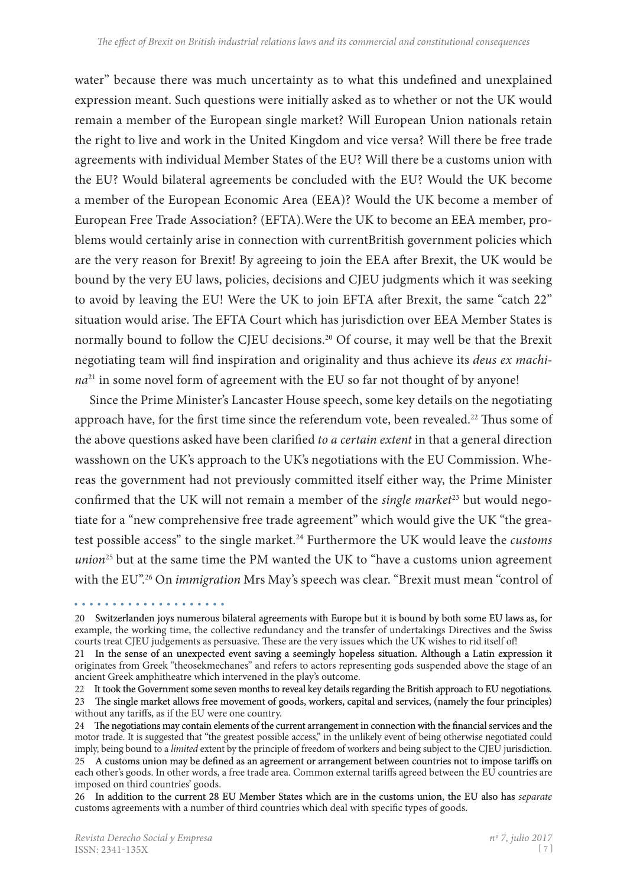water" because there was much uncertainty as to what this undefined and unexplained expression meant. Such questions were initially asked as to whether or not the UK would remain a member of the European single market? Will European Union nationals retain the right to live and work in the United Kingdom and vice versa? Will there be free trade agreements with individual Member States of the EU? Will there be a customs union with the EU? Would bilateral agreements be concluded with the EU? Would the UK become a member of the European Economic Area (EEA)? Would the UK become a member of European Free Trade Association? (EFTA).Were the UK to become an EEA member, problems would certainly arise in connection with currentBritish government policies which are the very reason for Brexit! By agreeing to join the EEA after Brexit, the UK would be bound by the very EU laws, policies, decisions and CJEU judgments which it was seeking to avoid by leaving the EU! Were the UK to join EFTA after Brexit, the same "catch 22" situation would arise. The EFTA Court which has jurisdiction over EEA Member States is normally bound to follow the CJEU decisions.[20] Of course, it may well be that the Brexit negotiating team will find inspiration and originality and thus achieve its *deus ex machina*[21] in some novel form of agreement with the EU so far not thought of by anyone!

Since the Prime Minister's Lancaster House speech, some key details on the negotiating approach have, for the first time since the referendum vote, been revealed.[22] Thus some of the above questions asked have been clarified *to a certain extent* in that a general direction wasshown on the UK's approach to the UK's negotiations with the EU Commission. Whereas the government had not previously committed itself either way, the Prime Minister confirmed that the UK will not remain a member of the *single market*[23] but would negotiate for a "new comprehensive free trade agreement" which would give the UK "the greatest possible access" to the single market.[24] Furthermore the UK would leave the *customs union*[25] but at the same time the PM wanted the UK to "have a customs union agreement with the EU".[26] On *immigration* Mrs May's speech was clear. "Brexit must mean "control of

---

20 Switzerlanden joys numerous bilateral agreements with Europe but it is bound by both some EU laws as, for example, the working time, the collective redundancy and the transfer of undertakings Directives and the Swiss courts treat CJEU judgements as persuasive. These are the very issues which the UK wishes to rid itself of!

21 In the sense of an unexpected event saving a seemingly hopeless situation. Although a Latin expression it originates from Greek "theosekmechanes" and refers to actors representing gods suspended above the stage of an ancient Greek amphitheatre which intervened in the play's outcome.

22 It took the Government some seven months to reveal key details regarding the British approach to EU negotiations.

23 The single market allows free movement of goods, workers, capital and services, (namely the four principles) without any tariffs, as if the EU were one country.

24 The negotiations may contain elements of the current arrangement in connection with the financial services and the motor trade. It is suggested that "the greatest possible access," in the unlikely event of being otherwise negotiated could imply, being bound to a *limited* extent by the principle of freedom of workers and being subject to the CJEU jurisdiction.

25 A customs union may be defined as an agreement or arrangement between countries not to impose tariffs on each other's goods. In other words, a free trade area. Common external tariffs agreed between the EU countries are imposed on third countries' goods.

26 In addition to the current 28 EU Member States which are in the customs union, the EU also has *separate* customs agreements with a number of third countries which deal with specific types of goods.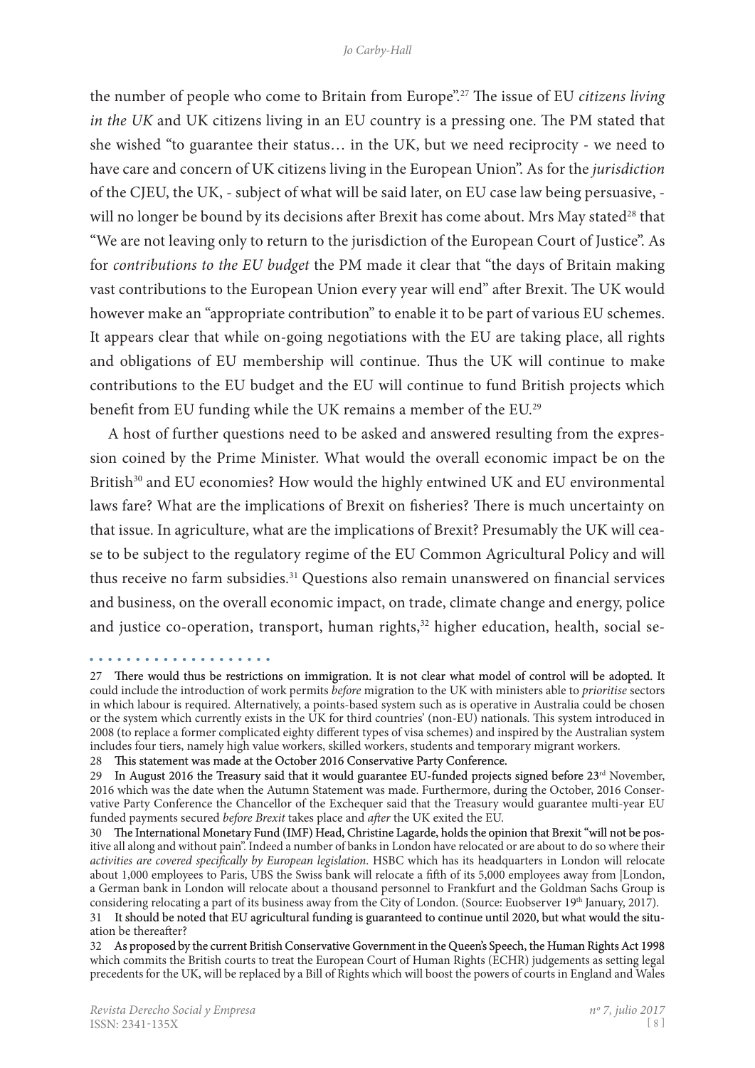the number of people who come to Britain from Europe".[27] The issue of EU *citizens living in the UK* and UK citizens living in an EU country is a pressing one. The PM stated that she wished "to guarantee their status… in the UK, but we need reciprocity - we need to have care and concern of UK citizens living in the European Union". As for the *jurisdiction* of the CJEU, the UK, - subject of what will be said later, on EU case law being persuasive, - will no longer be bound by its decisions after Brexit has come about. Mrs May stated[28] that "We are not leaving only to return to the jurisdiction of the European Court of Justice". As for *contributions to the EU budget* the PM made it clear that "the days of Britain making vast contributions to the European Union every year will end" after Brexit. The UK would however make an "appropriate contribution" to enable it to be part of various EU schemes. It appears clear that while on-going negotiations with the EU are taking place, all rights and obligations of EU membership will continue. Thus the UK will continue to make contributions to the EU budget and the EU will continue to fund British projects which benefit from EU funding while the UK remains a member of the EU.[29]

A host of further questions need to be asked and answered resulting from the expression coined by the Prime Minister. What would the overall economic impact be on the British[30] and EU economies? How would the highly entwined UK and EU environmental laws fare? What are the implications of Brexit on fisheries? There is much uncertainty on that issue. In agriculture, what are the implications of Brexit? Presumably the UK will cease to be subject to the regulatory regime of the EU Common Agricultural Policy and will thus receive no farm subsidies.[31] Questions also remain unanswered on financial services and business, on the overall economic impact, on trade, climate change and energy, police and justice co-operation, transport, human rights,[32] higher education, health, social se-

---

27 There would thus be restrictions on immigration. It is not clear what model of control will be adopted. It could include the introduction of work permits *before* migration to the UK with ministers able to *prioritise* sectors in which labour is required. Alternatively, a points-based system such as is operative in Australia could be chosen or the system which currently exists in the UK for third countries' (non-EU) nationals. This system introduced in 2008 (to replace a former complicated eighty different types of visa schemes) and inspired by the Australian system includes four tiers, namely high value workers, skilled workers, students and temporary migrant workers.

28 This statement was made at the October 2016 Conservative Party Conference.

29 In August 2016 the Treasury said that it would guarantee EU-funded projects signed before 23rd November, 2016 which was the date when the Autumn Statement was made. Furthermore, during the October, 2016 Conservative Party Conference the Chancellor of the Exchequer said that the Treasury would guarantee multi-year EU funded payments secured *before Brexit* takes place and *after* the UK exited the EU.

30 The International Monetary Fund (IMF) Head, Christine Lagarde, holds the opinion that Brexit "will not be positive all along and without pain". Indeed a number of banks in London have relocated or are about to do so where their *activities are covered specifically by European legislation*. HSBC which has its headquarters in London will relocate about 1,000 employees to Paris, UBS the Swiss bank will relocate a fifth of its 5,000 employees away from |London, a German bank in London will relocate about a thousand personnel to Frankfurt and the Goldman Sachs Group is considering relocating a part of its business away from the City of London. (Source: Euobserver 19th January, 2017).

31 It should be noted that EU agricultural funding is guaranteed to continue until 2020, but what would the situation be thereafter?

32 As proposed by the current British Conservative Government in the Queen's Speech, the Human Rights Act 1998 which commits the British courts to treat the European Court of Human Rights (ECHR) judgements as setting legal precedents for the UK, will be replaced by a Bill of Rights which will boost the powers of courts in England and Wales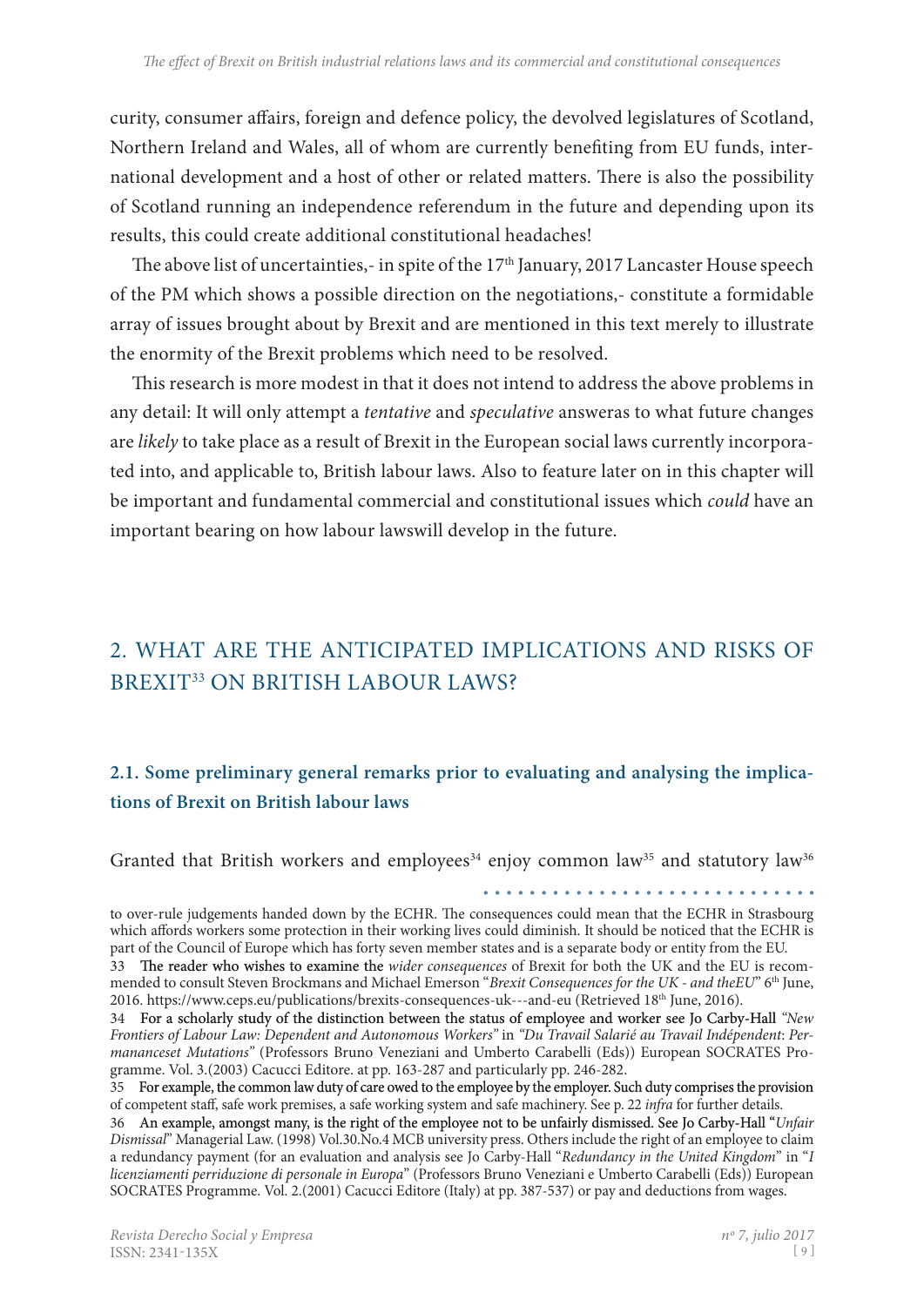curity, consumer affairs, foreign and defence policy, the devolved legislatures of Scotland, Northern Ireland and Wales, all of whom are currently benefiting from EU funds, international development and a host of other or related matters. There is also the possibility of Scotland running an independence referendum in the future and depending upon its results, this could create additional constitutional headaches!

The above list of uncertainties,- in spite of the 17th January, 2017 Lancaster House speech of the PM which shows a possible direction on the negotiations,- constitute a formidable array of issues brought about by Brexit and are mentioned in this text merely to illustrate the enormity of the Brexit problems which need to be resolved.

This research is more modest in that it does not intend to address the above problems in any detail: It will only attempt a *tentative* and *speculative* answeras to what future changes are *likely* to take place as a result of Brexit in the European social laws currently incorporated into, and applicable to, British labour laws. Also to feature later on in this chapter will be important and fundamental commercial and constitutional issues which *could* have an important bearing on how labour lawswill develop in the future.

## 2. WHAT ARE THE ANTICIPATED IMPLICATIONS AND RISKS OF BREXIT[33] ON BRITISH LABOUR LAWS?

### 2.1. Some preliminary general remarks prior to evaluating and analysing the implications of Brexit on British labour laws

Granted that British workers and employees[34] enjoy common law[35] and statutory law[36]

---

to over-rule judgements handed down by the ECHR. The consequences could mean that the ECHR in Strasbourg which affords workers some protection in their working lives could diminish. It should be noticed that the ECHR is part of the Council of Europe which has forty seven member states and is a separate body or entity from the EU.

33 The reader who wishes to examine the *wider consequences* of Brexit for both the UK and the EU is recommended to consult Steven Brockmans and Michael Emerson "*Brexit Consequences for the UK - and theEU*" 6th June, 2016. https://www.ceps.eu/publications/brexits-consequences-uk---and-eu (Retrieved 18th June, 2016).

34 For a scholarly study of the distinction between the status of employee and worker see Jo Carby-Hall *"New Frontiers of Labour Law: Dependent and Autonomous Workers"* in *"Du Travail Salarié au Travail Indépendent: Permanceset Mutations"* (Professors Bruno Veneziani and Umberto Carabelli (Eds)) European SOCRATES Programme. Vol. 3.(2003) Cacucci Editore. at pp. 163-287 and particularly pp. 246-282.

35 For example, the common law duty of care owed to the employee by the employer. Such duty comprises the provision of competent staff, safe work premises, a safe working system and safe machinery. See p. 22 *infra* for further details.

36 An example, amongst many, is the right of the employee not to be unfairly dismissed. See Jo Carby-Hall "*Unfair Dismissal*" Managerial Law. (1998) Vol.30.No.4 MCB university press. Others include the right of an employee to claim a redundancy payment (for an evaluation and analysis see Jo Carby-Hall "*Redundancy in the United Kingdom*" in "*I licenziamenti perriduzione di personale in Europa*" (Professors Bruno Veneziani e Umberto Carabelli (Eds)) European SOCRATES Programme. Vol. 2.(2001) Cacucci Editore (Italy) at pp. 387-537) or pay and deductions from wages.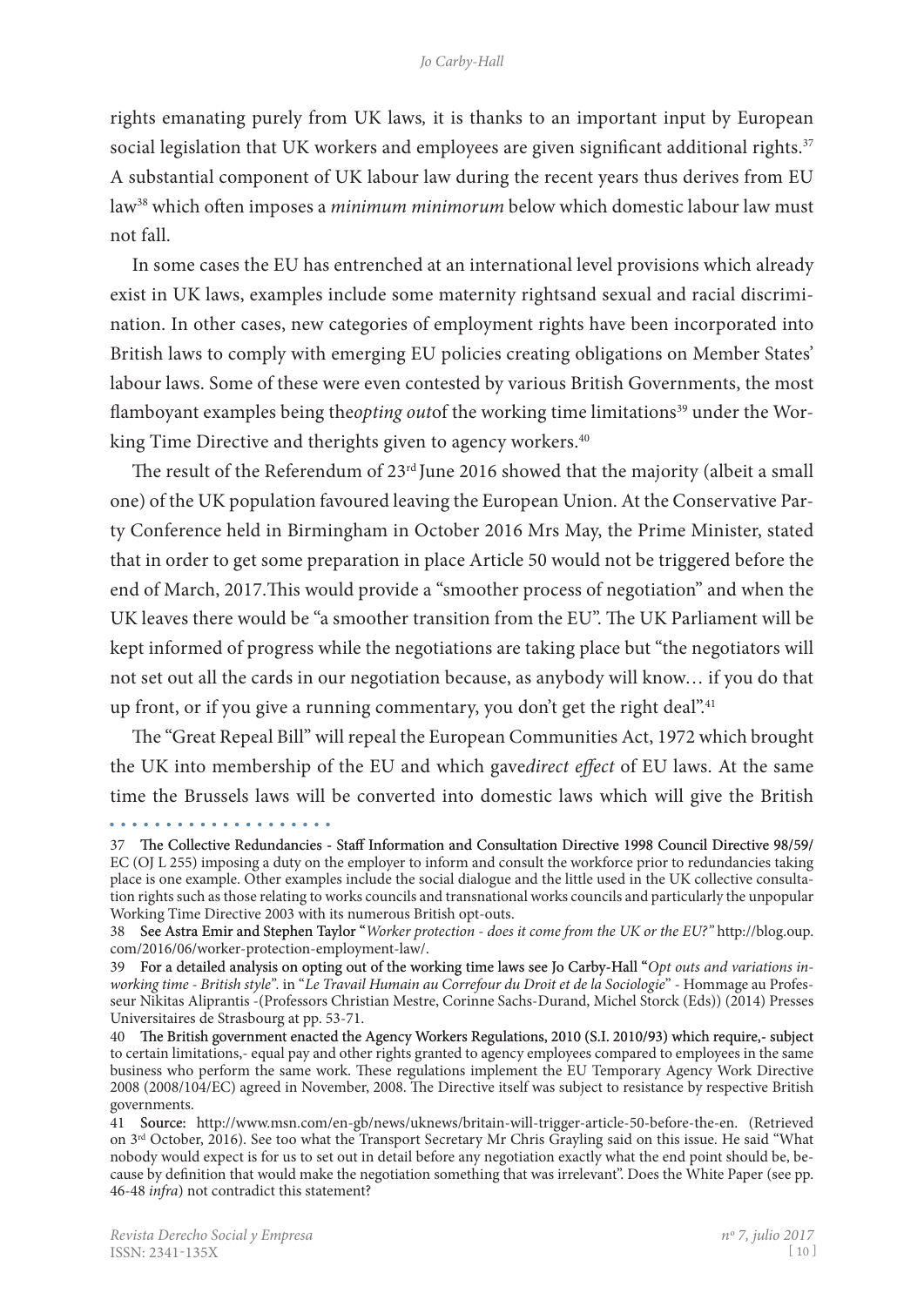rights emanating purely from UK laws, it is thanks to an important input by European social legislation that UK workers and employees are given significant additional rights.[37] A substantial component of UK labour law during the recent years thus derives from EU law[38] which often imposes a *minimum minimorum* below which domestic labour law must not fall.

In some cases the EU has entrenched at an international level provisions which already exist in UK laws, examples include some maternity rightsand sexual and racial discrimination. In other cases, new categories of employment rights have been incorporated into British laws to comply with emerging EU policies creating obligations on Member States' labour laws. Some of these were even contested by various British Governments, the most flamboyant examples being the*opting out*of the working time limitations[39] under the Working Time Directive and therights given to agency workers.[40]

The result of the Referendum of 23rd June 2016 showed that the majority (albeit a small one) of the UK population favoured leaving the European Union. At the Conservative Party Conference held in Birmingham in October 2016 Mrs May, the Prime Minister, stated that in order to get some preparation in place Article 50 would not be triggered before the end of March, 2017.This would provide a "smoother process of negotiation" and when the UK leaves there would be "a smoother transition from the EU". The UK Parliament will be kept informed of progress while the negotiations are taking place but "the negotiators will not set out all the cards in our negotiation because, as anybody will know… if you do that up front, or if you give a running commentary, you don't get the right deal".[41]

The "Great Repeal Bill" will repeal the European Communities Act, 1972 which brought the UK into membership of the EU and which gave*direct effect* of EU laws. At the same time the Brussels laws will be converted into domestic laws which will give the British

---

37 The Collective Redundancies - Staff Information and Consultation Directive 1998 Council Directive 98/59/EC (OJ L 255) imposing a duty on the employer to inform and consult the workforce prior to redundancies taking place is one example. Other examples include the social dialogue and the little used in the UK collective consultation rights such as those relating to works councils and transnational works councils and particularly the unpopular Working Time Directive 2003 with its numerous British opt-outs.

38 See Astra Emir and Stephen Taylor "*Worker protection - does it come from the UK or the EU?"* http://blog.oup.com/2016/06/worker-protection-employment-law/.

39 For a detailed analysis on opting out of the working time laws see Jo Carby-Hall "*Opt outs and variations inworking time - British style*". in "*Le Travail Humain au Correfour du Droit et de la Sociologie*" - Hommage au Professeur Nikitas Aliprantis -(Professors Christian Mestre, Corinne Sachs-Durand, Michel Storck (Eds)) (2014) Presses Universitaires de Strasbourg at pp. 53-71.

40 The British government enacted the Agency Workers Regulations, 2010 (S.I. 2010/93) which require,- subject to certain limitations,- equal pay and other rights granted to agency employees compared to employees in the same business who perform the same work. These regulations implement the EU Temporary Agency Work Directive 2008 (2008/104/EC) agreed in November, 2008. The Directive itself was subject to resistance by respective British governments.

41 Source: http://www.msn.com/en-gb/news/uknews/britain-will-trigger-article-50-before-the-en. (Retrieved on 3rd October, 2016). See too what the Transport Secretary Mr Chris Grayling said on this issue. He said "What nobody would expect is for us to set out in detail before any negotiation exactly what the end point should be, because by definition that would make the negotiation something that was irrelevant". Does the White Paper (see pp. 46-48 *infra*) not contradict this statement?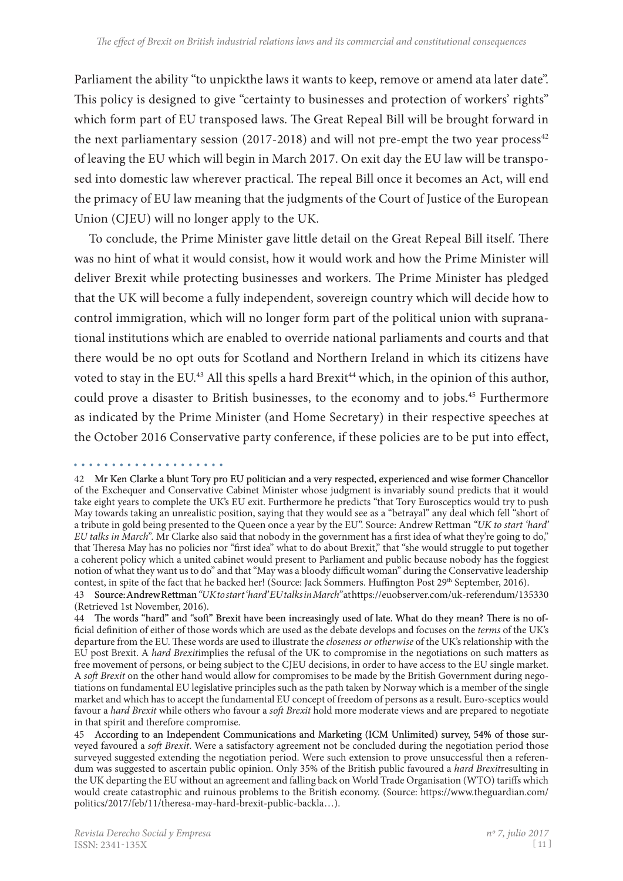Parliament the ability "to unpickthe laws it wants to keep, remove or amend ata later date". This policy is designed to give "certainty to businesses and protection of workers' rights" which form part of EU transposed laws. The Great Repeal Bill will be brought forward in the next parliamentary session (2017-2018) and will not pre-empt the two year process[42] of leaving the EU which will begin in March 2017. On exit day the EU law will be transposed into domestic law wherever practical. The repeal Bill once it becomes an Act, will end the primacy of EU law meaning that the judgments of the Court of Justice of the European Union (CJEU) will no longer apply to the UK.

To conclude, the Prime Minister gave little detail on the Great Repeal Bill itself. There was no hint of what it would consist, how it would work and how the Prime Minister will deliver Brexit while protecting businesses and workers. The Prime Minister has pledged that the UK will become a fully independent, sovereign country which will decide how to control immigration, which will no longer form part of the political union with supranational institutions which are enabled to override national parliaments and courts and that there would be no opt outs for Scotland and Northern Ireland in which its citizens have voted to stay in the EU.[43] All this spells a hard Brexit[44] which, in the opinion of this author, could prove a disaster to British businesses, to the economy and to jobs.[45] Furthermore as indicated by the Prime Minister (and Home Secretary) in their respective speeches at the October 2016 Conservative party conference, if these policies are to be put into effect,

---

42 Mr Ken Clarke a blunt Tory pro EU politician and a very respected, experienced and wise former Chancellor of the Exchequer and Conservative Cabinet Minister whose judgment is invariably sound predicts that it would take eight years to complete the UK's EU exit. Furthermore he predicts "that Tory Eurosceptics would try to push May towards taking an unrealistic position, saying that they would see as a "betrayal" any deal which fell "short of a tribute in gold being presented to the Queen once a year by the EU". Source: Andrew Rettman *"UK to start 'hard' EU talks in March"*. Mr Clarke also said that nobody in the government has a first idea of what they're going to do," that Theresa May has no policies nor "first idea" what to do about Brexit," that "she would struggle to put together a coherent policy which a united cabinet would present to Parliament and public because nobody has the foggiest notion of what they want us to do" and that "May was a bloody difficult woman" during the Conservative leadership contest, in spite of the fact that he backed her! (Source: Jack Sommers. Huffington Post 29th September, 2016).

43 Source: Andrew Rettman *"UK to start 'hard' EU talks in March"* at https://euobserver.com/uk-referendum/135330 (Retrieved 1st November, 2016).

44 The words "hard" and "soft" Brexit have been increasingly used of late. What do they mean? There is no official definition of either of those words which are used as the debate develops and focuses on the *terms* of the UK's departure from the EU. These words are used to illustrate the *closeness or otherwise* of the UK's relationship with the EU post Brexit. A *hard Brexit*implies the refusal of the UK to compromise in the negotiations on such matters as free movement of persons, or being subject to the CJEU decisions, in order to have access to the EU single market. A *soft Brexit* on the other hand would allow for compromises to be made by the British Government during negotiations on fundamental EU legislative principles such as the path taken by Norway which is a member of the single market and which has to accept the fundamental EU concept of freedom of persons as a result. Euro-sceptics would favour a *hard Brexit* while others who favour a *soft Brexit* hold more moderate views and are prepared to negotiate in that spirit and therefore compromise.

45 According to an Independent Communications and Marketing (ICM Unlimited) survey, 54% of those surveyed favoured a *soft Brexit*. Were a satisfactory agreement not be concluded during the negotiation period those surveyed suggested extending the negotiation period. Were such extension to prove unsuccessful then a referendum was suggested to ascertain public opinion. Only 35% of the British public favoured a *hard Brexit*resulting in the UK departing the EU without an agreement and falling back on World Trade Organisation (WTO) tariffs which would create catastrophic and ruinous problems to the British economy. (Source: https://www.theguardian.com/politics/2017/feb/11/theresa-may-hard-brexit-public-backla…).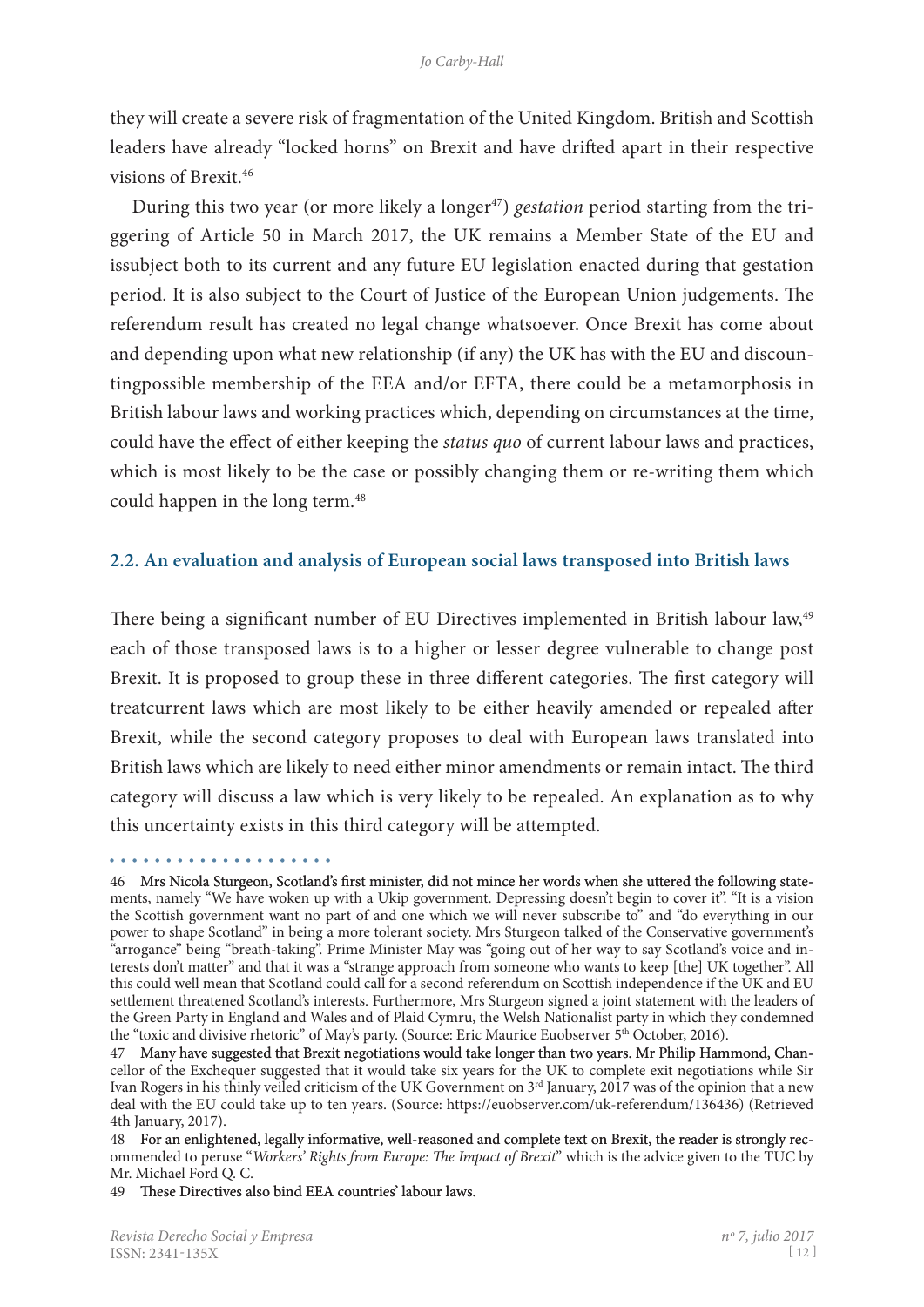they will create a severe risk of fragmentation of the United Kingdom. British and Scottish leaders have already "locked horns" on Brexit and have drifted apart in their respective visions of Brexit.[46]

During this two year (or more likely a longer[47]) *gestation* period starting from the triggering of Article 50 in March 2017, the UK remains a Member State of the EU and issubject both to its current and any future EU legislation enacted during that gestation period. It is also subject to the Court of Justice of the European Union judgements. The referendum result has created no legal change whatsoever. Once Brexit has come about and depending upon what new relationship (if any) the UK has with the EU and discountingpossible membership of the EEA and/or EFTA, there could be a metamorphosis in British labour laws and working practices which, depending on circumstances at the time, could have the effect of either keeping the *status quo* of current labour laws and practices, which is most likely to be the case or possibly changing them or re-writing them which could happen in the long term.[48]

### 2.2. An evaluation and analysis of European social laws transposed into British laws

There being a significant number of EU Directives implemented in British labour law,[49] each of those transposed laws is to a higher or lesser degree vulnerable to change post Brexit. It is proposed to group these in three different categories. The first category will treatcurrent laws which are most likely to be either heavily amended or repealed after Brexit, while the second category proposes to deal with European laws translated into British laws which are likely to need either minor amendments or remain intact. The third category will discuss a law which is very likely to be repealed. An explanation as to why this uncertainty exists in this third category will be attempted.

46 Mrs Nicola Sturgeon, Scotland's first minister, did not mince her words when she uttered the following statements, namely "We have woken up with a Ukip government. Depressing doesn't begin to cover it". "It is a vision the Scottish government want no part of and one which we will never subscribe to" and "do everything in our power to shape Scotland" in being a more tolerant society. Mrs Sturgeon talked of the Conservative government's "arrogance" being "breath-taking". Prime Minister May was "going out of her way to say Scotland's voice and interests don't matter" and that it was a "strange approach from someone who wants to keep [the] UK together". All this could well mean that Scotland could call for a second referendum on Scottish independence if the UK and EU settlement threatened Scotland's interests. Furthermore, Mrs Sturgeon signed a joint statement with the leaders of the Green Party in England and Wales and of Plaid Cymru, the Welsh Nationalist party in which they condemned the "toxic and divisive rhetoric" of May's party. (Source: Eric Maurice Euobserver 5th October, 2016).

47 Many have suggested that Brexit negotiations would take longer than two years. Mr Philip Hammond, Chancellor of the Exchequer suggested that it would take six years for the UK to complete exit negotiations while Sir Ivan Rogers in his thinly veiled criticism of the UK Government on 3rd January, 2017 was of the opinion that a new deal with the EU could take up to ten years. (Source: https://euobserver.com/uk-referendum/136436) (Retrieved 4th January, 2017).

48 For an enlightened, legally informative, well-reasoned and complete text on Brexit, the reader is strongly recommended to peruse "*Workers' Rights from Europe: The Impact of Brexit*" which is the advice given to the TUC by Mr. Michael Ford Q. C.

49 These Directives also bind EEA countries' labour laws.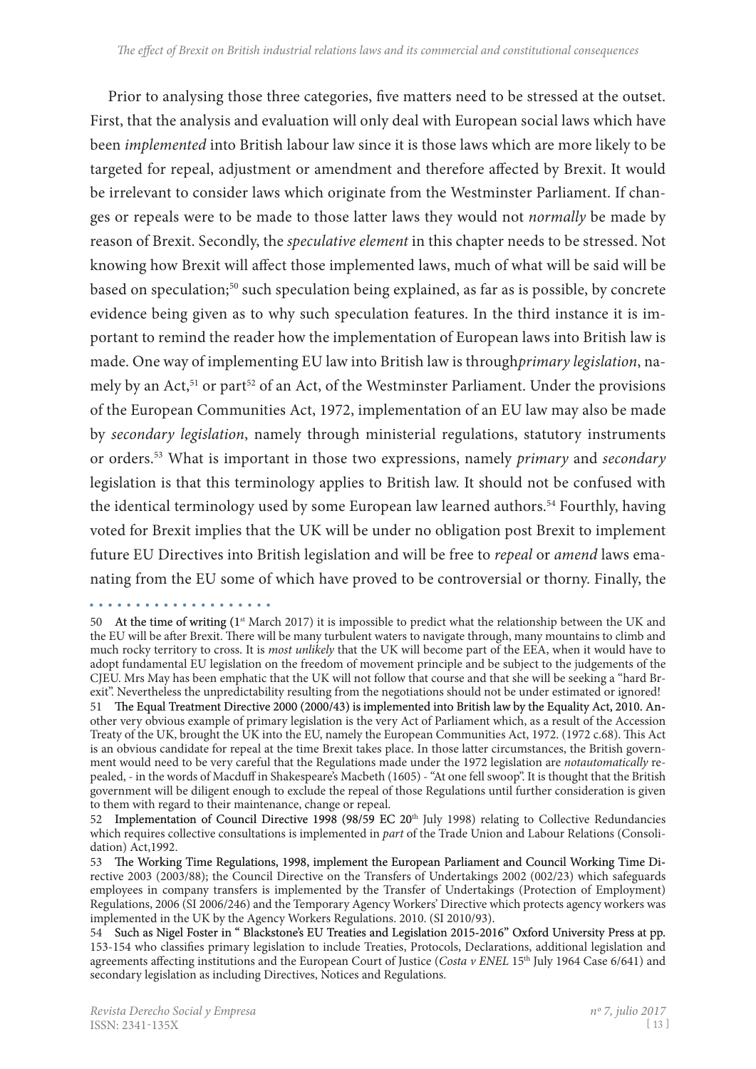Prior to analysing those three categories, five matters need to be stressed at the outset. First, that the analysis and evaluation will only deal with European social laws which have been *implemented* into British labour law since it is those laws which are more likely to be targeted for repeal, adjustment or amendment and therefore affected by Brexit. It would be irrelevant to consider laws which originate from the Westminster Parliament. If changes or repeals were to be made to those latter laws they would not *normally* be made by reason of Brexit. Secondly, the *speculative element* in this chapter needs to be stressed. Not knowing how Brexit will affect those implemented laws, much of what will be said will be based on speculation;[50] such speculation being explained, as far as is possible, by concrete evidence being given as to why such speculation features. In the third instance it is important to remind the reader how the implementation of European laws into British law is made. One way of implementing EU law into British law is through*primary legislation*, namely by an Act,[51] or part[52] of an Act, of the Westminster Parliament. Under the provisions of the European Communities Act, 1972, implementation of an EU law may also be made by *secondary legislation*, namely through ministerial regulations, statutory instruments or orders.[53] What is important in those two expressions, namely *primary* and *secondary* legislation is that this terminology applies to British law. It should not be confused with the identical terminology used by some European law learned authors.[54] Fourthly, having voted for Brexit implies that the UK will be under no obligation post Brexit to implement future EU Directives into British legislation and will be free to *repeal* or *amend* laws emanating from the EU some of which have proved to be controversial or thorny. Finally, the

---

50 At the time of writing (1st March 2017) it is impossible to predict what the relationship between the UK and the EU will be after Brexit. There will be many turbulent waters to navigate through, many mountains to climb and much rocky territory to cross. It is *most unlikely* that the UK will become part of the EEA, when it would have to adopt fundamental EU legislation on the freedom of movement principle and be subject to the judgements of the CJEU. Mrs May has been emphatic that the UK will not follow that course and that she will be seeking a "hard Brexit". Nevertheless the unpredictability resulting from the negotiations should not be under estimated or ignored!

51 The Equal Treatment Directive 2000 (2000/43) is implemented into British law by the Equality Act, 2010. Another very obvious example of primary legislation is the very Act of Parliament which, as a result of the Accession Treaty of the UK, brought the UK into the EU, namely the European Communities Act, 1972. (1972 c.68). This Act is an obvious candidate for repeal at the time Brexit takes place. In those latter circumstances, the British government would need to be very careful that the Regulations made under the 1972 legislation are *notautomatically* repealed, - in the words of Macduff in Shakespeare's Macbeth (1605) - "At one fell swoop". It is thought that the British government will be diligent enough to exclude the repeal of those Regulations until further consideration is given to them with regard to their maintenance, change or repeal.

52 Implementation of Council Directive 1998 (98/59 EC 20th July 1998) relating to Collective Redundancies which requires collective consultations is implemented in *part* of the Trade Union and Labour Relations (Consolidation) Act,1992.

53 The Working Time Regulations, 1998, implement the European Parliament and Council Working Time Directive 2003 (2003/88); the Council Directive on the Transfers of Undertakings 2002 (002/23) which safeguards employees in company transfers is implemented by the Transfer of Undertakings (Protection of Employment) Regulations, 2006 (SI 2006/246) and the Temporary Agency Workers' Directive which protects agency workers was implemented in the UK by the Agency Workers Regulations. 2010. (SI 2010/93).

54 Such as Nigel Foster in " Blackstone's EU Treaties and Legislation 2015-2016" Oxford University Press at pp. 153-154 who classifies primary legislation to include Treaties, Protocols, Declarations, additional legislation and agreements affecting institutions and the European Court of Justice (*Costa v ENEL* 15th July 1964 Case 6/641) and secondary legislation as including Directives, Notices and Regulations.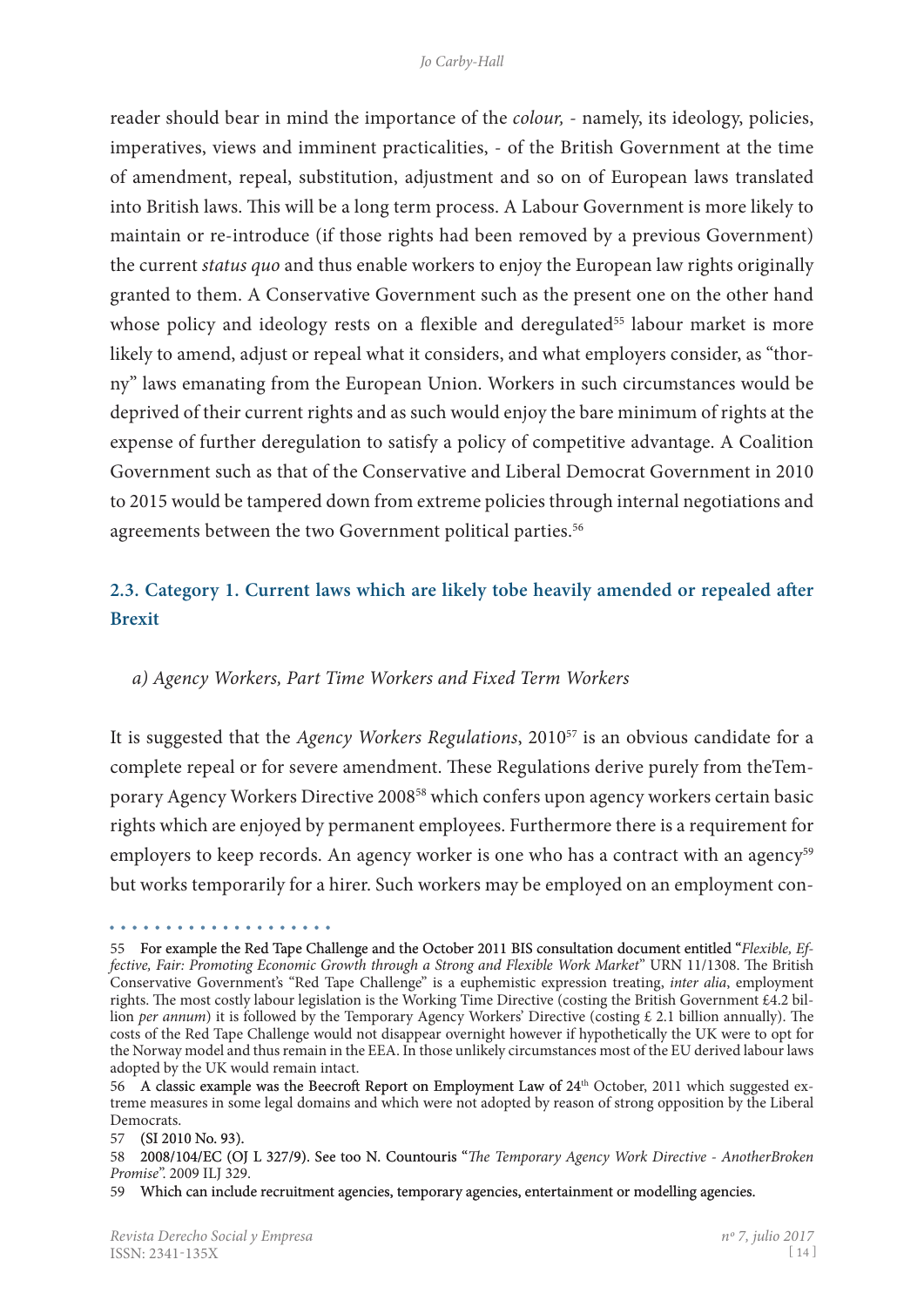reader should bear in mind the importance of the *colour,* - namely, its ideology, policies, imperatives, views and imminent practicalities, - of the British Government at the time of amendment, repeal, substitution, adjustment and so on of European laws translated into British laws. This will be a long term process. A Labour Government is more likely to maintain or re-introduce (if those rights had been removed by a previous Government) the current *status quo* and thus enable workers to enjoy the European law rights originally granted to them. A Conservative Government such as the present one on the other hand whose policy and ideology rests on a flexible and deregulated[55] labour market is more likely to amend, adjust or repeal what it considers, and what employers consider, as "thorny" laws emanating from the European Union. Workers in such circumstances would be deprived of their current rights and as such would enjoy the bare minimum of rights at the expense of further deregulation to satisfy a policy of competitive advantage. A Coalition Government such as that of the Conservative and Liberal Democrat Government in 2010 to 2015 would be tampered down from extreme policies through internal negotiations and agreements between the two Government political parties.[56]

### 2.3. Category 1. Current laws which are likely tobe heavily amended or repealed after Brexit

*a) Agency Workers, Part Time Workers and Fixed Term Workers*

It is suggested that the *Agency Workers Regulations*, 2010[57] is an obvious candidate for a complete repeal or for severe amendment. These Regulations derive purely from theTemporary Agency Workers Directive 2008[58] which confers upon agency workers certain basic rights which are enjoyed by permanent employees. Furthermore there is a requirement for employers to keep records. An agency worker is one who has a contract with an agency[59] but works temporarily for a hirer. Such workers may be employed on an employment con-

---

55 For example the Red Tape Challenge and the October 2011 BIS consultation document entitled "*Flexible, Effective, Fair: Promoting Economic Growth through a Strong and Flexible Work Market*" URN 11/1308. The British Conservative Government's "Red Tape Challenge" is a euphemistic expression treating, *inter alia*, employment rights. The most costly labour legislation is the Working Time Directive (costing the British Government £4.2 billion *per annum*) it is followed by the Temporary Agency Workers' Directive (costing £ 2.1 billion annually). The costs of the Red Tape Challenge would not disappear overnight however if hypothetically the UK were to opt for the Norway model and thus remain in the EEA. In those unlikely circumstances most of the EU derived labour laws adopted by the UK would remain intact.

56 A classic example was the Beecroft Report on Employment Law of 24th October, 2011 which suggested extreme measures in some legal domains and which were not adopted by reason of strong opposition by the Liberal Democrats.

57 (SI 2010 No. 93).

58 2008/104/EC (OJ L 327/9). See too N. Countouris "*The Temporary Agency Work Directive - AnotherBroken Promise*". 2009 ILJ 329.

59 Which can include recruitment agencies, temporary agencies, entertainment or modelling agencies.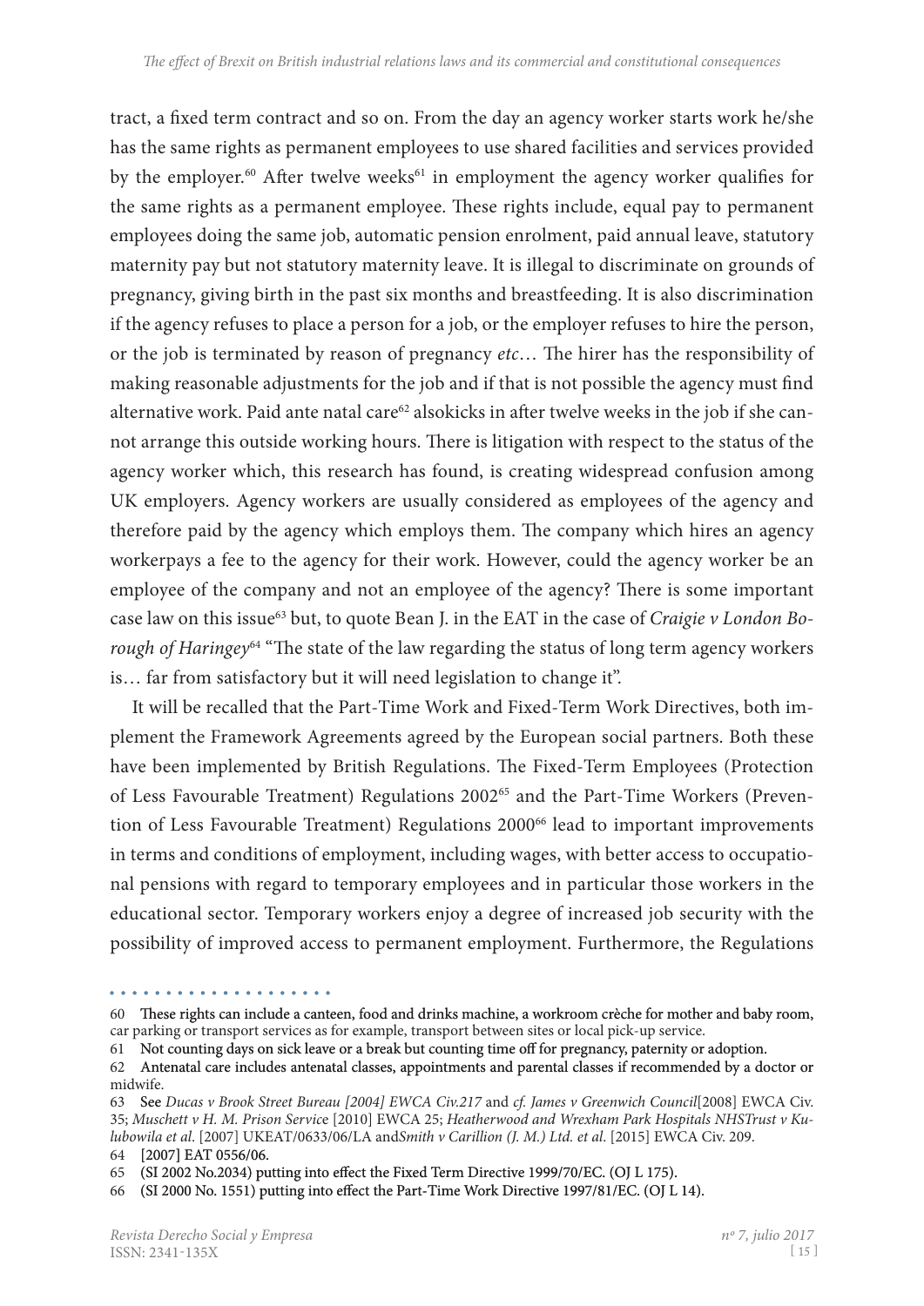tract, a fixed term contract and so on. From the day an agency worker starts work he/she has the same rights as permanent employees to use shared facilities and services provided by the employer.[60] After twelve weeks[61] in employment the agency worker qualifies for the same rights as a permanent employee. These rights include, equal pay to permanent employees doing the same job, automatic pension enrolment, paid annual leave, statutory maternity pay but not statutory maternity leave. It is illegal to discriminate on grounds of pregnancy, giving birth in the past six months and breastfeeding. It is also discrimination if the agency refuses to place a person for a job, or the employer refuses to hire the person, or the job is terminated by reason of pregnancy *etc*… The hirer has the responsibility of making reasonable adjustments for the job and if that is not possible the agency must find alternative work. Paid ante natal care[62] alsokicks in after twelve weeks in the job if she cannot arrange this outside working hours. There is litigation with respect to the status of the agency worker which, this research has found, is creating widespread confusion among UK employers. Agency workers are usually considered as employees of the agency and therefore paid by the agency which employs them. The company which hires an agency workerpays a fee to the agency for their work. However, could the agency worker be an employee of the company and not an employee of the agency? There is some important case law on this issue[63] but, to quote Bean J. in the EAT in the case of *Craigie v London Borough of Haringey*[64] "The state of the law regarding the status of long term agency workers is… far from satisfactory but it will need legislation to change it".

It will be recalled that the Part-Time Work and Fixed-Term Work Directives, both implement the Framework Agreements agreed by the European social partners. Both these have been implemented by British Regulations. The Fixed-Term Employees (Protection of Less Favourable Treatment) Regulations 2002[65] and the Part-Time Workers (Prevention of Less Favourable Treatment) Regulations 2000[66] lead to important improvements in terms and conditions of employment, including wages, with better access to occupational pensions with regard to temporary employees and in particular those workers in the educational sector. Temporary workers enjoy a degree of increased job security with the possibility of improved access to permanent employment. Furthermore, the Regulations

---

60 These rights can include a canteen, food and drinks machine, a workroom crèche for mother and baby room, car parking or transport services as for example, transport between sites or local pick-up service.

61 Not counting days on sick leave or a break but counting time off for pregnancy, paternity or adoption.

62 Antenatal care includes antenatal classes, appointments and parental classes if recommended by a doctor or midwife.

63 See *Ducas v Brook Street Bureau [2004] EWCA Civ.217* and *cf. James v Greenwich Council*[2008] EWCA Civ. 35; *Muschett v H. M. Prison Servic*e [2010] EWCA 25; *Heatherwood and Wrexham Park Hospitals NHSTrust v Kulubowila et al*. [2007] UKEAT/0633/06/LA and*Smith v Carillion (J. M.) Ltd. et al.* [2015] EWCA Civ. 209.

64 [2007] EAT 0556/06.

65 (SI 2002 No.2034) putting into effect the Fixed Term Directive 1999/70/EC. (OJ L 175).

66 (SI 2000 No. 1551) putting into effect the Part-Time Work Directive 1997/81/EC. (OJ L 14).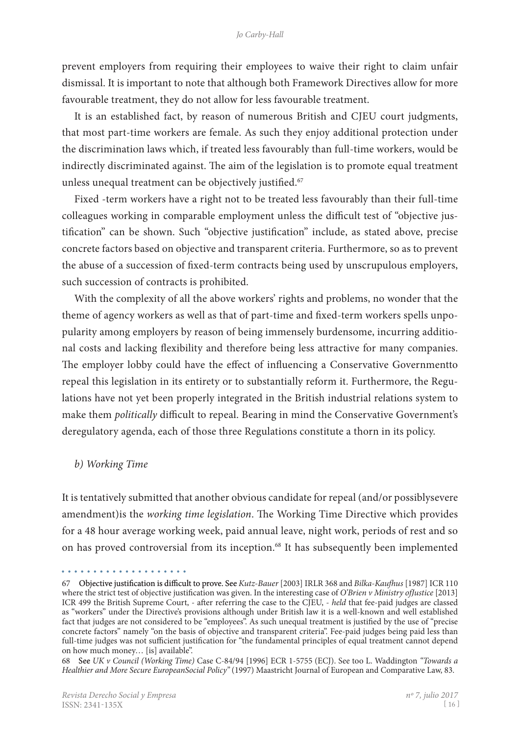prevent employers from requiring their employees to waive their right to claim unfair dismissal. It is important to note that although both Framework Directives allow for more favourable treatment, they do not allow for less favourable treatment.

It is an established fact, by reason of numerous British and CJEU court judgments, that most part-time workers are female. As such they enjoy additional protection under the discrimination laws which, if treated less favourably than full-time workers, would be indirectly discriminated against. The aim of the legislation is to promote equal treatment unless unequal treatment can be objectively justified.[67]

Fixed -term workers have a right not to be treated less favourably than their full-time colleagues working in comparable employment unless the difficult test of "objective justification" can be shown. Such "objective justification" include, as stated above, precise concrete factors based on objective and transparent criteria. Furthermore, so as to prevent the abuse of a succession of fixed-term contracts being used by unscrupulous employers, such succession of contracts is prohibited.

With the complexity of all the above workers' rights and problems, no wonder that the theme of agency workers as well as that of part-time and fixed-term workers spells unpopularity among employers by reason of being immensely burdensome, incurring additional costs and lacking flexibility and therefore being less attractive for many companies. The employer lobby could have the effect of influencing a Conservative Governmentto repeal this legislation in its entirety or to substantially reform it. Furthermore, the Regulations have not yet been properly integrated in the British industrial relations system to make them *politically* difficult to repeal. Bearing in mind the Conservative Government's deregulatory agenda, each of those three Regulations constitute a thorn in its policy.

### *b) Working Time*

It is tentatively submitted that another obvious candidate for repeal (and/or possiblysevere amendment)is the *working time legislation*. The Working Time Directive which provides for a 48 hour average working week, paid annual leave, night work, periods of rest and so on has proved controversial from its inception.[68] It has subsequently been implemented

---

67 **Objective justification is difficult to prove.** See *Kutz-Bauer* [2003] IRLR 368 and *Bilka-Kaufhus* [1987] ICR 110 where the strict test of objective justification was given. In the interesting case of *O'Brien v Ministry ofJustice* [2013] ICR 499 the British Supreme Court, - after referring the case to the CJEU, - *held* that fee-paid judges are classed as "workers" under the Directive's provisions although under British law it is a well-known and well established fact that judges are not considered to be "employees". As such unequal treatment is justified by the use of "precise concrete factors" namely "on the basis of objective and transparent criteria". Fee-paid judges being paid less than full-time judges was not sufficient justification for "the fundamental principles of equal treatment cannot depend on how much money… [is] available".

68 See *UK v Council (Working Time)* Case C-84/94 [1996] ECR 1-5755 (ECJ). See too L. Waddington *"Towards a Healthier and More Secure EuropeanSocial Policy"* (1997) Maastricht Journal of European and Comparative Law, 83.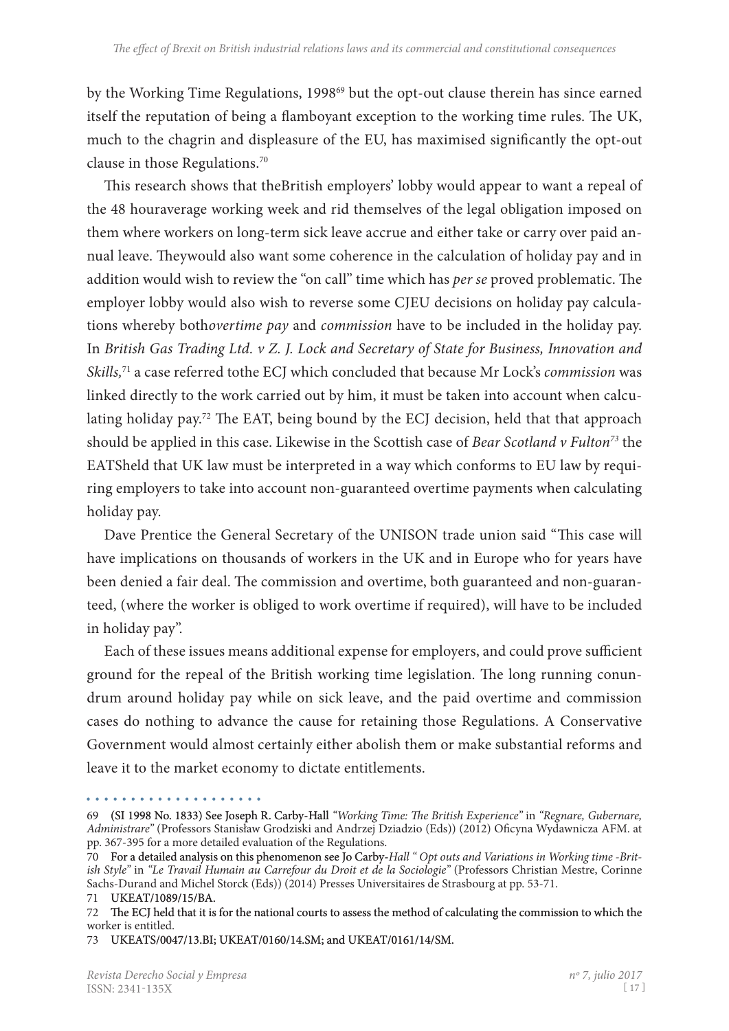by the Working Time Regulations, 1998[69] but the opt-out clause therein has since earned itself the reputation of being a flamboyant exception to the working time rules. The UK, much to the chagrin and displeasure of the EU, has maximised significantly the opt-out clause in those Regulations.[70]

This research shows that theBritish employers' lobby would appear to want a repeal of the 48 houraverage working week and rid themselves of the legal obligation imposed on them where workers on long-term sick leave accrue and either take or carry over paid annual leave. Theywould also want some coherence in the calculation of holiday pay and in addition would wish to review the "on call" time which has *per se* proved problematic. The employer lobby would also wish to reverse some CJEU decisions on holiday pay calculations whereby both*overtime pay* and *commission* have to be included in the holiday pay. In *British Gas Trading Ltd. v Z. J. Lock and Secretary of State for Business, Innovation and Skills,*[71] a case referred tothe ECJ which concluded that because Mr Lock's *commission* was linked directly to the work carried out by him, it must be taken into account when calculating holiday pay.[72] The EAT, being bound by the ECJ decision, held that that approach should be applied in this case. Likewise in the Scottish case of *Bear Scotland v Fulton*[73] the EATSheld that UK law must be interpreted in a way which conforms to EU law by requiring employers to take into account non-guaranteed overtime payments when calculating holiday pay.

Dave Prentice the General Secretary of the UNISON trade union said "This case will have implications on thousands of workers in the UK and in Europe who for years have been denied a fair deal. The commission and overtime, both guaranteed and non-guaranteed, (where the worker is obliged to work overtime if required), will have to be included in holiday pay".

Each of these issues means additional expense for employers, and could prove sufficient ground for the repeal of the British working time legislation. The long running conundrum around holiday pay while on sick leave, and the paid overtime and commission cases do nothing to advance the cause for retaining those Regulations. A Conservative Government would almost certainly either abolish them or make substantial reforms and leave it to the market economy to dictate entitlements.

---

69 (SI 1998 No. 1833) See Joseph R. Carby-Hall *"Working Time: The British Experience"* in *"Regnare, Gubernare, Administrare"* (Professors Stanisław Grodziski and Andrzej Dziadzio (Eds)) (2012) Oficyna Wydawnicza AFM. at pp. 367-395 for a more detailed evaluation of the Regulations.

70 For a detailed analysis on this phenomenon see Jo Carby-*Hall " Opt outs and Variations in Working time -British Style"* in *"Le Travail Humain au Carrefour du Droit et de la Sociologie"* (Professors Christian Mestre, Corinne Sachs-Durand and Michel Storck (Eds)) (2014) Presses Universitaires de Strasbourg at pp. 53-71.

71 UKEAT/1089/15/BA.

72 The ECJ held that it is for the national courts to assess the method of calculating the commission to which the worker is entitled.

73 UKEATS/0047/13.BI; UKEAT/0160/14.SM; and UKEAT/0161/14/SM.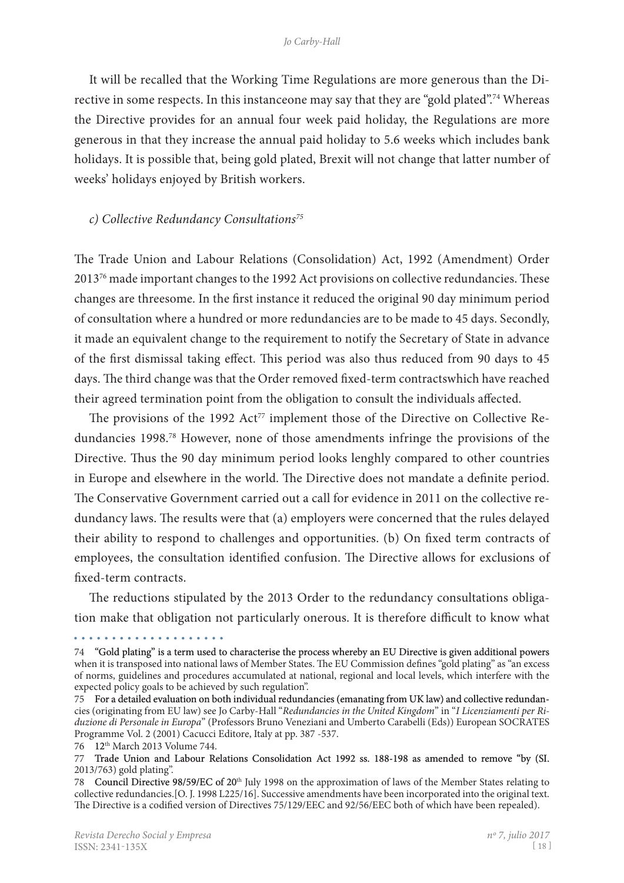It will be recalled that the Working Time Regulations are more generous than the Directive in some respects. In this instanceone may say that they are "gold plated".[74] Whereas the Directive provides for an annual four week paid holiday, the Regulations are more generous in that they increase the annual paid holiday to 5.6 weeks which includes bank holidays. It is possible that, being gold plated, Brexit will not change that latter number of weeks' holidays enjoyed by British workers.

*c) Collective Redundancy Consultations*[75]

The Trade Union and Labour Relations (Consolidation) Act, 1992 (Amendment) Order 2013[76] made important changes to the 1992 Act provisions on collective redundancies. These changes are threesome. In the first instance it reduced the original 90 day minimum period of consultation where a hundred or more redundancies are to be made to 45 days. Secondly, it made an equivalent change to the requirement to notify the Secretary of State in advance of the first dismissal taking effect. This period was also thus reduced from 90 days to 45 days. The third change was that the Order removed fixed-term contractswhich have reached their agreed termination point from the obligation to consult the individuals affected.

The provisions of the 1992 Act[77] implement those of the Directive on Collective Redundancies 1998.[78] However, none of those amendments infringe the provisions of the Directive. Thus the 90 day minimum period looks lenghly compared to other countries in Europe and elsewhere in the world. The Directive does not mandate a definite period. The Conservative Government carried out a call for evidence in 2011 on the collective redundancy laws. The results were that (a) employers were concerned that the rules delayed their ability to respond to challenges and opportunities. (b) On fixed term contracts of employees, the consultation identified confusion. The Directive allows for exclusions of fixed-term contracts.

The reductions stipulated by the 2013 Order to the redundancy consultations obligation make that obligation not particularly onerous. It is therefore difficult to know what

---

74 "Gold plating" is a term used to characterise the process whereby an EU Directive is given additional powers when it is transposed into national laws of Member States. The EU Commission defines "gold plating" as "an excess of norms, guidelines and procedures accumulated at national, regional and local levels, which interfere with the expected policy goals to be achieved by such regulation".

75 For a detailed evaluation on both individual redundancies (emanating from UK law) and collective redundancies (originating from EU law) see Jo Carby-Hall "*Redundancies in the United Kingdom*" in "*I Licenziamenti per Riduzione di Personale in Europa*" (Professors Bruno Veneziani and Umberto Carabelli (Eds)) European SOCRATES Programme Vol. 2 (2001) Cacucci Editore, Italy at pp. 387 -537.

76 12th March 2013 Volume 744.

77 Trade Union and Labour Relations Consolidation Act 1992 ss. 188-198 as amended to remove "by (SI. 2013/763) gold plating".

78 Council Directive 98/59/EC of 20th July 1998 on the approximation of laws of the Member States relating to collective redundancies.[O. J. 1998 L225/16]. Successive amendments have been incorporated into the original text. The Directive is a codified version of Directives 75/129/EEC and 92/56/EEC both of which have been repealed).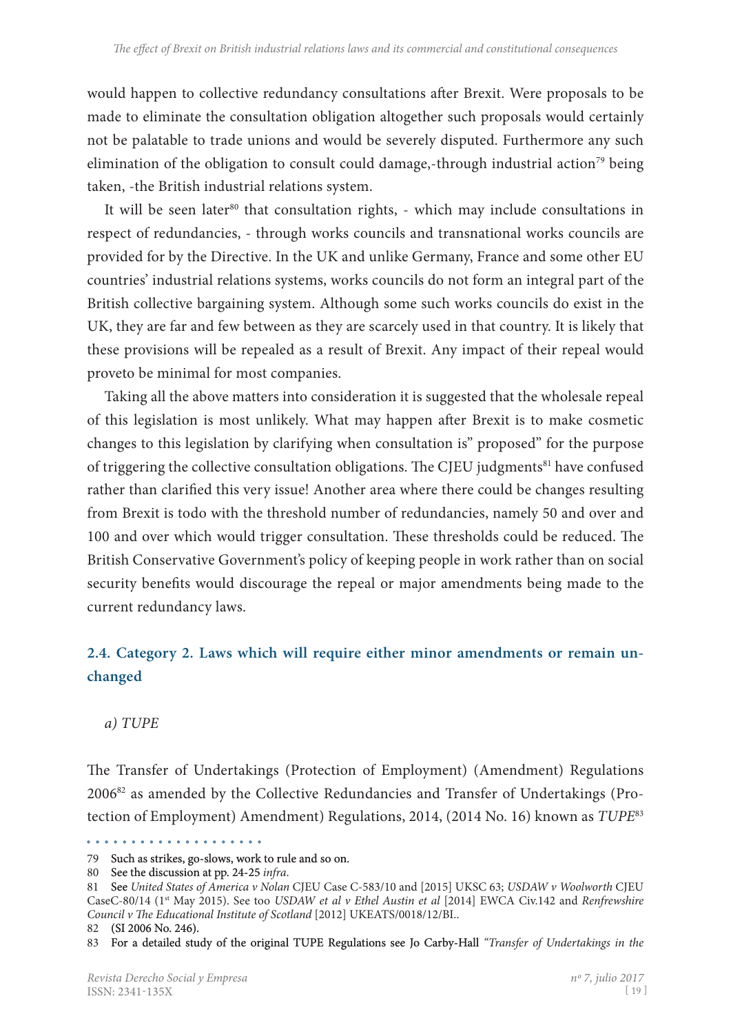would happen to collective redundancy consultations after Brexit. Were proposals to be made to eliminate the consultation obligation altogether such proposals would certainly not be palatable to trade unions and would be severely disputed. Furthermore any such elimination of the obligation to consult could damage,-through industrial action[79] being taken, -the British industrial relations system.

It will be seen later[80] that consultation rights, - which may include consultations in respect of redundancies, - through works councils and transnational works councils are provided for by the Directive. In the UK and unlike Germany, France and some other EU countries' industrial relations systems, works councils do not form an integral part of the British collective bargaining system. Although some such works councils do exist in the UK, they are far and few between as they are scarcely used in that country. It is likely that these provisions will be repealed as a result of Brexit. Any impact of their repeal would proveto be minimal for most companies.

Taking all the above matters into consideration it is suggested that the wholesale repeal of this legislation is most unlikely. What may happen after Brexit is to make cosmetic changes to this legislation by clarifying when consultation is" proposed" for the purpose of triggering the collective consultation obligations. The CJEU judgments[81] have confused rather than clarified this very issue! Another area where there could be changes resulting from Brexit is todo with the threshold number of redundancies, namely 50 and over and 100 and over which would trigger consultation. These thresholds could be reduced. The British Conservative Government's policy of keeping people in work rather than on social security benefits would discourage the repeal or major amendments being made to the current redundancy laws.

## 2.4. Category 2. Laws which will require either minor amendments or remain unchanged

*a) TUPE*

The Transfer of Undertakings (Protection of Employment) (Amendment) Regulations 2006[82] as amended by the Collective Redundancies and Transfer of Undertakings (Protection of Employment) Amendment) Regulations, 2014, (2014 No. 16) known as *TUPE*[83]

---

79 Such as strikes, go-slows, work to rule and so on.

80 See the discussion at pp. 24-25 *infra*.

81 See *United States of America v Nolan* CJEU Case C-583/10 and [2015] UKSC 63; *USDAW v Woolworth* CJEU CaseC-80/14 (1st May 2015). See too *USDAW et al v Ethel Austin et al* [2014] EWCA Civ.142 and *Renfrewshire Council v The Educational Institute of Scotland* [2012] UKEATS/0018/12/BI..

82 (SI 2006 No. 246).

83 For a detailed study of the original TUPE Regulations see Jo Carby-Hall "*Transfer of Undertakings in the*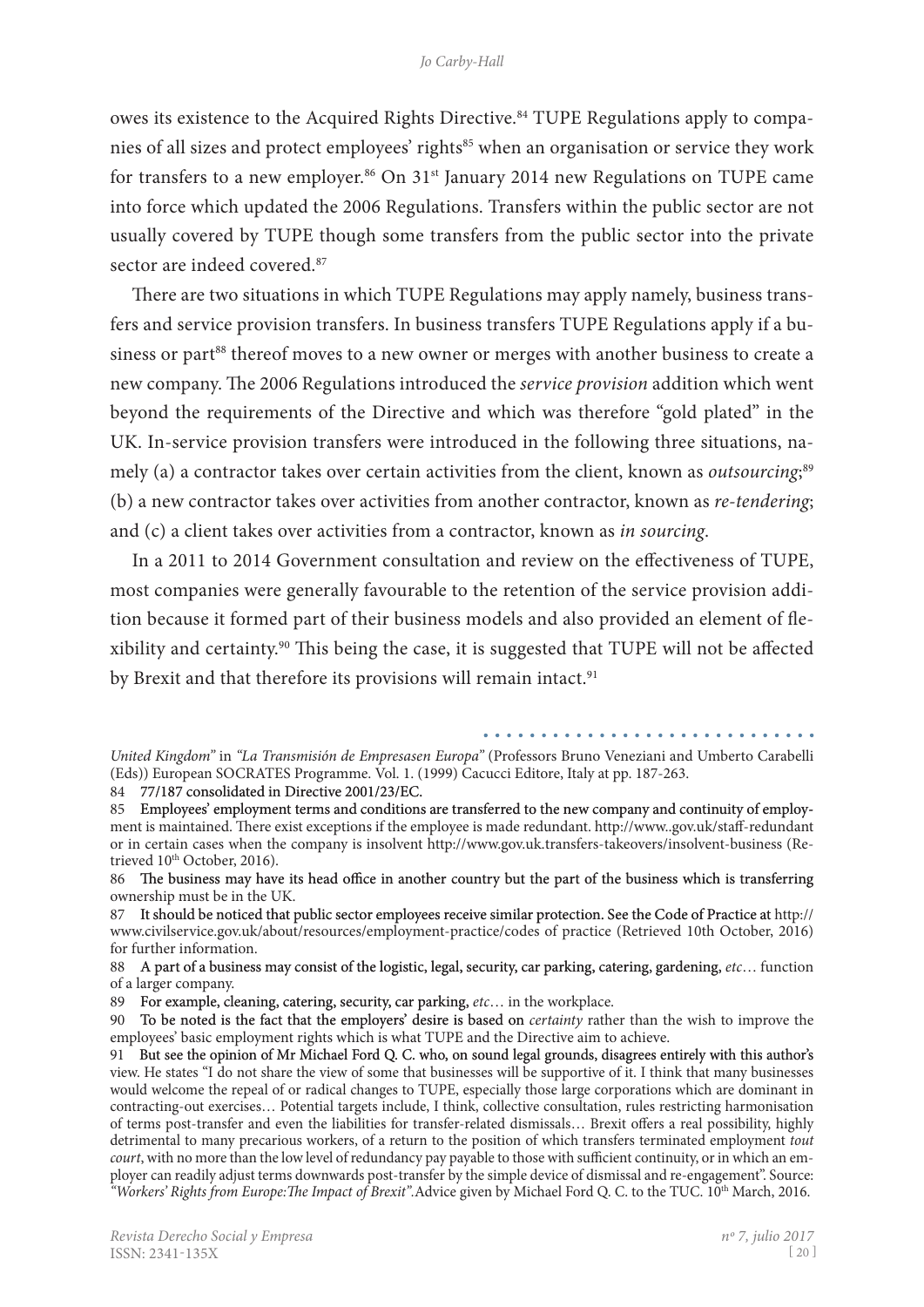owes its existence to the Acquired Rights Directive.[84] TUPE Regulations apply to companies of all sizes and protect employees' rights[85] when an organisation or service they work for transfers to a new employer.[86] On 31st January 2014 new Regulations on TUPE came into force which updated the 2006 Regulations. Transfers within the public sector are not usually covered by TUPE though some transfers from the public sector into the private sector are indeed covered.[87]

There are two situations in which TUPE Regulations may apply namely, business transfers and service provision transfers. In business transfers TUPE Regulations apply if a business or part[88] thereof moves to a new owner or merges with another business to create a new company. The 2006 Regulations introduced the *service provision* addition which went beyond the requirements of the Directive and which was therefore "gold plated" in the UK. In-service provision transfers were introduced in the following three situations, namely (a) a contractor takes over certain activities from the client, known as *outsourcing*;[89] (b) a new contractor takes over activities from another contractor, known as *re-tendering*; and (c) a client takes over activities from a contractor, known as *in sourcing*.

In a 2011 to 2014 Government consultation and review on the effectiveness of TUPE, most companies were generally favourable to the retention of the service provision addition because it formed part of their business models and also provided an element of flexibility and certainty.[90] This being the case, it is suggested that TUPE will not be affected by Brexit and that therefore its provisions will remain intact.[91]

---

*United Kingdom"* in *"La Transmisión de Empresasen Europa"* (Professors Bruno Veneziani and Umberto Carabelli (Eds)) European SOCRATES Programme. Vol. 1. (1999) Cacucci Editore, Italy at pp. 187-263.

84 77/187 consolidated in Directive 2001/23/EC.

85 Employees' employment terms and conditions are transferred to the new company and continuity of employment is maintained. There exist exceptions if the employee is made redundant. http://www..gov.uk/staff-redundant or in certain cases when the company is insolvent http://www.gov.uk.transfers-takeovers/insolvent-business (Retrieved 10th October, 2016).

86 The business may have its head office in another country but the part of the business which is transferring ownership must be in the UK.

87 It should be noticed that public sector employees receive similar protection. See the Code of Practice at http://www.civilservice.gov.uk/about/resources/employment-practice/codes of practice (Retrieved 10th October, 2016) for further information.

88 A part of a business may consist of the logistic, legal, security, car parking, catering, gardening, *etc*… function of a larger company.

89 For example, cleaning, catering, security, car parking, *etc*… in the workplace.

90 To be noted is the fact that the employers' desire is based on *certainty* rather than the wish to improve the employees' basic employment rights which is what TUPE and the Directive aim to achieve.

91 But see the opinion of Mr Michael Ford Q. C. who, on sound legal grounds, disagrees entirely with this author's view. He states "I do not share the view of some that businesses will be supportive of it. I think that many businesses would welcome the repeal of or radical changes to TUPE, especially those large corporations which are dominant in contracting-out exercises… Potential targets include, I think, collective consultation, rules restricting harmonisation of terms post-transfer and even the liabilities for transfer-related dismissals… Brexit offers a real possibility, highly detrimental to many precarious workers, of a return to the position of which transfers terminated employment *tout court*, with no more than the low level of redundancy pay payable to those with sufficient continuity, or in which an employer can readily adjust terms downwards post-transfer by the simple device of dismissal and re-engagement". Source: *"Workers' Rights from Europe:The Impact of Brexit"*.Advice given by Michael Ford Q. C. to the TUC. 10th March, 2016.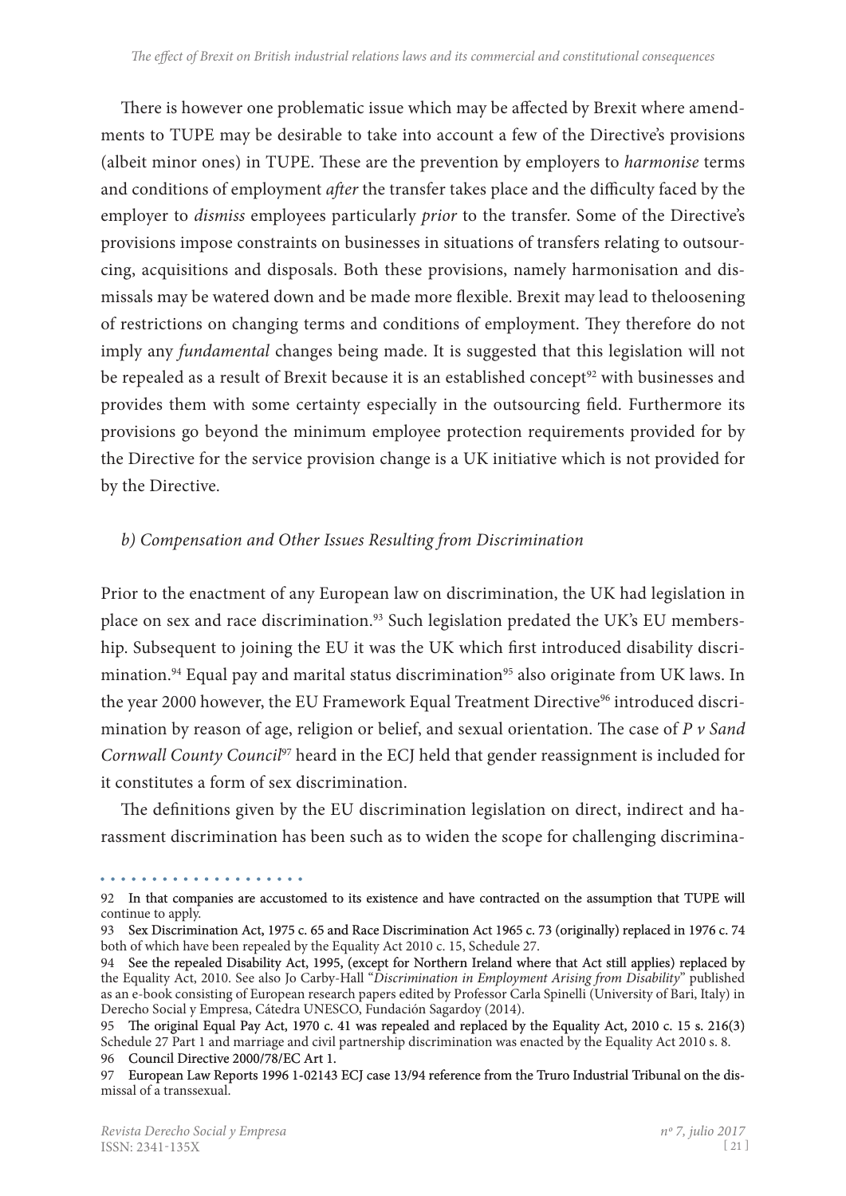There is however one problematic issue which may be affected by Brexit where amendments to TUPE may be desirable to take into account a few of the Directive's provisions (albeit minor ones) in TUPE. These are the prevention by employers to *harmonise* terms and conditions of employment *after* the transfer takes place and the difficulty faced by the employer to *dismiss* employees particularly *prior* to the transfer. Some of the Directive's provisions impose constraints on businesses in situations of transfers relating to outsourcing, acquisitions and disposals. Both these provisions, namely harmonisation and dismissals may be watered down and be made more flexible. Brexit may lead to theloosening of restrictions on changing terms and conditions of employment. They therefore do not imply any *fundamental* changes being made. It is suggested that this legislation will not be repealed as a result of Brexit because it is an established concept[92] with businesses and provides them with some certainty especially in the outsourcing field. Furthermore its provisions go beyond the minimum employee protection requirements provided for by the Directive for the service provision change is a UK initiative which is not provided for by the Directive.

### *b) Compensation and Other Issues Resulting from Discrimination*

Prior to the enactment of any European law on discrimination, the UK had legislation in place on sex and race discrimination.[93] Such legislation predated the UK's EU membership. Subsequent to joining the EU it was the UK which first introduced disability discrimination.[94] Equal pay and marital status discrimination[95] also originate from UK laws. In the year 2000 however, the EU Framework Equal Treatment Directive[96] introduced discrimination by reason of age, religion or belief, and sexual orientation. The case of *P v Sand Cornwall County Council*[97] heard in the ECJ held that gender reassignment is included for it constitutes a form of sex discrimination.

The definitions given by the EU discrimination legislation on direct, indirect and harassment discrimination has been such as to widen the scope for challenging discrimina-

---

92 In that companies are accustomed to its existence and have contracted on the assumption that TUPE will continue to apply.

93 Sex Discrimination Act, 1975 c. 65 and Race Discrimination Act 1965 c. 73 (originally) replaced in 1976 c. 74 both of which have been repealed by the Equality Act 2010 c. 15, Schedule 27.

94 See the repealed Disability Act, 1995, (except for Northern Ireland where that Act still applies) replaced by the Equality Act, 2010. See also Jo Carby-Hall "*Discrimination in Employment Arising from Disability*" published as an e-book consisting of European research papers edited by Professor Carla Spinelli (University of Bari, Italy) in Derecho Social y Empresa, Cátedra UNESCO, Fundación Sagardoy (2014).

95 The original Equal Pay Act, 1970 c. 41 was repealed and replaced by the Equality Act, 2010 c. 15 s. 216(3) Schedule 27 Part 1 and marriage and civil partnership discrimination was enacted by the Equality Act 2010 s. 8.

96 Council Directive 2000/78/EC Art 1.

97 European Law Reports 1996 1-02143 ECJ case 13/94 reference from the Truro Industrial Tribunal on the dismissal of a transsexual.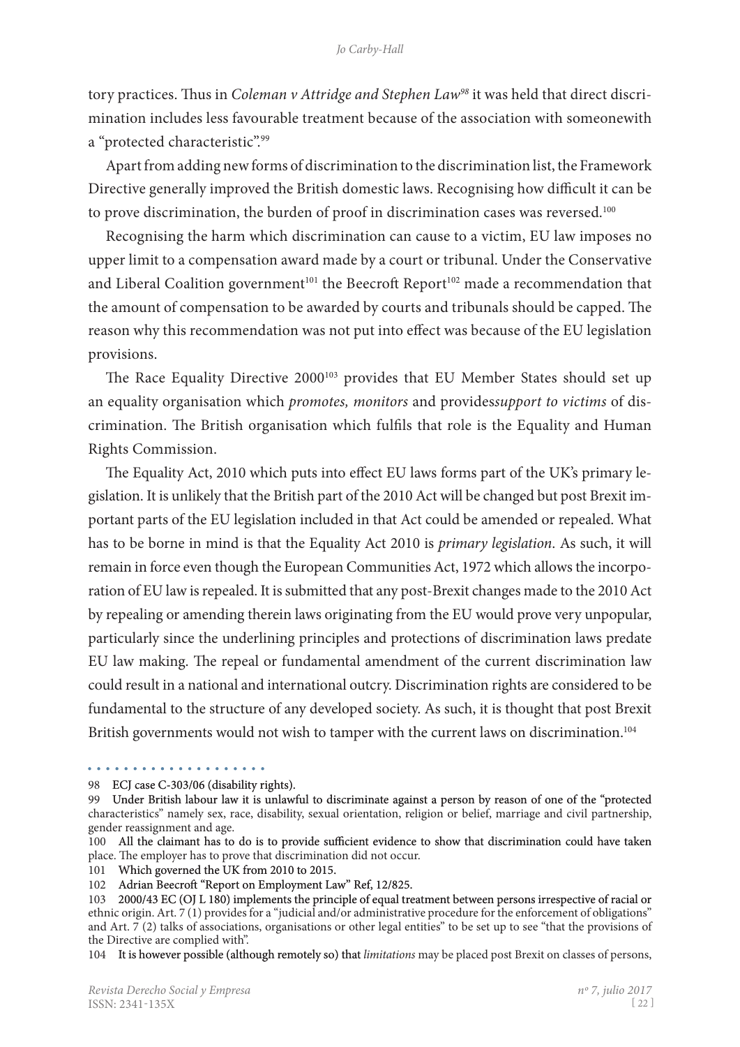tory practices. Thus in *Coleman v Attridge and Stephen Law*[98] it was held that direct discrimination includes less favourable treatment because of the association with someonewith a "protected characteristic".[99]

Apart from adding new forms of discrimination to the discrimination list, the Framework Directive generally improved the British domestic laws. Recognising how difficult it can be to prove discrimination, the burden of proof in discrimination cases was reversed.[100]

Recognising the harm which discrimination can cause to a victim, EU law imposes no upper limit to a compensation award made by a court or tribunal. Under the Conservative and Liberal Coalition government[101] the Beecroft Report[102] made a recommendation that the amount of compensation to be awarded by courts and tribunals should be capped. The reason why this recommendation was not put into effect was because of the EU legislation provisions.

The Race Equality Directive 2000[103] provides that EU Member States should set up an equality organisation which *promotes, monitors* and provides*support to victims* of discrimination. The British organisation which fulfils that role is the Equality and Human Rights Commission.

The Equality Act, 2010 which puts into effect EU laws forms part of the UK's primary legislation. It is unlikely that the British part of the 2010 Act will be changed but post Brexit important parts of the EU legislation included in that Act could be amended or repealed. What has to be borne in mind is that the Equality Act 2010 is *primary legislation*. As such, it will remain in force even though the European Communities Act, 1972 which allows the incorporation of EU law is repealed. It is submitted that any post-Brexit changes made to the 2010 Act by repealing or amending therein laws originating from the EU would prove very unpopular, particularly since the underlining principles and protections of discrimination laws predate EU law making. The repeal or fundamental amendment of the current discrimination law could result in a national and international outcry. Discrimination rights are considered to be fundamental to the structure of any developed society. As such, it is thought that post Brexit British governments would not wish to tamper with the current laws on discrimination.[104]

---

98 ECJ case C-303/06 (disability rights).

99 Under British labour law it is unlawful to discriminate against a person by reason of one of the "protected characteristics" namely sex, race, disability, sexual orientation, religion or belief, marriage and civil partnership, gender reassignment and age.

100 All the claimant has to do is to provide sufficient evidence to show that discrimination could have taken place. The employer has to prove that discrimination did not occur.

101 Which governed the UK from 2010 to 2015.

102 Adrian Beecroft "Report on Employment Law" Ref, 12/825.

103 2000/43 EC (OJ L 180) implements the principle of equal treatment between persons irrespective of racial or ethnic origin. Art. 7 (1) provides for a "judicial and/or administrative procedure for the enforcement of obligations" and Art. 7 (2) talks of associations, organisations or other legal entities" to be set up to see "that the provisions of the Directive are complied with".

104 It is however possible (although remotely so) that *limitations* may be placed post Brexit on classes of persons,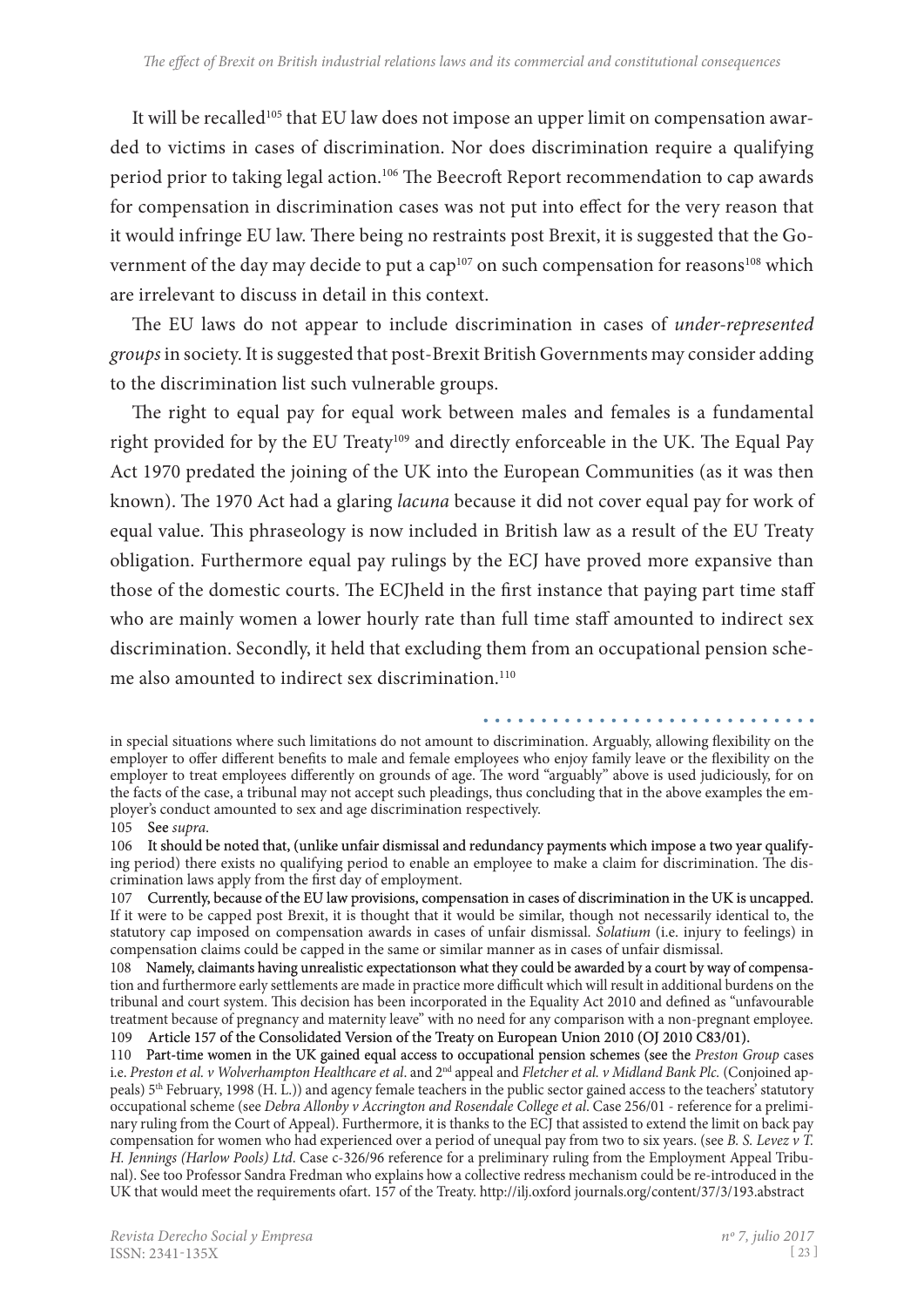It will be recalled[105] that EU law does not impose an upper limit on compensation awarded to victims in cases of discrimination. Nor does discrimination require a qualifying period prior to taking legal action.[106] The Beecroft Report recommendation to cap awards for compensation in discrimination cases was not put into effect for the very reason that it would infringe EU law. There being no restraints post Brexit, it is suggested that the Government of the day may decide to put a cap[107] on such compensation for reasons[108] which are irrelevant to discuss in detail in this context.

The EU laws do not appear to include discrimination in cases of *under-represented groups* in society. It is suggested that post-Brexit British Governments may consider adding to the discrimination list such vulnerable groups.

The right to equal pay for equal work between males and females is a fundamental right provided for by the EU Treaty[109] and directly enforceable in the UK. The Equal Pay Act 1970 predated the joining of the UK into the European Communities (as it was then known). The 1970 Act had a glaring *lacuna* because it did not cover equal pay for work of equal value. This phraseology is now included in British law as a result of the EU Treaty obligation. Furthermore equal pay rulings by the ECJ have proved more expansive than those of the domestic courts. The ECJheld in the first instance that paying part time staff who are mainly women a lower hourly rate than full time staff amounted to indirect sex discrimination. Secondly, it held that excluding them from an occupational pension scheme also amounted to indirect sex discrimination.[110]

---

in special situations where such limitations do not amount to discrimination. Arguably, allowing flexibility on the employer to offer different benefits to male and female employees who enjoy family leave or the flexibility on the employer to treat employees differently on grounds of age. The word "arguably" above is used judiciously, for on the facts of the case, a tribunal may not accept such pleadings, thus concluding that in the above examples the employer's conduct amounted to sex and age discrimination respectively.

105 See *supra*.

106 It should be noted that, (unlike unfair dismissal and redundancy payments which impose a two year qualifying period) there exists no qualifying period to enable an employee to make a claim for discrimination. The discrimination laws apply from the first day of employment.

107 Currently, because of the EU law provisions, compensation in cases of discrimination in the UK is uncapped. If it were to be capped post Brexit, it is thought that it would be similar, though not necessarily identical to, the statutory cap imposed on compensation awards in cases of unfair dismissal. *Solatium* (i.e. injury to feelings) in compensation claims could be capped in the same or similar manner as in cases of unfair dismissal.

108 Namely, claimants having unrealistic expectationson what they could be awarded by a court by way of compensation and furthermore early settlements are made in practice more difficult which will result in additional burdens on the tribunal and court system. This decision has been incorporated in the Equality Act 2010 and defined as "unfavourable treatment because of pregnancy and maternity leave" with no need for any comparison with a non-pregnant employee.

109 Article 157 of the Consolidated Version of the Treaty on European Union 2010 (OJ 2010 C83/01).

110 Part-time women in the UK gained access to occupational pension schemes (see the *Preston Group* cases i.e. *Preston et al. v Wolverhampton Healthcare et al*. and 2nd appeal and *Fletcher et al. v Midland Bank Plc.* (Conjoined appeals) 5th February, 1998 (H. L.)) and agency female teachers in the public sector gained access to the teachers' statutory occupational scheme (see *Debra Allonby v Accrington and Rosendale College et al*. Case 256/01 - reference for a preliminary ruling from the Court of Appeal). Furthermore, it is thanks to the ECJ that assisted to extend the limit on back pay compensation for women who had experienced over a period of unequal pay from two to six years. (see *B. S. Levez v T. H. Jennings (Harlow Pools) Ltd*. Case c-326/96 reference for a preliminary ruling from the Employment Appeal Tribunal). See too Professor Sandra Fredman who explains how a collective redress mechanism could be re-introduced in the UK that would meet the requirements ofart. 157 of the Treaty. http://ilj.oxford journals.org/content/37/3/193.abstract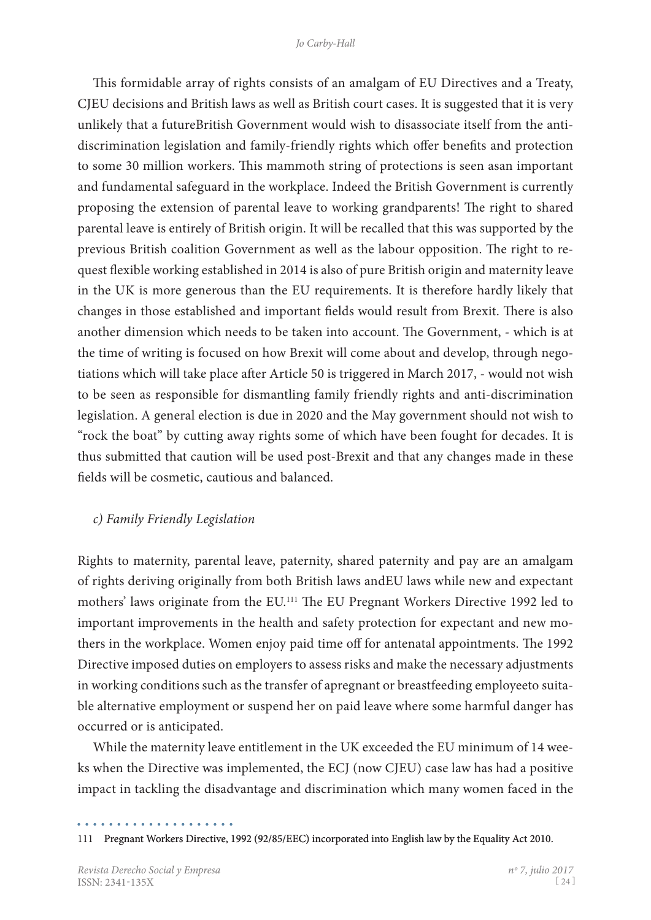This formidable array of rights consists of an amalgam of EU Directives and a Treaty, CJEU decisions and British laws as well as British court cases. It is suggested that it is very unlikely that a futureBritish Government would wish to disassociate itself from the anti-discrimination legislation and family-friendly rights which offer benefits and protection to some 30 million workers. This mammoth string of protections is seen asan important and fundamental safeguard in the workplace. Indeed the British Government is currently proposing the extension of parental leave to working grandparents! The right to shared parental leave is entirely of British origin. It will be recalled that this was supported by the previous British coalition Government as well as the labour opposition. The right to request flexible working established in 2014 is also of pure British origin and maternity leave in the UK is more generous than the EU requirements. It is therefore hardly likely that changes in those established and important fields would result from Brexit. There is also another dimension which needs to be taken into account. The Government, - which is at the time of writing is focused on how Brexit will come about and develop, through negotiations which will take place after Article 50 is triggered in March 2017, - would not wish to be seen as responsible for dismantling family friendly rights and anti-discrimination legislation. A general election is due in 2020 and the May government should not wish to "rock the boat" by cutting away rights some of which have been fought for decades. It is thus submitted that caution will be used post-Brexit and that any changes made in these fields will be cosmetic, cautious and balanced.

### *c) Family Friendly Legislation*

Rights to maternity, parental leave, paternity, shared paternity and pay are an amalgam of rights deriving originally from both British laws andEU laws while new and expectant mothers' laws originate from the EU.[111] The EU Pregnant Workers Directive 1992 led to important improvements in the health and safety protection for expectant and new mothers in the workplace. Women enjoy paid time off for antenatal appointments. The 1992 Directive imposed duties on employers to assess risks and make the necessary adjustments in working conditions such as the transfer of apregnant or breastfeeding employeeto suitable alternative employment or suspend her on paid leave where some harmful danger has occurred or is anticipated.

While the maternity leave entitlement in the UK exceeded the EU minimum of 14 weeks when the Directive was implemented, the ECJ (now CJEU) case law has had a positive impact in tackling the disadvantage and discrimination which many women faced in the

---

111 Pregnant Workers Directive, 1992 (92/85/EEC) incorporated into English law by the Equality Act 2010.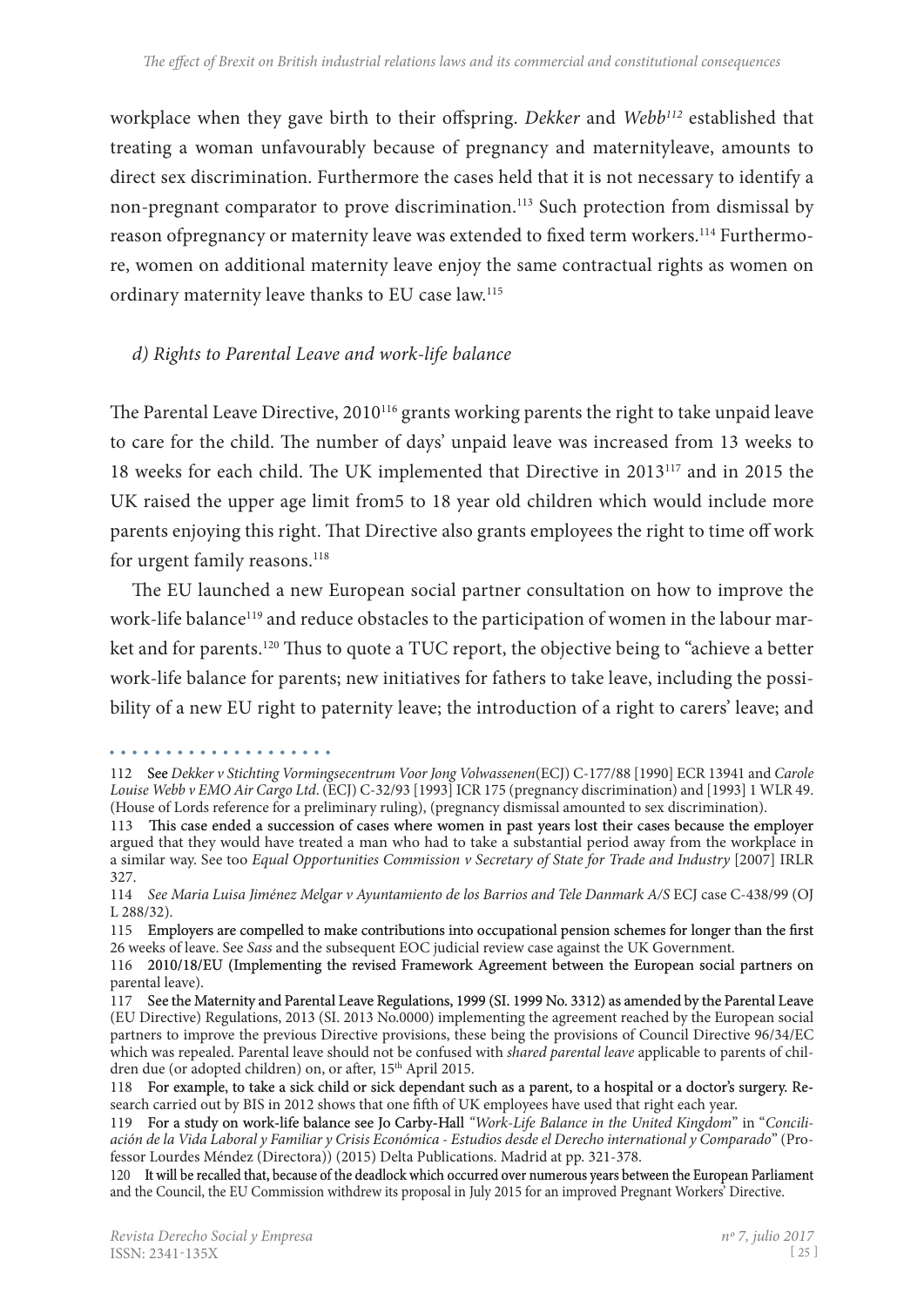workplace when they gave birth to their offspring. *Dekker* and *Webb*[112] established that treating a woman unfavourably because of pregnancy and maternityleave, amounts to direct sex discrimination. Furthermore the cases held that it is not necessary to identify a non-pregnant comparator to prove discrimination.[113] Such protection from dismissal by reason ofpregnancy or maternity leave was extended to fixed term workers.[114] Furthermore, women on additional maternity leave enjoy the same contractual rights as women on ordinary maternity leave thanks to EU case law.[115]

### *d) Rights to Parental Leave and work-life balance*

The Parental Leave Directive, 2010[116] grants working parents the right to take unpaid leave to care for the child. The number of days' unpaid leave was increased from 13 weeks to 18 weeks for each child. The UK implemented that Directive in 2013[117] and in 2015 the UK raised the upper age limit from5 to 18 year old children which would include more parents enjoying this right. That Directive also grants employees the right to time off work for urgent family reasons.[118]

The EU launched a new European social partner consultation on how to improve the work-life balance[119] and reduce obstacles to the participation of women in the labour market and for parents.[120] Thus to quote a TUC report, the objective being to "achieve a better work-life balance for parents; new initiatives for fathers to take leave, including the possibility of a new EU right to paternity leave; the introduction of a right to carers' leave; and

---

112 See *Dekker v Stichting Vormingsecentrum Voor Jong Volwassenen*(ECJ) C-177/88 [1990] ECR 13941 and *Carole Louise Webb v EMO Air Cargo Ltd*. (ECJ) C-32/93 [1993] ICR 175 (pregnancy discrimination) and [1993] 1 WLR 49. (House of Lords reference for a preliminary ruling), (pregnancy dismissal amounted to sex discrimination).

113 This case ended a succession of cases where women in past years lost their cases because the employer argued that they would have treated a man who had to take a substantial period away from the workplace in a similar way. See too *Equal Opportunities Commission v Secretary of State for Trade and Industry* [2007] IRLR 327.

114 *See Maria Luisa Jiménez Melgar v Ayuntamiento de los Barrios and Tele Danmark A/S* ECJ case C-438/99 (OJ L 288/32).

115 Employers are compelled to make contributions into occupational pension schemes for longer than the first 26 weeks of leave. See *Sass* and the subsequent EOC judicial review case against the UK Government.

116 2010/18/EU (Implementing the revised Framework Agreement between the European social partners on parental leave).

117 See the Maternity and Parental Leave Regulations, 1999 (SI. 1999 No. 3312) as amended by the Parental Leave (EU Directive) Regulations, 2013 (SI. 2013 No.0000) implementing the agreement reached by the European social partners to improve the previous Directive provisions, these being the provisions of Council Directive 96/34/EC which was repealed. Parental leave should not be confused with *shared parental leave* applicable to parents of children due (or adopted children) on, or after, 15th April 2015.

118 For example, to take a sick child or sick dependant such as a parent, to a hospital or a doctor's surgery. Research carried out by BIS in 2012 shows that one fifth of UK employees have used that right each year.

119 For a study on work-life balance see Jo Carby-Hall *"Work-Life Balance in the United Kingdom"* in "*Conciliación de la Vida Laboral y Familiar y Crisis Económica - Estudios desde el Derecho international y Comparado*" (Professor Lourdes Méndez (Directora)) (2015) Delta Publications. Madrid at pp. 321-378.

120 It will be recalled that, because of the deadlock which occurred over numerous years between the European Parliament and the Council, the EU Commission withdrew its proposal in July 2015 for an improved Pregnant Workers' Directive.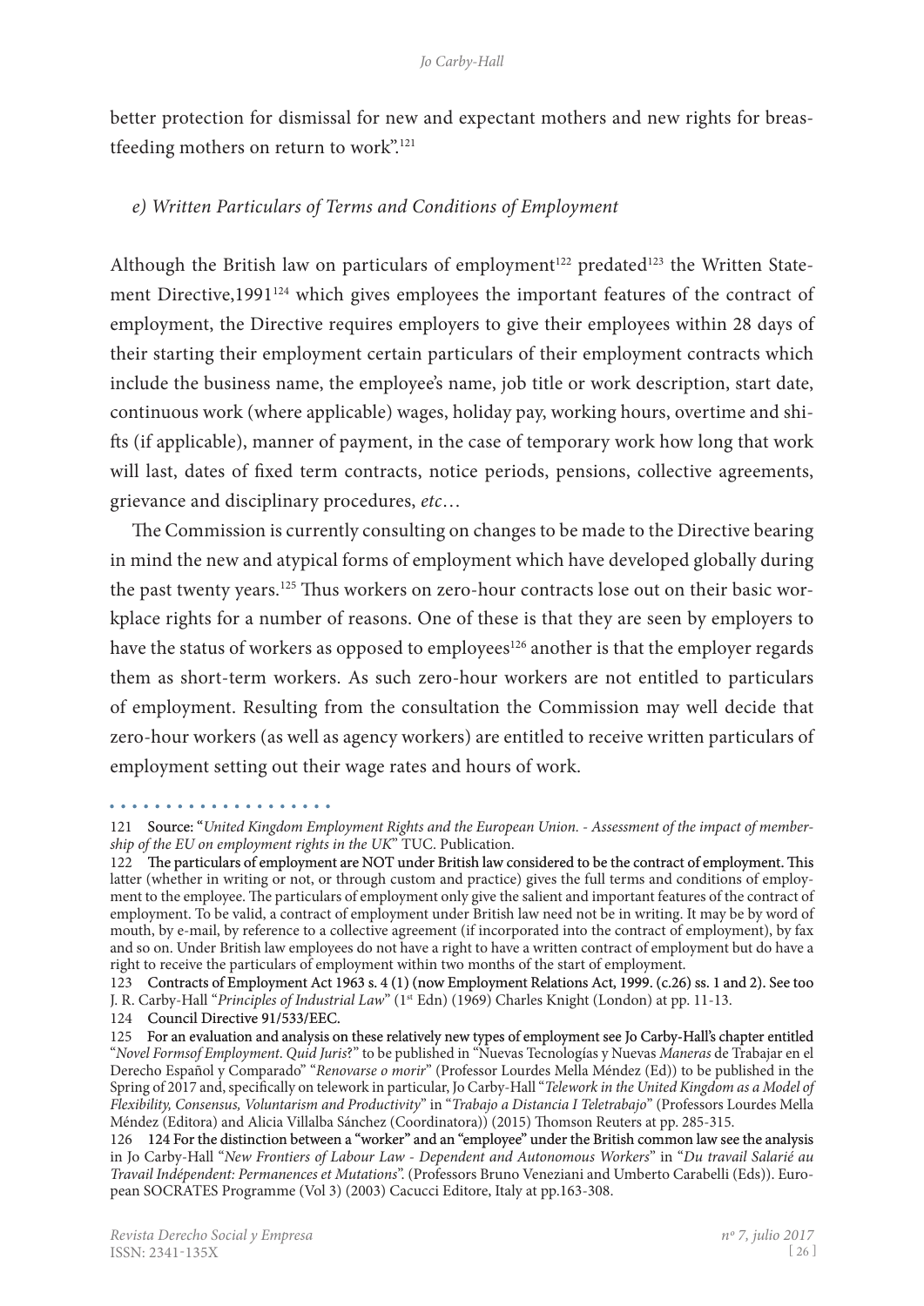better protection for dismissal for new and expectant mothers and new rights for breastfeeding mothers on return to work".[121]

*e) Written Particulars of Terms and Conditions of Employment*

Although the British law on particulars of employment[122] predated[123] the Written Statement Directive,1991[124] which gives employees the important features of the contract of employment, the Directive requires employers to give their employees within 28 days of their starting their employment certain particulars of their employment contracts which include the business name, the employee's name, job title or work description, start date, continuous work (where applicable) wages, holiday pay, working hours, overtime and shifts (if applicable), manner of payment, in the case of temporary work how long that work will last, dates of fixed term contracts, notice periods, pensions, collective agreements, grievance and disciplinary procedures, *etc*…

The Commission is currently consulting on changes to be made to the Directive bearing in mind the new and atypical forms of employment which have developed globally during the past twenty years.[125] Thus workers on zero-hour contracts lose out on their basic workplace rights for a number of reasons. One of these is that they are seen by employers to have the status of workers as opposed to employees[126] another is that the employer regards them as short-term workers. As such zero-hour workers are not entitled to particulars of employment. Resulting from the consultation the Commission may well decide that zero-hour workers (as well as agency workers) are entitled to receive written particulars of employment setting out their wage rates and hours of work.

---

121 Source: "*United Kingdom Employment Rights and the European Union. - Assessment of the impact of membership of the EU on employment rights in the UK*" TUC. Publication.

122 The particulars of employment are NOT under British law considered to be the contract of employment. This latter (whether in writing or not, or through custom and practice) gives the full terms and conditions of employment to the employee. The particulars of employment only give the salient and important features of the contract of employment. To be valid, a contract of employment under British law need not be in writing. It may be by word of mouth, by e-mail, by reference to a collective agreement (if incorporated into the contract of employment), by fax and so on. Under British law employees do not have a right to have a written contract of employment but do have a right to receive the particulars of employment within two months of the start of employment.

123 Contracts of Employment Act 1963 s. 4 (1) (now Employment Relations Act, 1999. (c.26) ss. 1 and 2). See too J. R. Carby-Hall "*Principles of Industrial Law*" (1st Edn) (1969) Charles Knight (London) at pp. 11-13.

124 Council Directive 91/533/EEC.

125 For an evaluation and analysis on these relatively new types of employment see Jo Carby-Hall's chapter entitled "*Novel Formsof Employment*. *Quid Juris*?" to be published in "Nuevas Tecnologías y Nuevas *Maneras* de Trabajar en el Derecho Español y Comparado" "*Renovarse o morir*" (Professor Lourdes Mella Méndez (Ed)) to be published in the Spring of 2017 and, specifically on telework in particular, Jo Carby-Hall "*Telework in the United Kingdom as a Model of Flexibility, Consensus, Voluntarism and Productivity*" in "*Trabajo a Distancia I Teletrabajo*" (Professors Lourdes Mella Méndez (Editora) and Alicia Villalba Sánchez (Coordinatora)) (2015) Thomson Reuters at pp. 285-315.

126 124 For the distinction between a "worker" and an "employee" under the British common law see the analysis in Jo Carby-Hall "*New Frontiers of Labour Law - Dependent and Autonomous Workers*" in "*Du travail Salarié au Travail Indépendent: Permanences et Mutations*". (Professors Bruno Veneziani and Umberto Carabelli (Eds)). European SOCRATES Programme (Vol 3) (2003) Cacucci Editore, Italy at pp.163-308.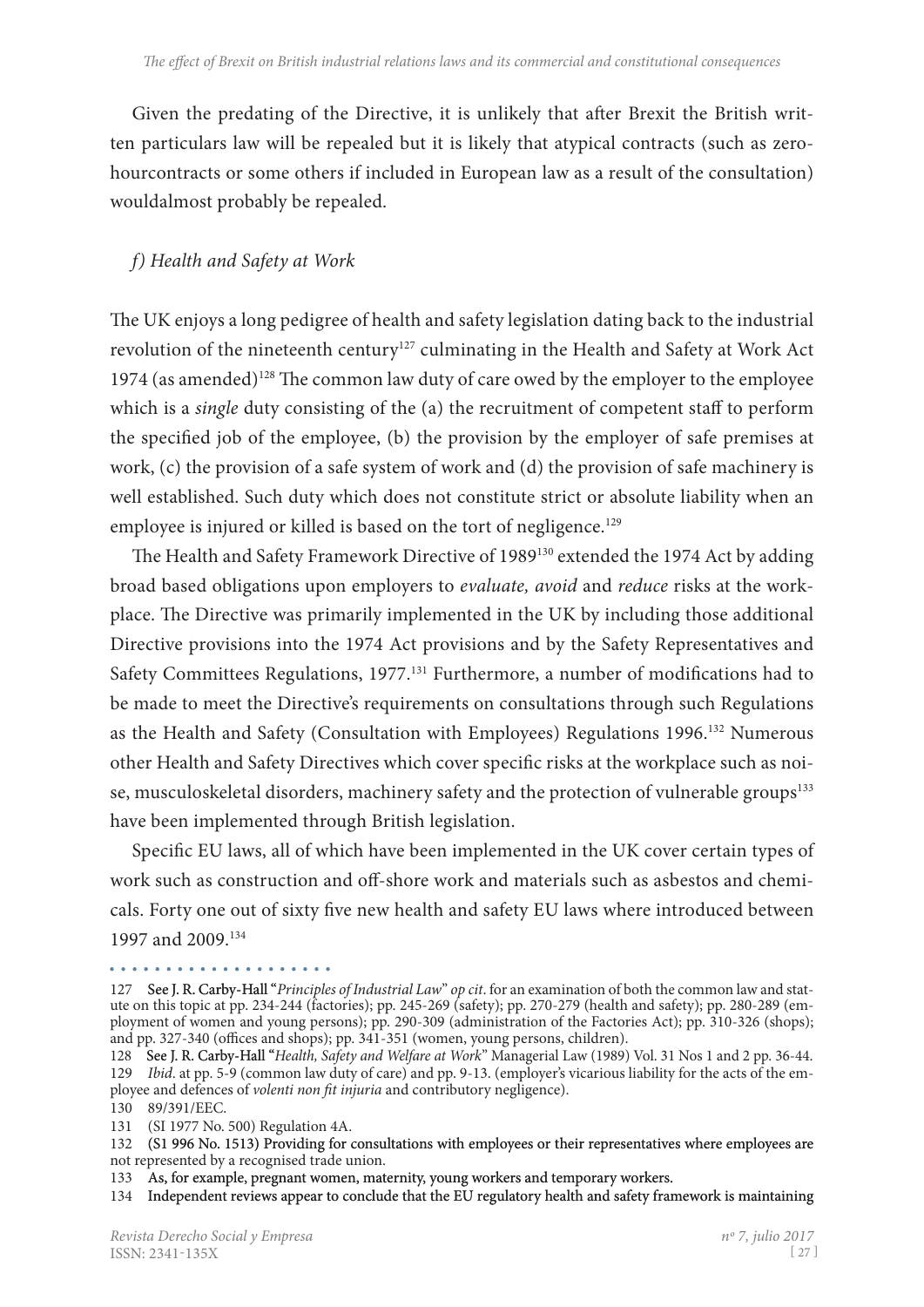Given the predating of the Directive, it is unlikely that after Brexit the British written particulars law will be repealed but it is likely that atypical contracts (such as zerohourcontracts or some others if included in European law as a result of the consultation) wouldalmost probably be repealed.

### *f) Health and Safety at Work*

The UK enjoys a long pedigree of health and safety legislation dating back to the industrial revolution of the nineteenth century[127] culminating in the Health and Safety at Work Act 1974 (as amended)[128] The common law duty of care owed by the employer to the employee which is a *single* duty consisting of the (a) the recruitment of competent staff to perform the specified job of the employee, (b) the provision by the employer of safe premises at work, (c) the provision of a safe system of work and (d) the provision of safe machinery is well established. Such duty which does not constitute strict or absolute liability when an employee is injured or killed is based on the tort of negligence.[129]

The Health and Safety Framework Directive of 1989[130] extended the 1974 Act by adding broad based obligations upon employers to *evaluate, avoid* and *reduce* risks at the workplace. The Directive was primarily implemented in the UK by including those additional Directive provisions into the 1974 Act provisions and by the Safety Representatives and Safety Committees Regulations, 1977.[131] Furthermore, a number of modifications had to be made to meet the Directive's requirements on consultations through such Regulations as the Health and Safety (Consultation with Employees) Regulations 1996.[132] Numerous other Health and Safety Directives which cover specific risks at the workplace such as noise, musculoskeletal disorders, machinery safety and the protection of vulnerable groups[133] have been implemented through British legislation.

Specific EU laws, all of which have been implemented in the UK cover certain types of work such as construction and off-shore work and materials such as asbestos and chemicals. Forty one out of sixty five new health and safety EU laws where introduced between 1997 and 2009.[134]

---

127 See J. R. Carby-Hall "*Principles of Industrial Law*" *op cit*. for an examination of both the common law and statute on this topic at pp. 234-244 (factories); pp. 245-269 (safety); pp. 270-279 (health and safety); pp. 280-289 (employment of women and young persons); pp. 290-309 (administration of the Factories Act); pp. 310-326 (shops); and pp. 327-340 (offices and shops); pp. 341-351 (women, young persons, children).

128 See J. R. Carby-Hall "*Health, Safety and Welfare at Work*" Managerial Law (1989) Vol. 31 Nos 1 and 2 pp. 36-44.

129 *Ibid*. at pp. 5-9 (common law duty of care) and pp. 9-13. (employer's vicarious liability for the acts of the employee and defences of *volenti non fit injuria* and contributory negligence).

130 89/391/EEC.

131 (SI 1977 No. 500) Regulation 4A.

132 (S1 996 No. 1513) Providing for consultations with employees or their representatives where employees are not represented by a recognised trade union.

133 As, for example, pregnant women, maternity, young workers and temporary workers.

134 Independent reviews appear to conclude that the EU regulatory health and safety framework is maintaining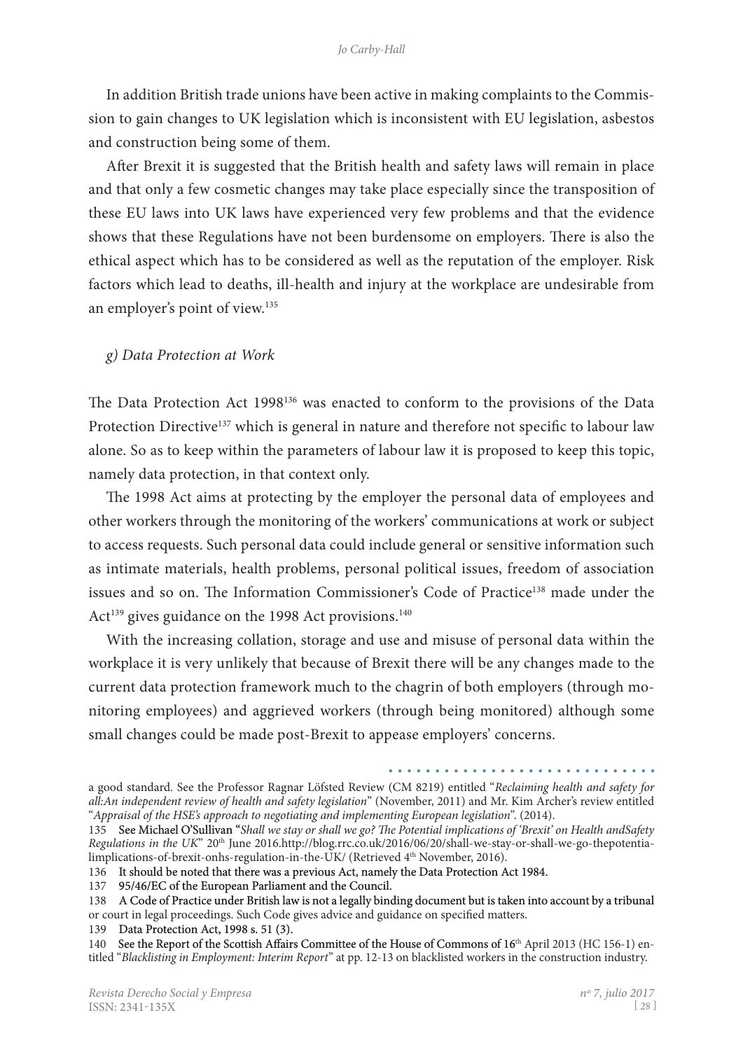In addition British trade unions have been active in making complaints to the Commission to gain changes to UK legislation which is inconsistent with EU legislation, asbestos and construction being some of them.

After Brexit it is suggested that the British health and safety laws will remain in place and that only a few cosmetic changes may take place especially since the transposition of these EU laws into UK laws have experienced very few problems and that the evidence shows that these Regulations have not been burdensome on employers. There is also the ethical aspect which has to be considered as well as the reputation of the employer. Risk factors which lead to deaths, ill-health and injury at the workplace are undesirable from an employer's point of view.[135]

### *g) Data Protection at Work*

The Data Protection Act 1998[136] was enacted to conform to the provisions of the Data Protection Directive[137] which is general in nature and therefore not specific to labour law alone. So as to keep within the parameters of labour law it is proposed to keep this topic, namely data protection, in that context only.

The 1998 Act aims at protecting by the employer the personal data of employees and other workers through the monitoring of the workers' communications at work or subject to access requests. Such personal data could include general or sensitive information such as intimate materials, health problems, personal political issues, freedom of association issues and so on. The Information Commissioner's Code of Practice[138] made under the Act[139] gives guidance on the 1998 Act provisions.[140]

With the increasing collation, storage and use and misuse of personal data within the workplace it is very unlikely that because of Brexit there will be any changes made to the current data protection framework much to the chagrin of both employers (through monitoring employees) and aggrieved workers (through being monitored) although some small changes could be made post-Brexit to appease employers' concerns.

---

a good standard. See the Professor Ragnar Löfsted Review (CM 8219) entitled "*Reclaiming health and safety for all:An independent review of health and safety legislation*" (November, 2011) and Mr. Kim Archer's review entitled "*Appraisal of the HSE's approach to negotiating and implementing European legislation*". (2014).

135 See Michael O'Sullivan "*Shall we stay or shall we go? The Potential implications of 'Brexit' on Health andSafety Regulations in the UK*" 20th June 2016.http://blog.rrc.co.uk/2016/06/20/shall-we-stay-or-shall-we-go-thepotentialimplications-of-brexit-onhs-regulation-in-the-UK/ (Retrieved 4th November, 2016).

136 It should be noted that there was a previous Act, namely the Data Protection Act 1984.

137 95/46/EC of the European Parliament and the Council.

138 A Code of Practice under British law is not a legally binding document but is taken into account by a tribunal or court in legal proceedings. Such Code gives advice and guidance on specified matters.

139 Data Protection Act, 1998 s. 51 (3).

140 See the Report of the Scottish Affairs Committee of the House of Commons of 16th April 2013 (HC 156-1) entitled "*Blacklisting in Employment: Interim Report*" at pp. 12-13 on blacklisted workers in the construction industry.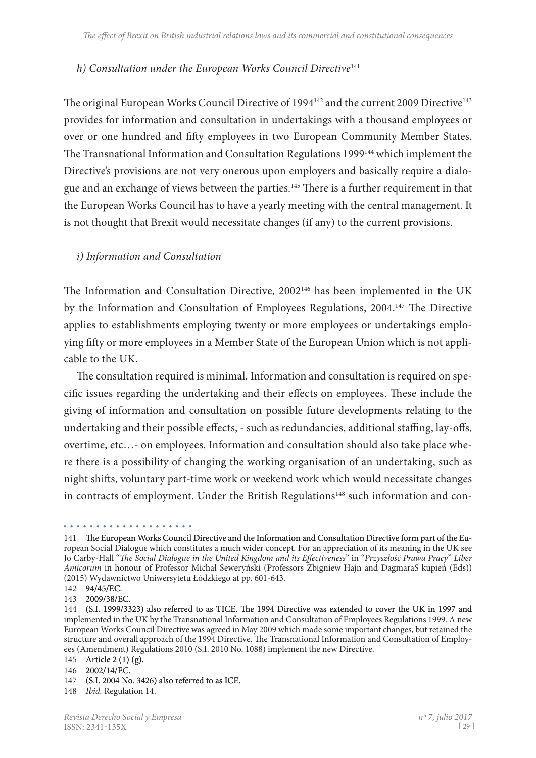### h) Consultation under the European Works Council Directive[141]

The original European Works Council Directive of 1994[142] and the current 2009 Directive[143] provides for information and consultation in undertakings with a thousand employees or over or one hundred and fifty employees in two European Community Member States. The Transnational Information and Consultation Regulations 1999[144] which implement the Directive's provisions are not very onerous upon employers and basically require a dialogue and an exchange of views between the parties.[145] There is a further requirement in that the European Works Council has to have a yearly meeting with the central management. It is not thought that Brexit would necessitate changes (if any) to the current provisions.

### i) Information and Consultation

The Information and Consultation Directive, 2002[146] has been implemented in the UK by the Information and Consultation of Employees Regulations, 2004.[147] The Directive applies to establishments employing twenty or more employees or undertakings employing fifty or more employees in a Member State of the European Union which is not applicable to the UK.

The consultation required is minimal. Information and consultation is required on specific issues regarding the undertaking and their effects on employees. These include the giving of information and consultation on possible future developments relating to the undertaking and their possible effects, - such as redundancies, additional staffing, lay-offs, overtime, etc…- on employees. Information and consultation should also take place where there is a possibility of changing the working organisation of an undertaking, such as night shifts, voluntary part-time work or weekend work which would necessitate changes in contracts of employment. Under the British Regulations[148] such information and con-

---

141 The European Works Council Directive and the Information and Consultation Directive form part of the European Social Dialogue which constitutes a much wider concept. For an appreciation of its meaning in the UK see Jo Carby-Hall "*The Social Dialogue in the United Kingdom and its Effectiveness*" in "*Przyszłość Prawa Pracy*" *Liber Amicorum* in honour of Professor Michał Seweryński (Professors Zbigniew Hajn and DagmaraS kupień (Eds)) (2015) Wydawnictwo Uniwersytetu Łódzkiego at pp. 601-643.

142 94/45/EC.

143 2009/38/EC.

144 (S.I. 1999/3323) also referred to as TICE. The 1994 Directive was extended to cover the UK in 1997 and implemented in the UK by the Transnational Information and Consultation of Employees Regulations 1999. A new European Works Council Directive was agreed in May 2009 which made some important changes, but retained the structure and overall approach of the 1994 Directive. The Transnational Information and Consultation of Employees (Amendment) Regulations 2010 (S.I. 2010 No. 1088) implement the new Directive.

145 Article 2 (1) (g).

146 2002/14/EC.

147 (S.I. 2004 No. 3426) also referred to as ICE.

148 *Ibid.* Regulation 14.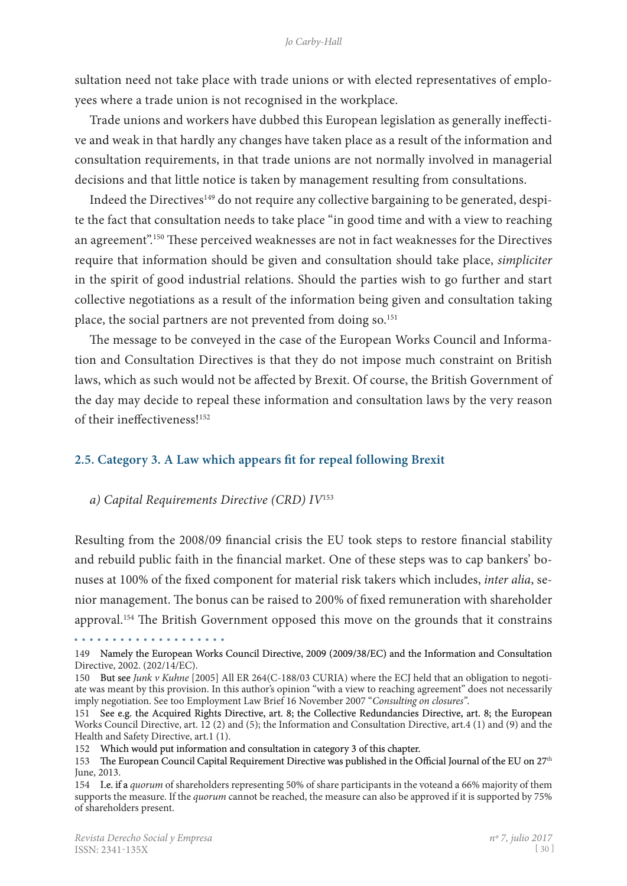sultation need not take place with trade unions or with elected representatives of employees where a trade union is not recognised in the workplace.

Trade unions and workers have dubbed this European legislation as generally ineffective and weak in that hardly any changes have taken place as a result of the information and consultation requirements, in that trade unions are not normally involved in managerial decisions and that little notice is taken by management resulting from consultations.

Indeed the Directives[149] do not require any collective bargaining to be generated, despite the fact that consultation needs to take place "in good time and with a view to reaching an agreement".[150] These perceived weaknesses are not in fact weaknesses for the Directives require that information should be given and consultation should take place, *simpliciter* in the spirit of good industrial relations. Should the parties wish to go further and start collective negotiations as a result of the information being given and consultation taking place, the social partners are not prevented from doing so.[151]

The message to be conveyed in the case of the European Works Council and Information and Consultation Directives is that they do not impose much constraint on British laws, which as such would not be affected by Brexit. Of course, the British Government of the day may decide to repeal these information and consultation laws by the very reason of their ineffectiveness![152]

### 2.5. Category 3. A Law which appears fit for repeal following Brexit

#### *a) Capital Requirements Directive (CRD) IV*[153]

Resulting from the 2008/09 financial crisis the EU took steps to restore financial stability and rebuild public faith in the financial market. One of these steps was to cap bankers' bonuses at 100% of the fixed component for material risk takers which includes, *inter alia*, senior management. The bonus can be raised to 200% of fixed remuneration with shareholder approval.[154] The British Government opposed this move on the grounds that it constrains

---

149 Namely the European Works Council Directive, 2009 (2009/38/EC) and the Information and Consultation Directive, 2002. (202/14/EC).

150 But see *Junk v Kuhne* [2005] All ER 264(C-188/03 CURIA) where the ECJ held that an obligation to negotiate was meant by this provision. In this author's opinion "with a view to reaching agreement" does not necessarily imply negotiation. See too Employment Law Brief 16 November 2007 "*Consulting on closures*".

151 See e.g. the Acquired Rights Directive, art. 8; the Collective Redundancies Directive, art. 8; the European Works Council Directive, art. 12 (2) and (5); the Information and Consultation Directive, art.4 (1) and (9) and the Health and Safety Directive, art.1 (1).

152 Which would put information and consultation in category 3 of this chapter.

153 The European Council Capital Requirement Directive was published in the Official Journal of the EU on 27th June, 2013.

154 I.e. if a *quorum* of shareholders representing 50% of share participants in the voteand a 66% majority of them supports the measure. If the *quorum* cannot be reached, the measure can also be approved if it is supported by 75% of shareholders present.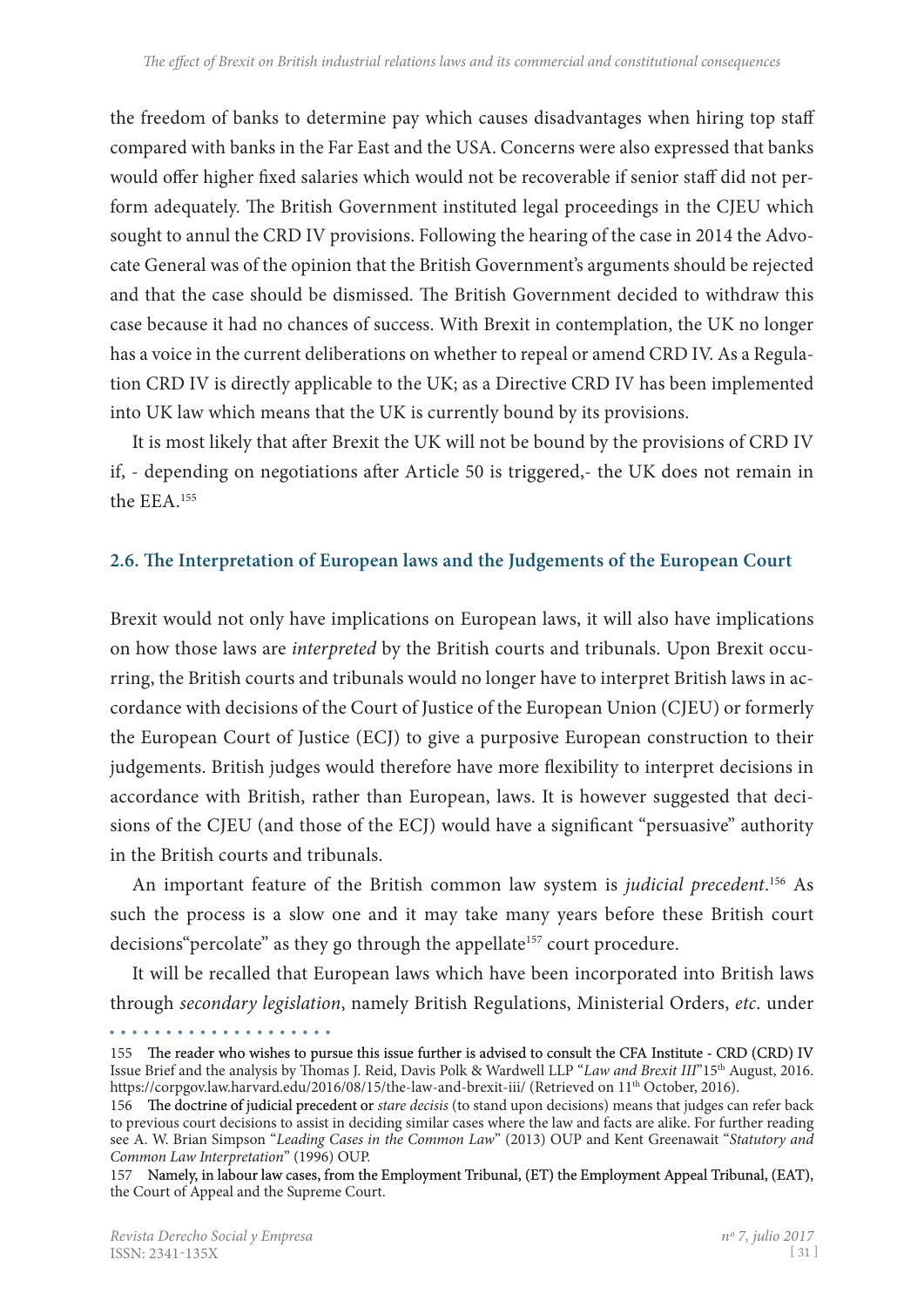the freedom of banks to determine pay which causes disadvantages when hiring top staff compared with banks in the Far East and the USA. Concerns were also expressed that banks would offer higher fixed salaries which would not be recoverable if senior staff did not perform adequately. The British Government instituted legal proceedings in the CJEU which sought to annul the CRD IV provisions. Following the hearing of the case in 2014 the Advocate General was of the opinion that the British Government's arguments should be rejected and that the case should be dismissed. The British Government decided to withdraw this case because it had no chances of success. With Brexit in contemplation, the UK no longer has a voice in the current deliberations on whether to repeal or amend CRD IV. As a Regulation CRD IV is directly applicable to the UK; as a Directive CRD IV has been implemented into UK law which means that the UK is currently bound by its provisions.

It is most likely that after Brexit the UK will not be bound by the provisions of CRD IV if, - depending on negotiations after Article 50 is triggered,- the UK does not remain in the EEA.[155]

### 2.6. The Interpretation of European laws and the Judgements of the European Court

Brexit would not only have implications on European laws, it will also have implications on how those laws are *interpreted* by the British courts and tribunals. Upon Brexit occurring, the British courts and tribunals would no longer have to interpret British laws in accordance with decisions of the Court of Justice of the European Union (CJEU) or formerly the European Court of Justice (ECJ) to give a purposive European construction to their judgements. British judges would therefore have more flexibility to interpret decisions in accordance with British, rather than European, laws. It is however suggested that decisions of the CJEU (and those of the ECJ) would have a significant "persuasive" authority in the British courts and tribunals.

An important feature of the British common law system is *judicial precedent*.[156] As such the process is a slow one and it may take many years before these British court decisions"percolate" as they go through the appellate[157] court procedure.

It will be recalled that European laws which have been incorporated into British laws through *secondary legislation*, namely British Regulations, Ministerial Orders, *etc*. under

---

155 The reader who wishes to pursue this issue further is advised to consult the CFA Institute - CRD (CRD) IV Issue Brief and the analysis by Thomas J. Reid, Davis Polk & Wardwell LLP "*Law and Brexit III*"15th August, 2016. https://corpgov.law.harvard.edu/2016/08/15/the-law-and-brexit-iii/ (Retrieved on 11th October, 2016).

156 The doctrine of judicial precedent or *stare decisis* (to stand upon decisions) means that judges can refer back to previous court decisions to assist in deciding similar cases where the law and facts are alike. For further reading see A. W. Brian Simpson "*Leading Cases in the Common Law*" (2013) OUP and Kent Greenawait "*Statutory and Common Law Interpretation*" (1996) OUP.

157 Namely, in labour law cases, from the Employment Tribunal, (ET) the Employment Appeal Tribunal, (EAT), the Court of Appeal and the Supreme Court.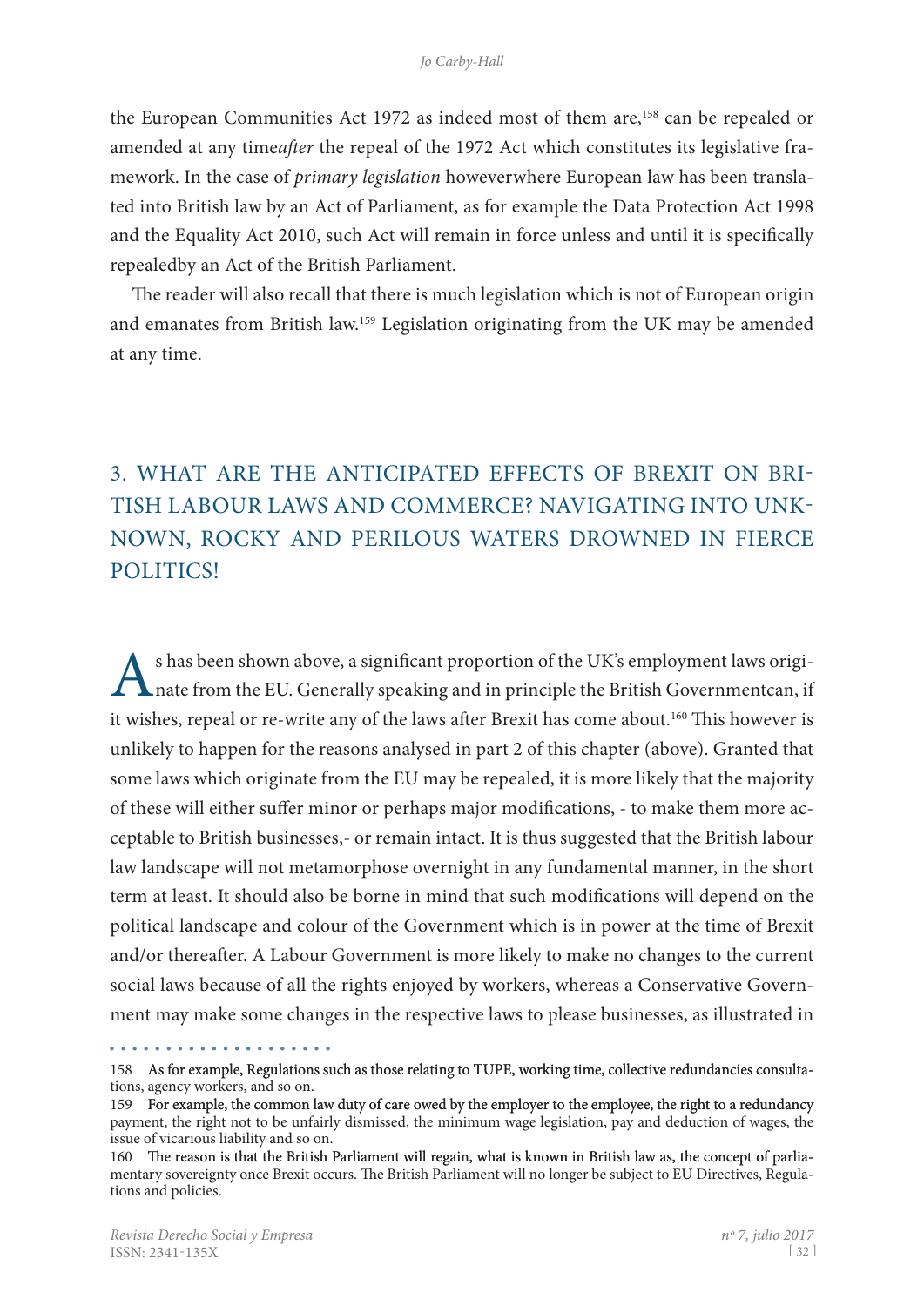the European Communities Act 1972 as indeed most of them are,[158] can be repealed or amended at any time*after* the repeal of the 1972 Act which constitutes its legislative framework. In the case of *primary legislation* howeverwhere European law has been translated into British law by an Act of Parliament, as for example the Data Protection Act 1998 and the Equality Act 2010, such Act will remain in force unless and until it is specifically repealedby an Act of the British Parliament.

The reader will also recall that there is much legislation which is not of European origin and emanates from British law.[159] Legislation originating from the UK may be amended at any time.

## 3. WHAT ARE THE ANTICIPATED EFFECTS OF BREXIT ON BRITISH LABOUR LAWS AND COMMERCE? NAVIGATING INTO UNKNOWN, ROCKY AND PERILOUS WATERS DROWNED IN FIERCE POLITICS!

As has been shown above, a significant proportion of the UK's employment laws originate from the EU. Generally speaking and in principle the British Governmentcan, if it wishes, repeal or re-write any of the laws after Brexit has come about.[160] This however is unlikely to happen for the reasons analysed in part 2 of this chapter (above). Granted that some laws which originate from the EU may be repealed, it is more likely that the majority of these will either suffer minor or perhaps major modifications, - to make them more acceptable to British businesses,- or remain intact. It is thus suggested that the British labour law landscape will not metamorphose overnight in any fundamental manner, in the short term at least. It should also be borne in mind that such modifications will depend on the political landscape and colour of the Government which is in power at the time of Brexit and/or thereafter. A Labour Government is more likely to make no changes to the current social laws because of all the rights enjoyed by workers, whereas a Conservative Government may make some changes in the respective laws to please businesses, as illustrated in

---

158 As for example, Regulations such as those relating to TUPE, working time, collective redundancies consultations, agency workers, and so on.

159 For example, the common law duty of care owed by the employer to the employee, the right to a redundancy payment, the right not to be unfairly dismissed, the minimum wage legislation, pay and deduction of wages, the issue of vicarious liability and so on.

160 The reason is that the British Parliament will regain, what is known in British law as, the concept of parliamentary sovereignty once Brexit occurs. The British Parliament will no longer be subject to EU Directives, Regulations and policies.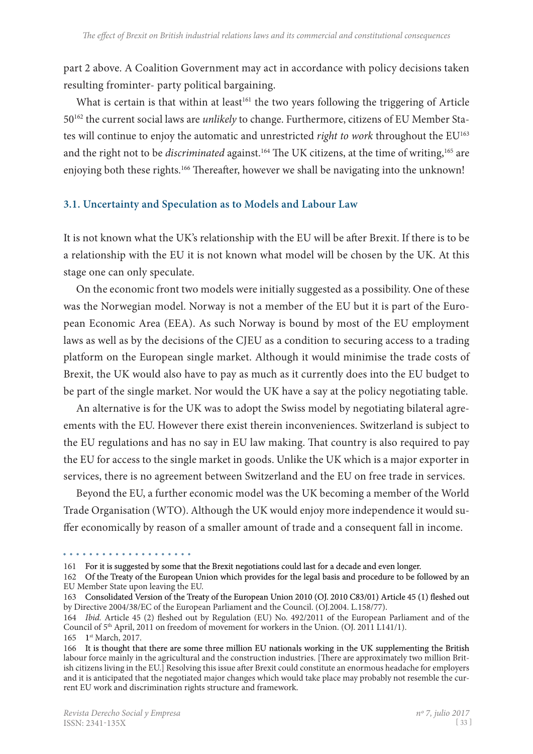part 2 above. A Coalition Government may act in accordance with policy decisions taken resulting frominter- party political bargaining.

What is certain is that within at least[161] the two years following the triggering of Article 50[162] the current social laws are *unlikely* to change. Furthermore, citizens of EU Member States will continue to enjoy the automatic and unrestricted *right to work* throughout the EU[163] and the right not to be *discriminated* against.[164] The UK citizens, at the time of writing,[165] are enjoying both these rights.[166] Thereafter, however we shall be navigating into the unknown!

### 3.1. Uncertainty and Speculation as to Models and Labour Law

It is not known what the UK's relationship with the EU will be after Brexit. If there is to be a relationship with the EU it is not known what model will be chosen by the UK. At this stage one can only speculate.

On the economic front two models were initially suggested as a possibility. One of these was the Norwegian model. Norway is not a member of the EU but it is part of the European Economic Area (EEA). As such Norway is bound by most of the EU employment laws as well as by the decisions of the CJEU as a condition to securing access to a trading platform on the European single market. Although it would minimise the trade costs of Brexit, the UK would also have to pay as much as it currently does into the EU budget to be part of the single market. Nor would the UK have a say at the policy negotiating table.

An alternative is for the UK was to adopt the Swiss model by negotiating bilateral agreements with the EU. However there exist therein inconveniences. Switzerland is subject to the EU regulations and has no say in EU law making. That country is also required to pay the EU for access to the single market in goods. Unlike the UK which is a major exporter in services, there is no agreement between Switzerland and the EU on free trade in services.

Beyond the EU, a further economic model was the UK becoming a member of the World Trade Organisation (WTO). Although the UK would enjoy more independence it would suffer economically by reason of a smaller amount of trade and a consequent fall in income.

---

161 For it is suggested by some that the Brexit negotiations could last for a decade and even longer.

162 Of the Treaty of the European Union which provides for the legal basis and procedure to be followed by an EU Member State upon leaving the EU.

163 Consolidated Version of the Treaty of the European Union 2010 (OJ. 2010 C83/01) Article 45 (1) fleshed out by Directive 2004/38/EC of the European Parliament and the Council. (OJ.2004. L.158/77).

164 *Ibid.* Article 45 (2) fleshed out by Regulation (EU) No. 492/2011 of the European Parliament and of the Council of 5th April, 2011 on freedom of movement for workers in the Union. (OJ. 2011 L141/1).

165 1st March, 2017.

166 It is thought that there are some three million EU nationals working in the UK supplementing the British labour force mainly in the agricultural and the construction industries. [There are approximately two million British citizens living in the EU.] Resolving this issue after Brexit could constitute an enormous headache for employers and it is anticipated that the negotiated major changes which would take place may probably not resemble the current EU work and discrimination rights structure and framework.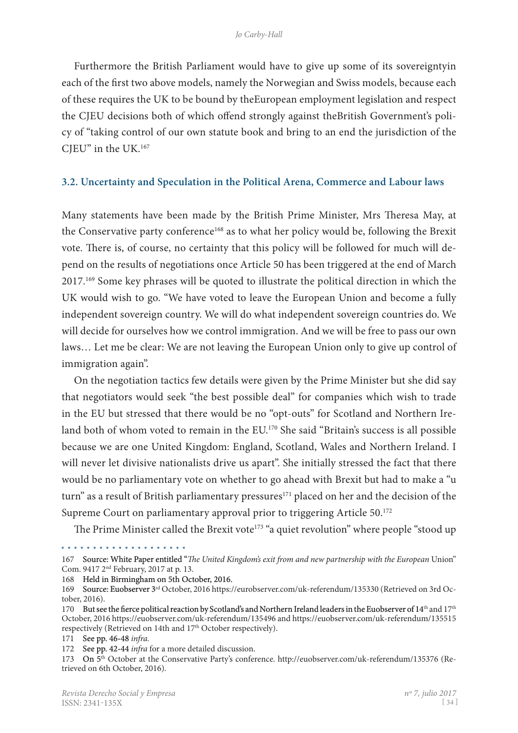Furthermore the British Parliament would have to give up some of its sovereigntyin each of the first two above models, namely the Norwegian and Swiss models, because each of these requires the UK to be bound by theEuropean employment legislation and respect the CJEU decisions both of which offend strongly against theBritish Government's policy of "taking control of our own statute book and bring to an end the jurisdiction of the CJEU" in the UK.[167]

### 3.2. Uncertainty and Speculation in the Political Arena, Commerce and Labour laws

Many statements have been made by the British Prime Minister, Mrs Theresa May, at the Conservative party conference[168] as to what her policy would be, following the Brexit vote. There is, of course, no certainty that this policy will be followed for much will depend on the results of negotiations once Article 50 has been triggered at the end of March 2017.[169] Some key phrases will be quoted to illustrate the political direction in which the UK would wish to go. "We have voted to leave the European Union and become a fully independent sovereign country. We will do what independent sovereign countries do. We will decide for ourselves how we control immigration. And we will be free to pass our own laws… Let me be clear: We are not leaving the European Union only to give up control of immigration again".

On the negotiation tactics few details were given by the Prime Minister but she did say that negotiators would seek "the best possible deal" for companies which wish to trade in the EU but stressed that there would be no "opt-outs" for Scotland and Northern Ireland both of whom voted to remain in the EU.[170] She said "Britain's success is all possible because we are one United Kingdom: England, Scotland, Wales and Northern Ireland. I will never let divisive nationalists drive us apart". She initially stressed the fact that there would be no parliamentary vote on whether to go ahead with Brexit but had to make a "u turn" as a result of British parliamentary pressures[171] placed on her and the decision of the Supreme Court on parliamentary approval prior to triggering Article 50.[172]

The Prime Minister called the Brexit vote[173] "a quiet revolution" where people "stood up

---

167 Source: White Paper entitled "*The United Kingdom's exit from and new partnership with the European* Union" Com. 9417 2nd February, 2017 at p. 13.

168 Held in Birmingham on 5th October, 2016.

169 Source: Euobserver 3rd October, 2016 https://eurobserver.com/uk-referendum/135330 (Retrieved on 3rd October, 2016).

170 But see the fierce political reaction by Scotland's and Northern Ireland leaders in the Euobserver of 14th and 17th October, 2016 https://euobserver.com/uk-referendum/135496 and https://euobserver.com/uk-referendum/135515 respectively (Retrieved on 14th and 17th October respectively).

171 See pp. 46-48 *infra*.

172 See pp. 42-44 *infra* for a more detailed discussion.

173 On 5th October at the Conservative Party's conference. http://euobserver.com/uk-referendum/135376 (Retrieved on 6th October, 2016).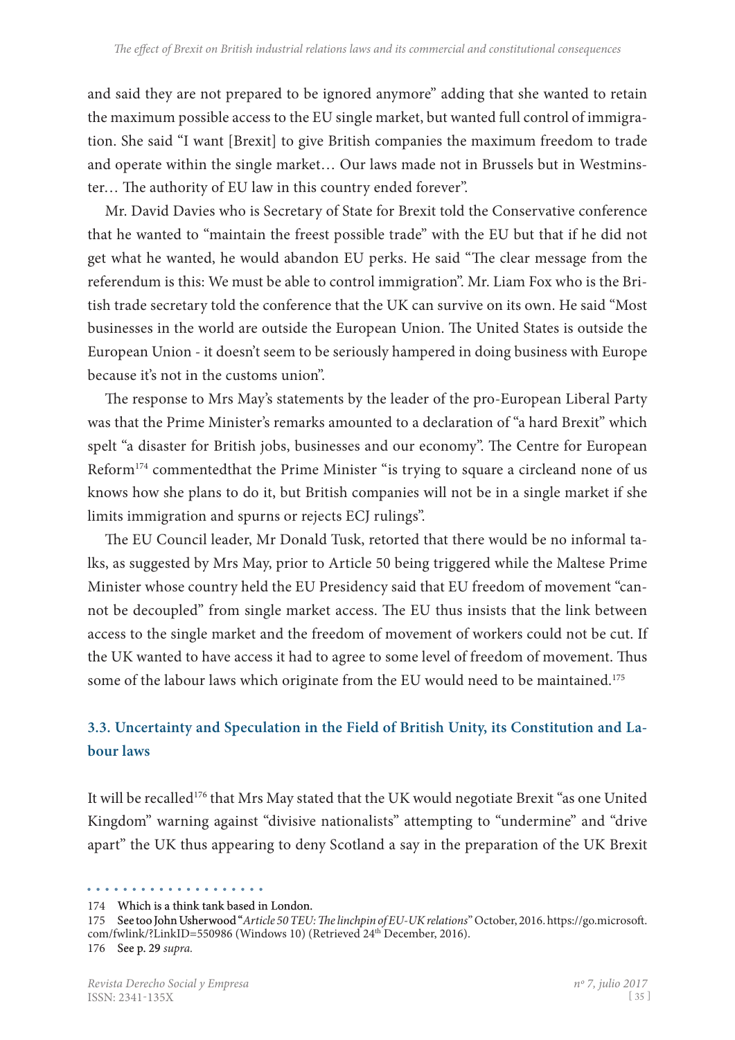and said they are not prepared to be ignored anymore" adding that she wanted to retain the maximum possible access to the EU single market, but wanted full control of immigration. She said "I want [Brexit] to give British companies the maximum freedom to trade and operate within the single market… Our laws made not in Brussels but in Westminster… The authority of EU law in this country ended forever".

Mr. David Davies who is Secretary of State for Brexit told the Conservative conference that he wanted to "maintain the freest possible trade" with the EU but that if he did not get what he wanted, he would abandon EU perks. He said "The clear message from the referendum is this: We must be able to control immigration". Mr. Liam Fox who is the British trade secretary told the conference that the UK can survive on its own. He said "Most businesses in the world are outside the European Union. The United States is outside the European Union - it doesn't seem to be seriously hampered in doing business with Europe because it's not in the customs union".

The response to Mrs May's statements by the leader of the pro-European Liberal Party was that the Prime Minister's remarks amounted to a declaration of "a hard Brexit" which spelt "a disaster for British jobs, businesses and our economy". The Centre for European Reform[174] commentedthat the Prime Minister "is trying to square a circleand none of us knows how she plans to do it, but British companies will not be in a single market if she limits immigration and spurns or rejects ECJ rulings".

The EU Council leader, Mr Donald Tusk, retorted that there would be no informal talks, as suggested by Mrs May, prior to Article 50 being triggered while the Maltese Prime Minister whose country held the EU Presidency said that EU freedom of movement "cannot be decoupled" from single market access. The EU thus insists that the link between access to the single market and the freedom of movement of workers could not be cut. If the UK wanted to have access it had to agree to some level of freedom of movement. Thus some of the labour laws which originate from the EU would need to be maintained.[175]

## 3.3. Uncertainty and Speculation in the Field of British Unity, its Constitution and Labour laws

It will be recalled[176] that Mrs May stated that the UK would negotiate Brexit "as one United Kingdom" warning against "divisive nationalists" attempting to "undermine" and "drive apart" the UK thus appearing to deny Scotland a say in the preparation of the UK Brexit

---

174 Which is a think tank based in London.

175 See too John Usherwood "*Article 50 TEU: The linchpin of EU-UK relations*" October, 2016. https://go.microsoft.com/fwlink/?LinkID=550986 (Windows 10) (Retrieved 24th December, 2016).

176 See p. 29 *supra.*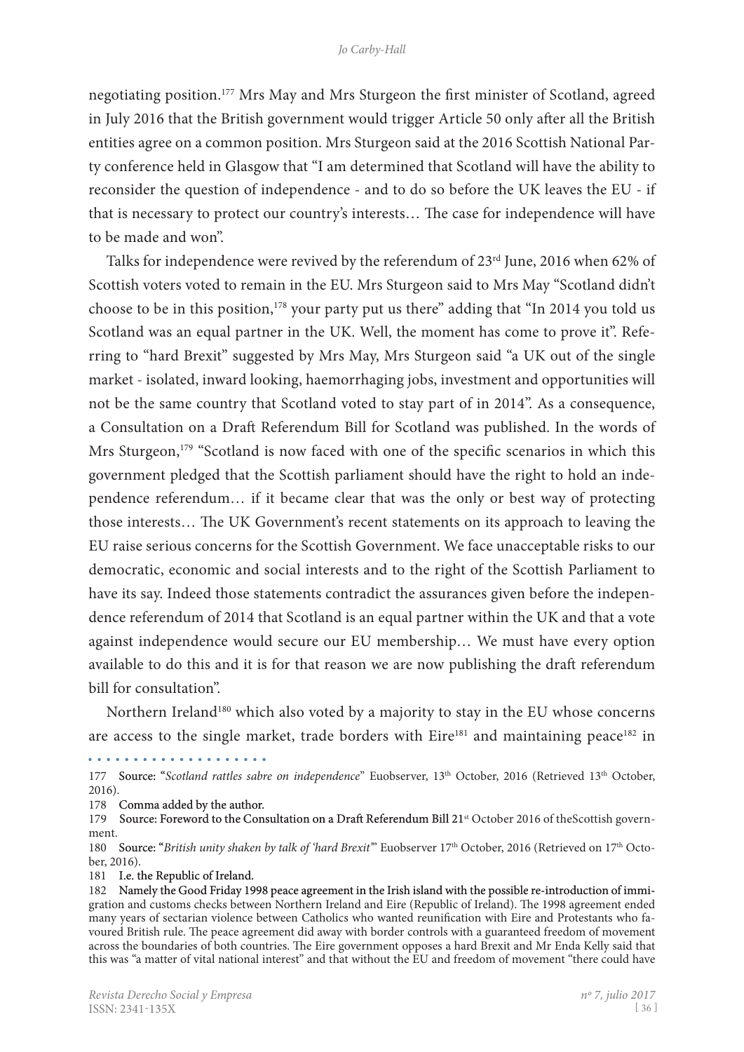negotiating position.[177] Mrs May and Mrs Sturgeon the first minister of Scotland, agreed in July 2016 that the British government would trigger Article 50 only after all the British entities agree on a common position. Mrs Sturgeon said at the 2016 Scottish National Party conference held in Glasgow that "I am determined that Scotland will have the ability to reconsider the question of independence - and to do so before the UK leaves the EU - if that is necessary to protect our country's interests… The case for independence will have to be made and won".

Talks for independence were revived by the referendum of 23rd June, 2016 when 62% of Scottish voters voted to remain in the EU. Mrs Sturgeon said to Mrs May "Scotland didn't choose to be in this position,[178] your party put us there" adding that "In 2014 you told us Scotland was an equal partner in the UK. Well, the moment has come to prove it". Referring to "hard Brexit" suggested by Mrs May, Mrs Sturgeon said "a UK out of the single market - isolated, inward looking, haemorrhaging jobs, investment and opportunities will not be the same country that Scotland voted to stay part of in 2014". As a consequence, a Consultation on a Draft Referendum Bill for Scotland was published. In the words of Mrs Sturgeon,[179] "Scotland is now faced with one of the specific scenarios in which this government pledged that the Scottish parliament should have the right to hold an independence referendum… if it became clear that was the only or best way of protecting those interests… The UK Government's recent statements on its approach to leaving the EU raise serious concerns for the Scottish Government. We face unacceptable risks to our democratic, economic and social interests and to the right of the Scottish Parliament to have its say. Indeed those statements contradict the assurances given before the independence referendum of 2014 that Scotland is an equal partner within the UK and that a vote against independence would secure our EU membership… We must have every option available to do this and it is for that reason we are now publishing the draft referendum bill for consultation".

Northern Ireland[180] which also voted by a majority to stay in the EU whose concerns are access to the single market, trade borders with Eire[181] and maintaining peace[182] in

---

177 Source: "*Scotland rattles sabre on independence*" Euobserver, 13th October, 2016 (Retrieved 13th October, 2016).

178 Comma added by the author.

179 Source: Foreword to the Consultation on a Draft Referendum Bill 21st October 2016 of theScottish government.

180 Source: "*British unity shaken by talk of 'hard Brexit'*" Euobserver 17th October, 2016 (Retrieved on 17th October, 2016).

181 I.e. the Republic of Ireland.

182 Namely the Good Friday 1998 peace agreement in the Irish island with the possible re-introduction of immigration and customs checks between Northern Ireland and Eire (Republic of Ireland). The 1998 agreement ended many years of sectarian violence between Catholics who wanted reunification with Eire and Protestants who favoured British rule. The peace agreement did away with border controls with a guaranteed freedom of movement across the boundaries of both countries. The Eire government opposes a hard Brexit and Mr Enda Kelly said that this was "a matter of vital national interest" and that without the EU and freedom of movement "there could have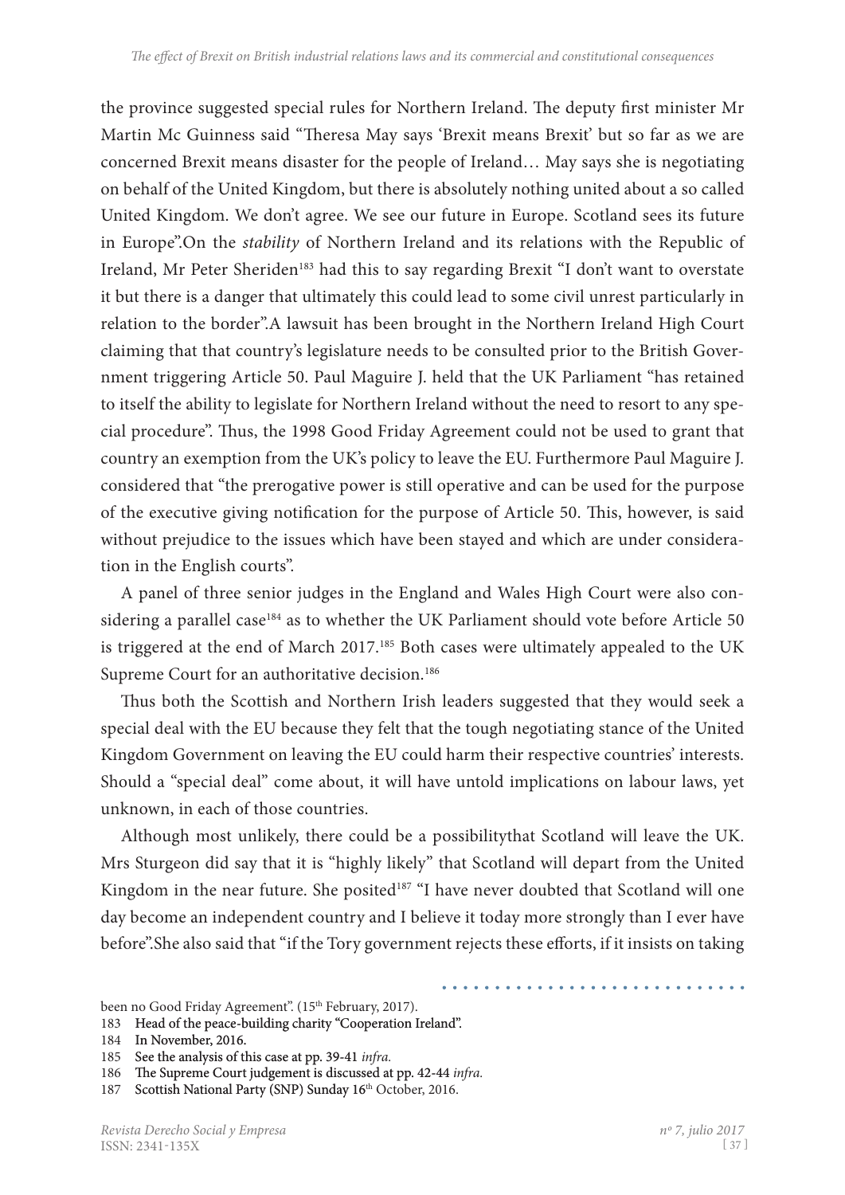the province suggested special rules for Northern Ireland. The deputy first minister Mr Martin Mc Guinness said "Theresa May says 'Brexit means Brexit' but so far as we are concerned Brexit means disaster for the people of Ireland… May says she is negotiating on behalf of the United Kingdom, but there is absolutely nothing united about a so called United Kingdom. We don't agree. We see our future in Europe. Scotland sees its future in Europe".On the *stability* of Northern Ireland and its relations with the Republic of Ireland, Mr Peter Sheriden[183] had this to say regarding Brexit "I don't want to overstate it but there is a danger that ultimately this could lead to some civil unrest particularly in relation to the border".A lawsuit has been brought in the Northern Ireland High Court claiming that that country's legislature needs to be consulted prior to the British Government triggering Article 50. Paul Maguire J. held that the UK Parliament "has retained to itself the ability to legislate for Northern Ireland without the need to resort to any special procedure". Thus, the 1998 Good Friday Agreement could not be used to grant that country an exemption from the UK's policy to leave the EU. Furthermore Paul Maguire J. considered that "the prerogative power is still operative and can be used for the purpose of the executive giving notification for the purpose of Article 50. This, however, is said without prejudice to the issues which have been stayed and which are under consideration in the English courts".

A panel of three senior judges in the England and Wales High Court were also considering a parallel case[184] as to whether the UK Parliament should vote before Article 50 is triggered at the end of March 2017.[185] Both cases were ultimately appealed to the UK Supreme Court for an authoritative decision.[186]

Thus both the Scottish and Northern Irish leaders suggested that they would seek a special deal with the EU because they felt that the tough negotiating stance of the United Kingdom Government on leaving the EU could harm their respective countries' interests. Should a "special deal" come about, it will have untold implications on labour laws, yet unknown, in each of those countries.

Although most unlikely, there could be a possibilitythat Scotland will leave the UK. Mrs Sturgeon did say that it is "highly likely" that Scotland will depart from the United Kingdom in the near future. She posited[187] "I have never doubted that Scotland will one day become an independent country and I believe it today more strongly than I ever have before".She also said that "if the Tory government rejects these efforts, if it insists on taking

---

been no Good Friday Agreement". (15th February, 2017).

183 Head of the peace-building charity "Cooperation Ireland".

184 In November, 2016.

185 See the analysis of this case at pp. 39-41 *infra.*

186 The Supreme Court judgement is discussed at pp. 42-44 *infra.*

187 Scottish National Party (SNP) Sunday 16th October, 2016.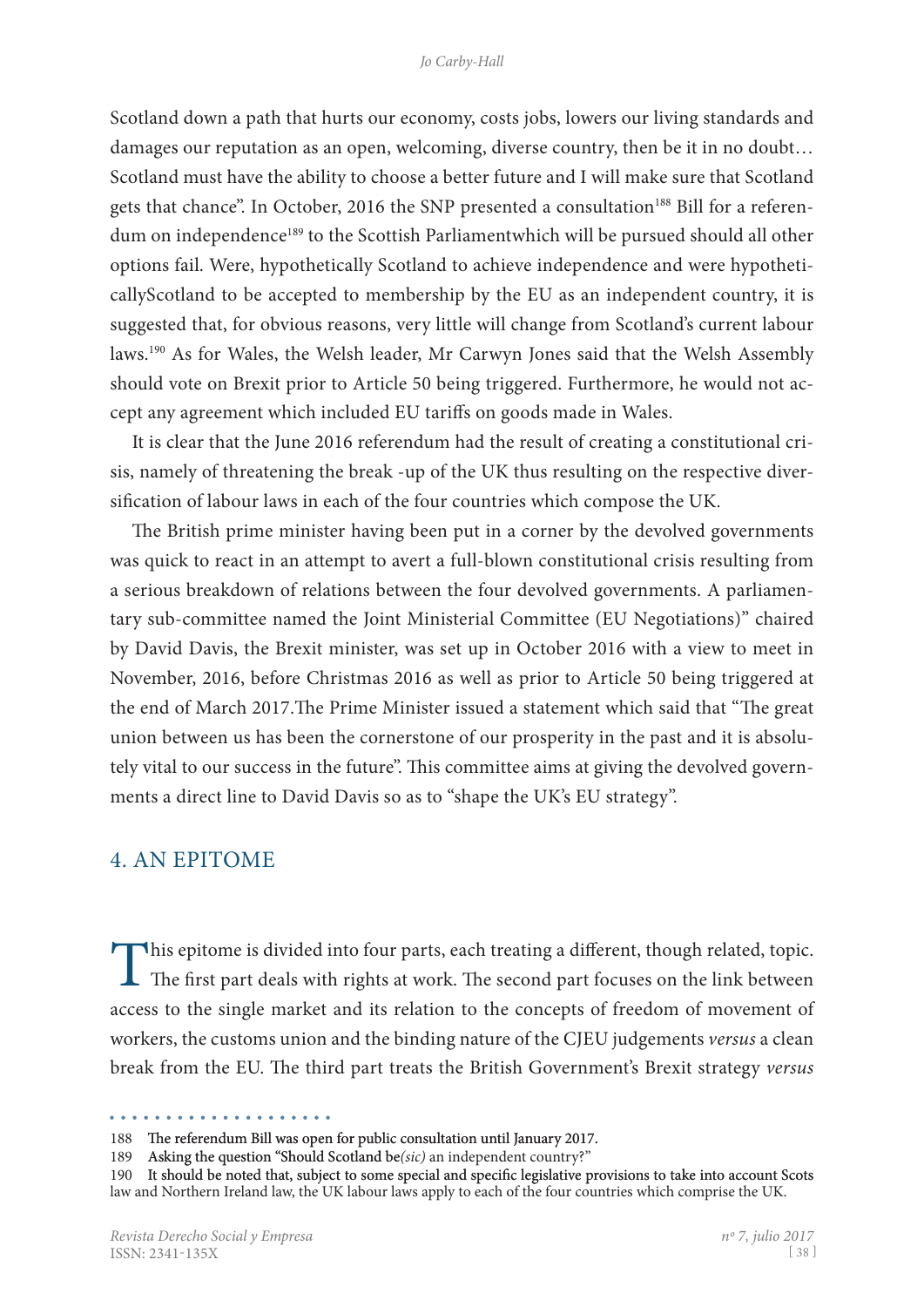Scotland down a path that hurts our economy, costs jobs, lowers our living standards and damages our reputation as an open, welcoming, diverse country, then be it in no doubt… Scotland must have the ability to choose a better future and I will make sure that Scotland gets that chance". In October, 2016 the SNP presented a consultation[188] Bill for a referendum on independence[189] to the Scottish Parliamentwhich will be pursued should all other options fail. Were, hypothetically Scotland to achieve independence and were hypotheticallyScotland to be accepted to membership by the EU as an independent country, it is suggested that, for obvious reasons, very little will change from Scotland's current labour laws.[190] As for Wales, the Welsh leader, Mr Carwyn Jones said that the Welsh Assembly should vote on Brexit prior to Article 50 being triggered. Furthermore, he would not accept any agreement which included EU tariffs on goods made in Wales.

It is clear that the June 2016 referendum had the result of creating a constitutional crisis, namely of threatening the break -up of the UK thus resulting on the respective diversification of labour laws in each of the four countries which compose the UK.

The British prime minister having been put in a corner by the devolved governments was quick to react in an attempt to avert a full-blown constitutional crisis resulting from a serious breakdown of relations between the four devolved governments. A parliamentary sub-committee named the Joint Ministerial Committee (EU Negotiations)" chaired by David Davis, the Brexit minister, was set up in October 2016 with a view to meet in November, 2016, before Christmas 2016 as well as prior to Article 50 being triggered at the end of March 2017.The Prime Minister issued a statement which said that "The great union between us has been the cornerstone of our prosperity in the past and it is absolutely vital to our success in the future". This committee aims at giving the devolved governments a direct line to David Davis so as to "shape the UK's EU strategy".

## 4. AN EPITOME

This epitome is divided into four parts, each treating a different, though related, topic. The first part deals with rights at work. The second part focuses on the link between access to the single market and its relation to the concepts of freedom of movement of workers, the customs union and the binding nature of the CJEU judgements *versus* a clean break from the EU. The third part treats the British Government's Brexit strategy *versus*

---

188 The referendum Bill was open for public consultation until January 2017.

189 Asking the question "Should Scotland be*(sic)* an independent country?"

190 It should be noted that, subject to some special and specific legislative provisions to take into account Scots law and Northern Ireland law, the UK labour laws apply to each of the four countries which comprise the UK.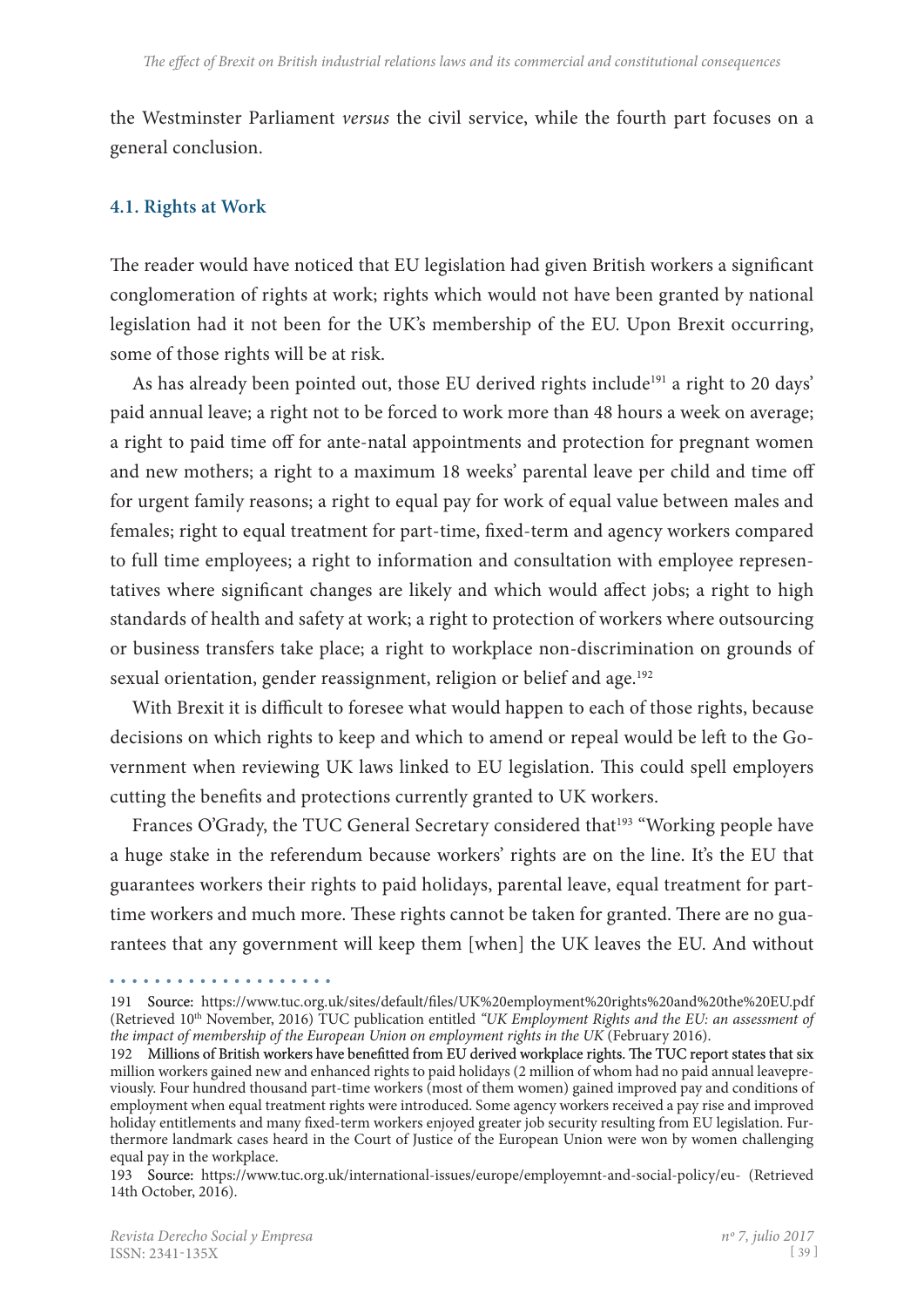the Westminster Parliament *versus* the civil service, while the fourth part focuses on a general conclusion.

### 4.1. Rights at Work

The reader would have noticed that EU legislation had given British workers a significant conglomeration of rights at work; rights which would not have been granted by national legislation had it not been for the UK's membership of the EU. Upon Brexit occurring, some of those rights will be at risk.

As has already been pointed out, those EU derived rights include[191] a right to 20 days' paid annual leave; a right not to be forced to work more than 48 hours a week on average; a right to paid time off for ante-natal appointments and protection for pregnant women and new mothers; a right to a maximum 18 weeks' parental leave per child and time off for urgent family reasons; a right to equal pay for work of equal value between males and females; right to equal treatment for part-time, fixed-term and agency workers compared to full time employees; a right to information and consultation with employee representatives where significant changes are likely and which would affect jobs; a right to high standards of health and safety at work; a right to protection of workers where outsourcing or business transfers take place; a right to workplace non-discrimination on grounds of sexual orientation, gender reassignment, religion or belief and age.[192]

With Brexit it is difficult to foresee what would happen to each of those rights, because decisions on which rights to keep and which to amend or repeal would be left to the Government when reviewing UK laws linked to EU legislation. This could spell employers cutting the benefits and protections currently granted to UK workers.

Frances O'Grady, the TUC General Secretary considered that[193] "Working people have a huge stake in the referendum because workers' rights are on the line. It's the EU that guarantees workers their rights to paid holidays, parental leave, equal treatment for part-time workers and much more. These rights cannot be taken for granted. There are no guarantees that any government will keep them [when] the UK leaves the EU. And without

---

191 Source: https://www.tuc.org.uk/sites/default/files/UK%20employment%20rights%20and%20the%20EU.pdf (Retrieved 10th November, 2016) TUC publication entitled *"UK Employment Rights and the EU: an assessment of the impact of membership of the European Union on employment rights in the UK* (February 2016).

192 Millions of British workers have benefitted from EU derived workplace rights. The TUC report states that six million workers gained new and enhanced rights to paid holidays (2 million of whom had no paid annual leavepreviously. Four hundred thousand part-time workers (most of them women) gained improved pay and conditions of employment when equal treatment rights were introduced. Some agency workers received a pay rise and improved holiday entitlements and many fixed-term workers enjoyed greater job security resulting from EU legislation. Furthermore landmark cases heard in the Court of Justice of the European Union were won by women challenging equal pay in the workplace.

193 Source: https://www.tuc.org.uk/international-issues/europe/employemnt-and-social-policy/eu- (Retrieved 14th October, 2016).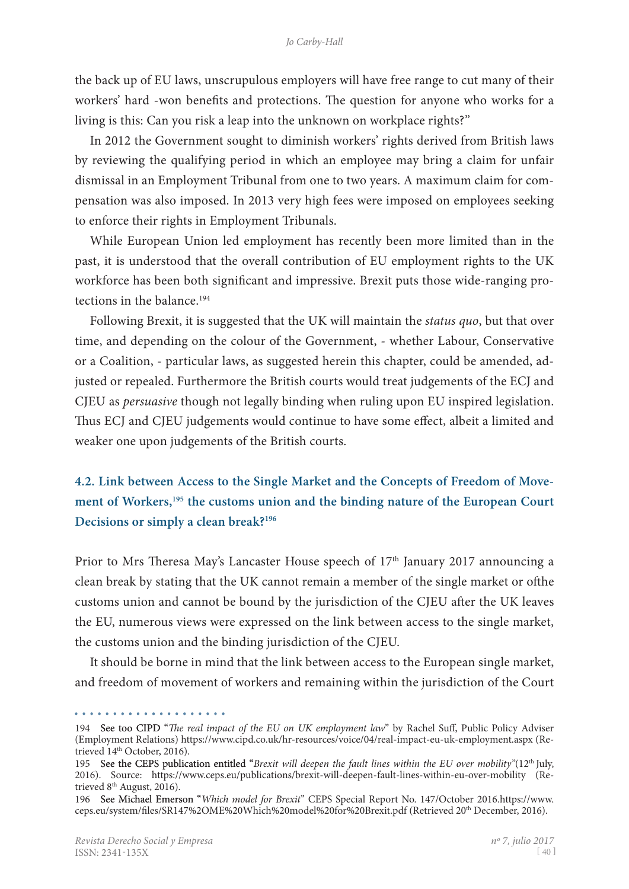the back up of EU laws, unscrupulous employers will have free range to cut many of their workers' hard -won benefits and protections. The question for anyone who works for a living is this: Can you risk a leap into the unknown on workplace rights?"

In 2012 the Government sought to diminish workers' rights derived from British laws by reviewing the qualifying period in which an employee may bring a claim for unfair dismissal in an Employment Tribunal from one to two years. A maximum claim for compensation was also imposed. In 2013 very high fees were imposed on employees seeking to enforce their rights in Employment Tribunals.

While European Union led employment has recently been more limited than in the past, it is understood that the overall contribution of EU employment rights to the UK workforce has been both significant and impressive. Brexit puts those wide-ranging protections in the balance.[194]

Following Brexit, it is suggested that the UK will maintain the *status quo*, but that over time, and depending on the colour of the Government, - whether Labour, Conservative or a Coalition, - particular laws, as suggested herein this chapter, could be amended, adjusted or repealed. Furthermore the British courts would treat judgements of the ECJ and CJEU as *persuasive* though not legally binding when ruling upon EU inspired legislation. Thus ECJ and CJEU judgements would continue to have some effect, albeit a limited and weaker one upon judgements of the British courts.

### 4.2. Link between Access to the Single Market and the Concepts of Freedom of Movement of Workers,[195] the customs union and the binding nature of the European Court Decisions or simply a clean break?[196]

Prior to Mrs Theresa May's Lancaster House speech of 17th January 2017 announcing a clean break by stating that the UK cannot remain a member of the single market or ofthe customs union and cannot be bound by the jurisdiction of the CJEU after the UK leaves the EU, numerous views were expressed on the link between access to the single market, the customs union and the binding jurisdiction of the CJEU.

It should be borne in mind that the link between access to the European single market, and freedom of movement of workers and remaining within the jurisdiction of the Court

---

194 See too CIPD "*The real impact of the EU on UK employment law*" by Rachel Suff, Public Policy Adviser (Employment Relations) https://www.cipd.co.uk/hr-resources/voice/04/real-impact-eu-uk-employment.aspx (Retrieved 14th October, 2016).

195 See the CEPS publication entitled "*Brexit will deepen the fault lines within the EU over mobility*"(12th July, 2016). Source: https://www.ceps.eu/publications/brexit-will-deepen-fault-lines-within-eu-over-mobility (Retrieved 8th August, 2016).

196 See Michael Emerson "*Which model for Brexit*" CEPS Special Report No. 147/October 2016.https://www.ceps.eu/system/files/SR147%2OME%20Which%20model%20for%20Brexit.pdf (Retrieved 20th December, 2016).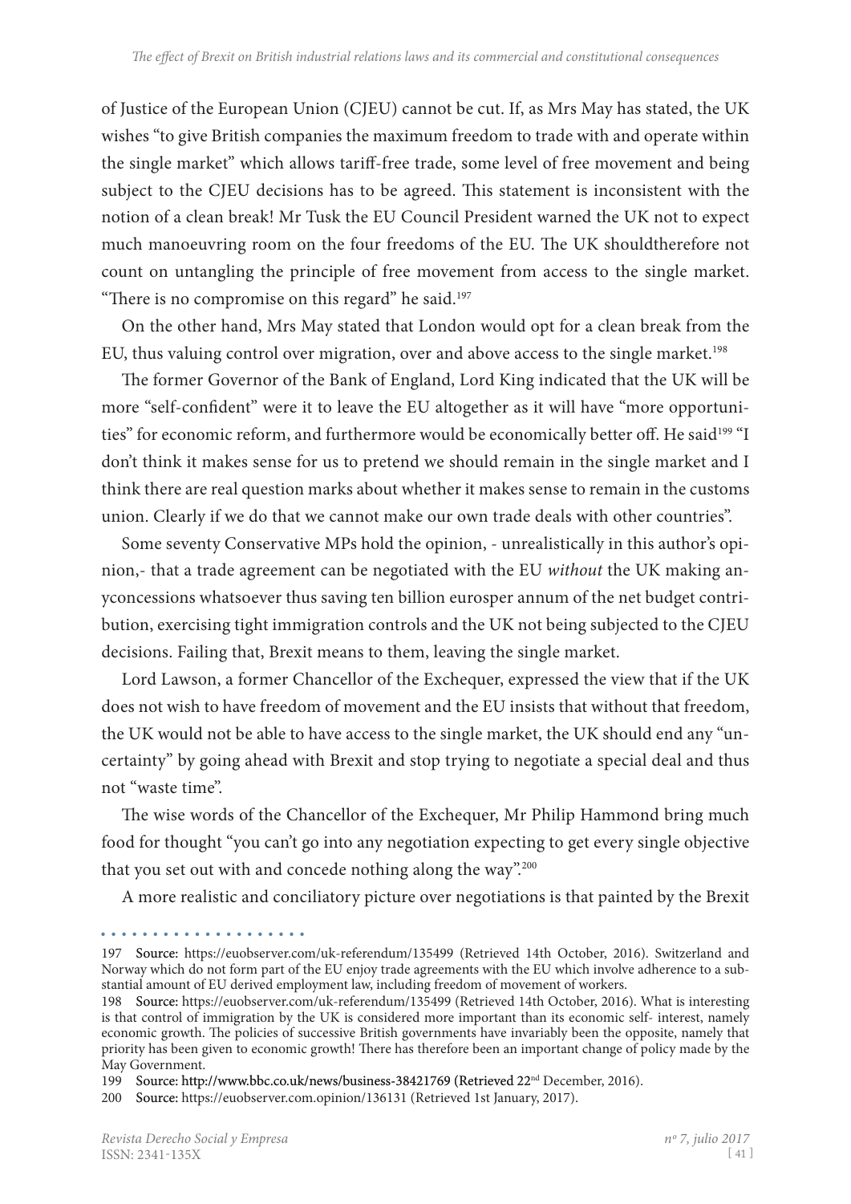of Justice of the European Union (CJEU) cannot be cut. If, as Mrs May has stated, the UK wishes "to give British companies the maximum freedom to trade with and operate within the single market" which allows tariff-free trade, some level of free movement and being subject to the CJEU decisions has to be agreed. This statement is inconsistent with the notion of a clean break! Mr Tusk the EU Council President warned the UK not to expect much manoeuvring room on the four freedoms of the EU. The UK shouldtherefore not count on untangling the principle of free movement from access to the single market. "There is no compromise on this regard" he said.[197]

On the other hand, Mrs May stated that London would opt for a clean break from the EU, thus valuing control over migration, over and above access to the single market.[198]

The former Governor of the Bank of England, Lord King indicated that the UK will be more "self-confident" were it to leave the EU altogether as it will have "more opportunities" for economic reform, and furthermore would be economically better off. He said[199] "I don't think it makes sense for us to pretend we should remain in the single market and I think there are real question marks about whether it makes sense to remain in the customs union. Clearly if we do that we cannot make our own trade deals with other countries".

Some seventy Conservative MPs hold the opinion, - unrealistically in this author's opinion,- that a trade agreement can be negotiated with the EU *without* the UK making anyconcessions whatsoever thus saving ten billion eurosper annum of the net budget contribution, exercising tight immigration controls and the UK not being subjected to the CJEU decisions. Failing that, Brexit means to them, leaving the single market.

Lord Lawson, a former Chancellor of the Exchequer, expressed the view that if the UK does not wish to have freedom of movement and the EU insists that without that freedom, the UK would not be able to have access to the single market, the UK should end any "uncertainty" by going ahead with Brexit and stop trying to negotiate a special deal and thus not "waste time".

The wise words of the Chancellor of the Exchequer, Mr Philip Hammond bring much food for thought "you can't go into any negotiation expecting to get every single objective that you set out with and concede nothing along the way".[200]

A more realistic and conciliatory picture over negotiations is that painted by the Brexit

---

197 Source: https://euobserver.com/uk-referendum/135499 (Retrieved 14th October, 2016). Switzerland and Norway which do not form part of the EU enjoy trade agreements with the EU which involve adherence to a substantial amount of EU derived employment law, including freedom of movement of workers.

198 Source: https://euobserver.com/uk-referendum/135499 (Retrieved 14th October, 2016). What is interesting is that control of immigration by the UK is considered more important than its economic self- interest, namely economic growth. The policies of successive British governments have invariably been the opposite, namely that priority has been given to economic growth! There has therefore been an important change of policy made by the May Government.

199 Source: http://www.bbc.co.uk/news/business-38421769 (Retrieved 22nd December, 2016).

200 Source: https://euobserver.com.opinion/136131 (Retrieved 1st January, 2017).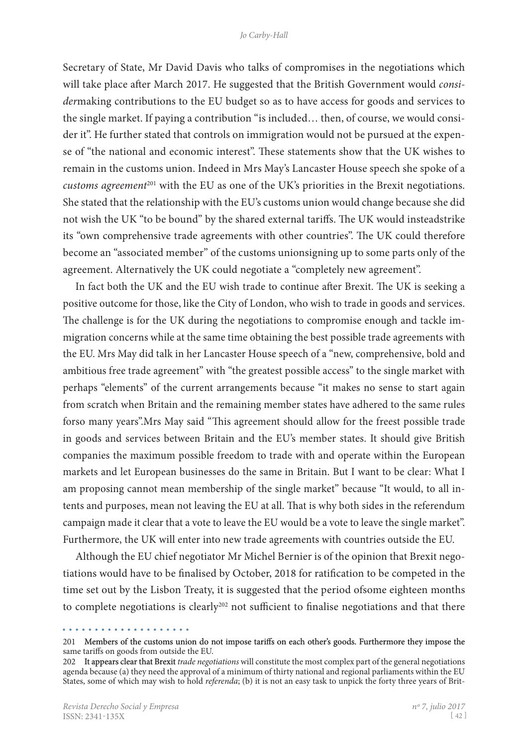Secretary of State, Mr David Davis who talks of compromises in the negotiations which will take place after March 2017. He suggested that the British Government would *consider*making contributions to the EU budget so as to have access for goods and services to the single market. If paying a contribution "is included… then, of course, we would consider it". He further stated that controls on immigration would not be pursued at the expense of "the national and economic interest". These statements show that the UK wishes to remain in the customs union. Indeed in Mrs May's Lancaster House speech she spoke of a *customs agreement*[201] with the EU as one of the UK's priorities in the Brexit negotiations. She stated that the relationship with the EU's customs union would change because she did not wish the UK "to be bound" by the shared external tariffs. The UK would insteadstrike its "own comprehensive trade agreements with other countries". The UK could therefore become an "associated member" of the customs unionsigning up to some parts only of the agreement. Alternatively the UK could negotiate a "completely new agreement".

In fact both the UK and the EU wish trade to continue after Brexit. The UK is seeking a positive outcome for those, like the City of London, who wish to trade in goods and services. The challenge is for the UK during the negotiations to compromise enough and tackle immigration concerns while at the same time obtaining the best possible trade agreements with the EU. Mrs May did talk in her Lancaster House speech of a "new, comprehensive, bold and ambitious free trade agreement" with "the greatest possible access" to the single market with perhaps "elements" of the current arrangements because "it makes no sense to start again from scratch when Britain and the remaining member states have adhered to the same rules forso many years".Mrs May said "This agreement should allow for the freest possible trade in goods and services between Britain and the EU's member states. It should give British companies the maximum possible freedom to trade with and operate within the European markets and let European businesses do the same in Britain. But I want to be clear: What I am proposing cannot mean membership of the single market" because "It would, to all intents and purposes, mean not leaving the EU at all. That is why both sides in the referendum campaign made it clear that a vote to leave the EU would be a vote to leave the single market". Furthermore, the UK will enter into new trade agreements with countries outside the EU.

Although the EU chief negotiator Mr Michel Bernier is of the opinion that Brexit negotiations would have to be finalised by October, 2018 for ratification to be competed in the time set out by the Lisbon Treaty, it is suggested that the period ofsome eighteen months to complete negotiations is clearly[202] not sufficient to finalise negotiations and that there

---

201 Members of the customs union do not impose tariffs on each other's goods. Furthermore they impose the same tariffs on goods from outside the EU.

202 It appears clear that Brexit *trade negotiations* will constitute the most complex part of the general negotiations agenda because (a) they need the approval of a minimum of thirty national and regional parliaments within the EU States, some of which may wish to hold *referenda*; (b) it is not an easy task to unpick the forty three years of Brit-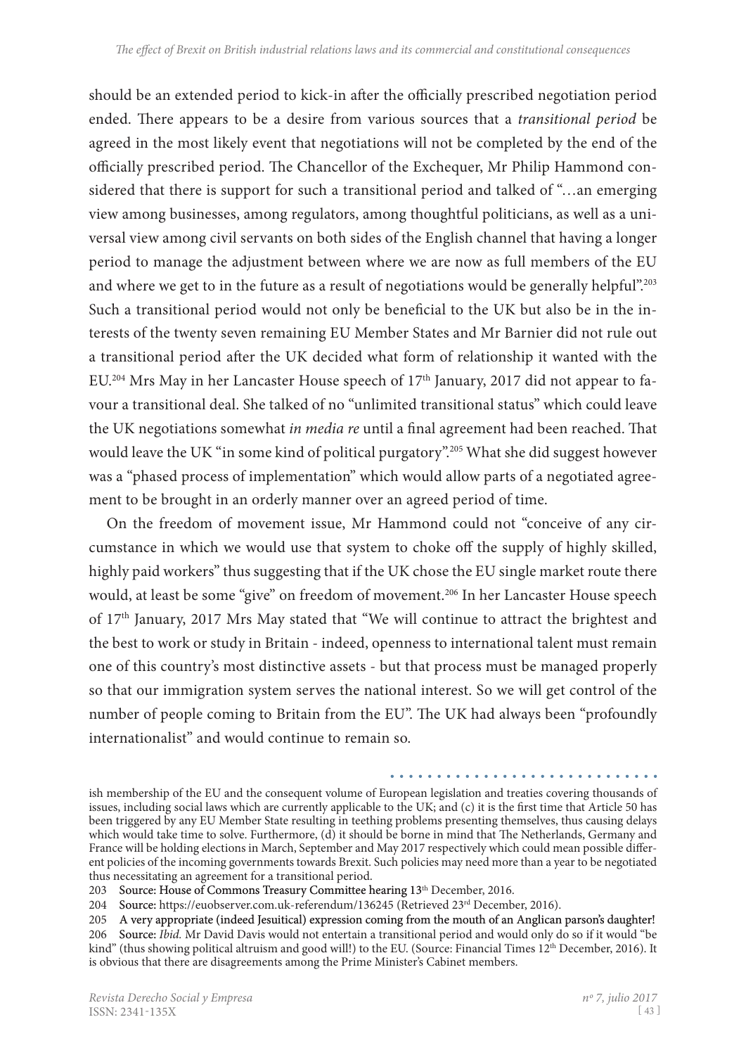should be an extended period to kick-in after the officially prescribed negotiation period ended. There appears to be a desire from various sources that a *transitional period* be agreed in the most likely event that negotiations will not be completed by the end of the officially prescribed period. The Chancellor of the Exchequer, Mr Philip Hammond considered that there is support for such a transitional period and talked of "…an emerging view among businesses, among regulators, among thoughtful politicians, as well as a universal view among civil servants on both sides of the English channel that having a longer period to manage the adjustment between where we are now as full members of the EU and where we get to in the future as a result of negotiations would be generally helpful".[203] Such a transitional period would not only be beneficial to the UK but also be in the interests of the twenty seven remaining EU Member States and Mr Barnier did not rule out a transitional period after the UK decided what form of relationship it wanted with the EU.[204] Mrs May in her Lancaster House speech of 17th January, 2017 did not appear to favour a transitional deal. She talked of no "unlimited transitional status" which could leave the UK negotiations somewhat *in media re* until a final agreement had been reached. That would leave the UK "in some kind of political purgatory".[205] What she did suggest however was a "phased process of implementation" which would allow parts of a negotiated agreement to be brought in an orderly manner over an agreed period of time.

On the freedom of movement issue, Mr Hammond could not "conceive of any circumstance in which we would use that system to choke off the supply of highly skilled, highly paid workers" thus suggesting that if the UK chose the EU single market route there would, at least be some "give" on freedom of movement.[206] In her Lancaster House speech of 17th January, 2017 Mrs May stated that "We will continue to attract the brightest and the best to work or study in Britain - indeed, openness to international talent must remain one of this country's most distinctive assets - but that process must be managed properly so that our immigration system serves the national interest. So we will get control of the number of people coming to Britain from the EU". The UK had always been "profoundly internationalist" and would continue to remain so.

---

ish membership of the EU and the consequent volume of European legislation and treaties covering thousands of issues, including social laws which are currently applicable to the UK; and (c) it is the first time that Article 50 has been triggered by any EU Member State resulting in teething problems presenting themselves, thus causing delays which would take time to solve. Furthermore, (d) it should be borne in mind that The Netherlands, Germany and France will be holding elections in March, September and May 2017 respectively which could mean possible different policies of the incoming governments towards Brexit. Such policies may need more than a year to be negotiated thus necessitating an agreement for a transitional period.

203 Source: House of Commons Treasury Committee hearing 13th December, 2016.

204 Source: https://euobserver.com.uk-referendum/136245 (Retrieved 23rd December, 2016).

205 A very appropriate (indeed Jesuitical) expression coming from the mouth of an Anglican parson's daughter!

206 Source: *Ibid.* Mr David Davis would not entertain a transitional period and would only do so if it would "be kind" (thus showing political altruism and good will!) to the EU. (Source: Financial Times 12th December, 2016). It is obvious that there are disagreements among the Prime Minister's Cabinet members.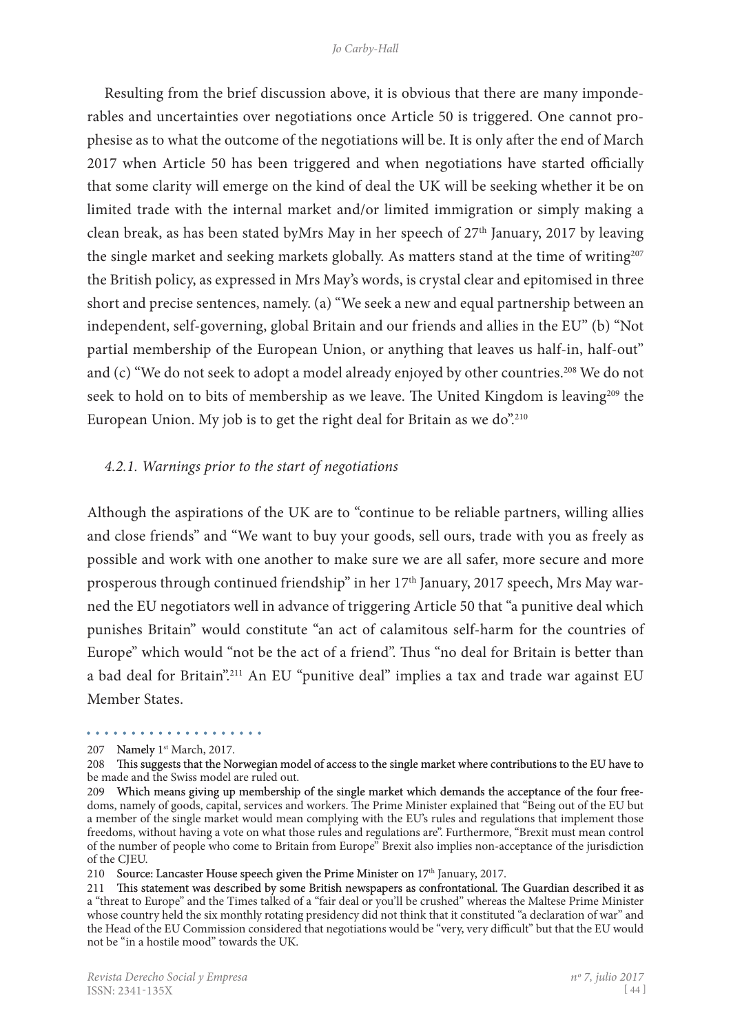Resulting from the brief discussion above, it is obvious that there are many imponderables and uncertainties over negotiations once Article 50 is triggered. One cannot prophesise as to what the outcome of the negotiations will be. It is only after the end of March 2017 when Article 50 has been triggered and when negotiations have started officially that some clarity will emerge on the kind of deal the UK will be seeking whether it be on limited trade with the internal market and/or limited immigration or simply making a clean break, as has been stated byMrs May in her speech of 27th January, 2017 by leaving the single market and seeking markets globally. As matters stand at the time of writing[207] the British policy, as expressed in Mrs May's words, is crystal clear and epitomised in three short and precise sentences, namely. (a) "We seek a new and equal partnership between an independent, self-governing, global Britain and our friends and allies in the EU" (b) "Not partial membership of the European Union, or anything that leaves us half-in, half-out" and (c) "We do not seek to adopt a model already enjoyed by other countries.[208] We do not seek to hold on to bits of membership as we leave. The United Kingdom is leaving[209] the European Union. My job is to get the right deal for Britain as we do".[210]

### *4.2.1. Warnings prior to the start of negotiations*

Although the aspirations of the UK are to "continue to be reliable partners, willing allies and close friends" and "We want to buy your goods, sell ours, trade with you as freely as possible and work with one another to make sure we are all safer, more secure and more prosperous through continued friendship" in her 17th January, 2017 speech, Mrs May warned the EU negotiators well in advance of triggering Article 50 that "a punitive deal which punishes Britain" would constitute "an act of calamitous self-harm for the countries of Europe" which would "not be the act of a friend". Thus "no deal for Britain is better than a bad deal for Britain".[211] An EU "punitive deal" implies a tax and trade war against EU Member States.

---

207 Namely 1st March, 2017.

208 This suggests that the Norwegian model of access to the single market where contributions to the EU have to be made and the Swiss model are ruled out.

209 Which means giving up membership of the single market which demands the acceptance of the four freedoms, namely of goods, capital, services and workers. The Prime Minister explained that "Being out of the EU but a member of the single market would mean complying with the EU's rules and regulations that implement those freedoms, without having a vote on what those rules and regulations are". Furthermore, "Brexit must mean control of the number of people who come to Britain from Europe" Brexit also implies non-acceptance of the jurisdiction of the CJEU.

210 Source: Lancaster House speech given the Prime Minister on 17th January, 2017.

211 This statement was described by some British newspapers as confrontational. The Guardian described it as a "threat to Europe" and the Times talked of a "fair deal or you'll be crushed" whereas the Maltese Prime Minister whose country held the six monthly rotating presidency did not think that it constituted "a declaration of war" and the Head of the EU Commission considered that negotiations would be "very, very difficult" but that the EU would not be "in a hostile mood" towards the UK.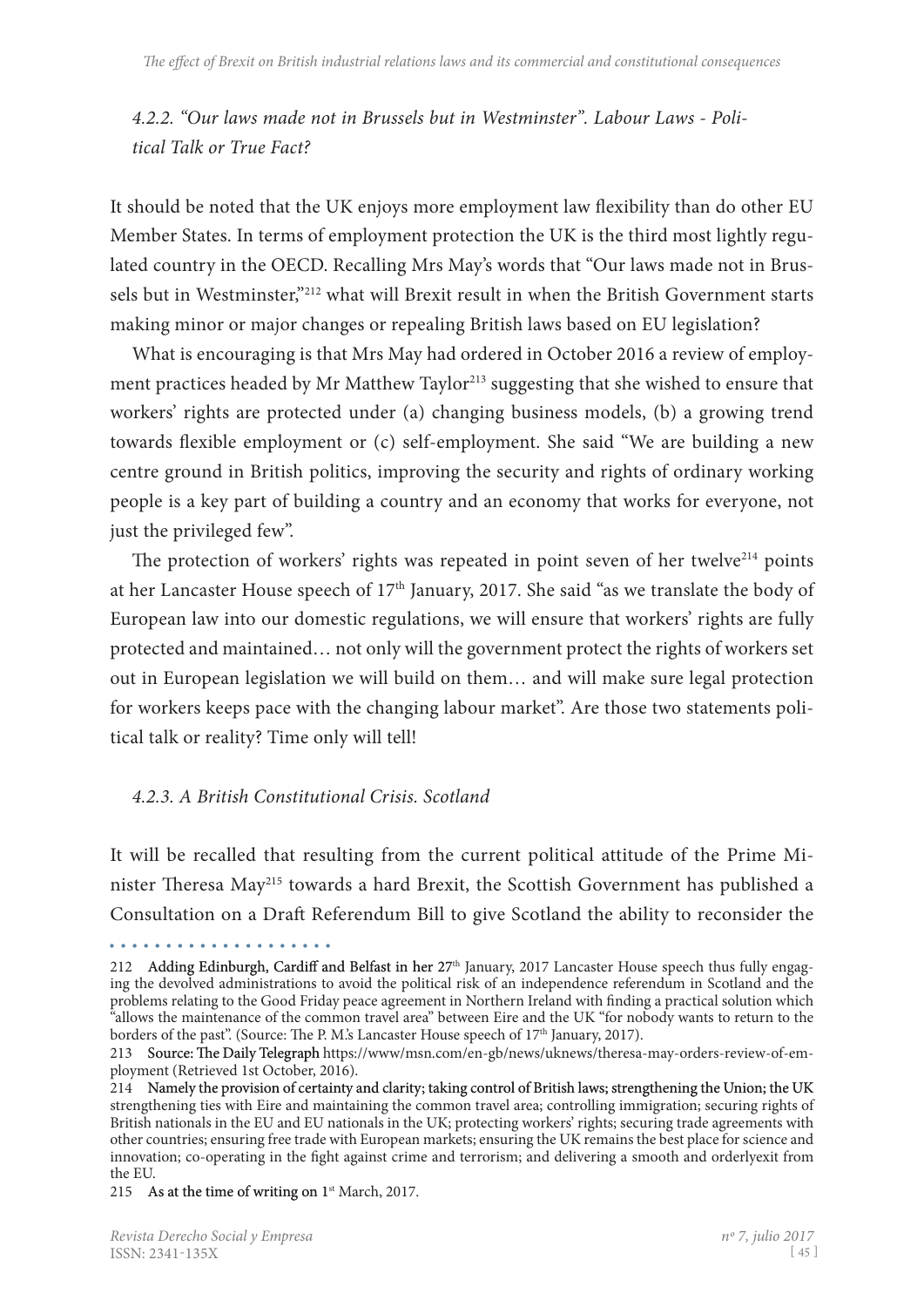### *4.2.2. "Our laws made not in Brussels but in Westminster". Labour Laws - Political Talk or True Fact?*

It should be noted that the UK enjoys more employment law flexibility than do other EU Member States. In terms of employment protection the UK is the third most lightly regulated country in the OECD. Recalling Mrs May's words that "Our laws made not in Brussels but in Westminster,"[212] what will Brexit result in when the British Government starts making minor or major changes or repealing British laws based on EU legislation?

What is encouraging is that Mrs May had ordered in October 2016 a review of employment practices headed by Mr Matthew Taylor[213] suggesting that she wished to ensure that workers' rights are protected under (a) changing business models, (b) a growing trend towards flexible employment or (c) self-employment. She said "We are building a new centre ground in British politics, improving the security and rights of ordinary working people is a key part of building a country and an economy that works for everyone, not just the privileged few".

The protection of workers' rights was repeated in point seven of her twelve[214] points at her Lancaster House speech of 17th January, 2017. She said "as we translate the body of European law into our domestic regulations, we will ensure that workers' rights are fully protected and maintained… not only will the government protect the rights of workers set out in European legislation we will build on them… and will make sure legal protection for workers keeps pace with the changing labour market". Are those two statements political talk or reality? Time only will tell!

### *4.2.3. A British Constitutional Crisis. Scotland*

It will be recalled that resulting from the current political attitude of the Prime Minister Theresa May[215] towards a hard Brexit, the Scottish Government has published a Consultation on a Draft Referendum Bill to give Scotland the ability to reconsider the

---

212 Adding Edinburgh, Cardiff and Belfast in her 27th January, 2017 Lancaster House speech thus fully engaging the devolved administrations to avoid the political risk of an independence referendum in Scotland and the problems relating to the Good Friday peace agreement in Northern Ireland with finding a practical solution which "allows the maintenance of the common travel area" between Eire and the UK "for nobody wants to return to the borders of the past". (Source: The P. M.'s Lancaster House speech of 17th January, 2017).

213 Source: The Daily Telegraph https://www/msn.com/en-gb/news/uknews/theresa-may-orders-review-of-employment (Retrieved 1st October, 2016).

214 Namely the provision of certainty and clarity; taking control of British laws; strengthening the Union; the UK strengthening ties with Eire and maintaining the common travel area; controlling immigration; securing rights of British nationals in the EU and EU nationals in the UK; protecting workers' rights; securing trade agreements with other countries; ensuring free trade with European markets; ensuring the UK remains the best place for science and innovation; co-operating in the fight against crime and terrorism; and delivering a smooth and orderlyexit from the EU.

215 As at the time of writing on 1st March, 2017.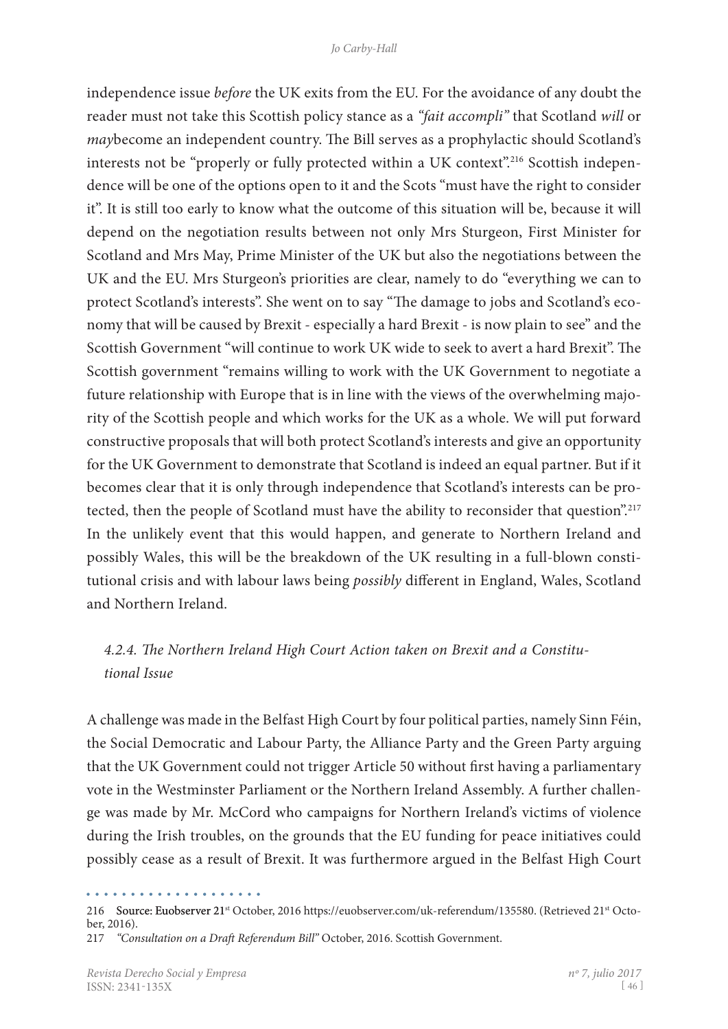independence issue *before* the UK exits from the EU. For the avoidance of any doubt the reader must not take this Scottish policy stance as a *"fait accompli"* that Scotland *will* or *may*become an independent country. The Bill serves as a prophylactic should Scotland's interests not be "properly or fully protected within a UK context".[216] Scottish independence will be one of the options open to it and the Scots "must have the right to consider it". It is still too early to know what the outcome of this situation will be, because it will depend on the negotiation results between not only Mrs Sturgeon, First Minister for Scotland and Mrs May, Prime Minister of the UK but also the negotiations between the UK and the EU. Mrs Sturgeon's priorities are clear, namely to do "everything we can to protect Scotland's interests". She went on to say "The damage to jobs and Scotland's economy that will be caused by Brexit - especially a hard Brexit - is now plain to see" and the Scottish Government "will continue to work UK wide to seek to avert a hard Brexit". The Scottish government "remains willing to work with the UK Government to negotiate a future relationship with Europe that is in line with the views of the overwhelming majority of the Scottish people and which works for the UK as a whole. We will put forward constructive proposals that will both protect Scotland's interests and give an opportunity for the UK Government to demonstrate that Scotland is indeed an equal partner. But if it becomes clear that it is only through independence that Scotland's interests can be protected, then the people of Scotland must have the ability to reconsider that question".[217] In the unlikely event that this would happen, and generate to Northern Ireland and possibly Wales, this will be the breakdown of the UK resulting in a full-blown constitutional crisis and with labour laws being *possibly* different in England, Wales, Scotland and Northern Ireland.

#### *4.2.4. The Northern Ireland High Court Action taken on Brexit and a Constitutional Issue*

A challenge was made in the Belfast High Court by four political parties, namely Sinn Féin, the Social Democratic and Labour Party, the Alliance Party and the Green Party arguing that the UK Government could not trigger Article 50 without first having a parliamentary vote in the Westminster Parliament or the Northern Ireland Assembly. A further challenge was made by Mr. McCord who campaigns for Northern Ireland's victims of violence during the Irish troubles, on the grounds that the EU funding for peace initiatives could possibly cease as a result of Brexit. It was furthermore argued in the Belfast High Court

---

216 **Source: Euobserver 21st** October, 2016 https://euobserver.com/uk-referendum/135580. (Retrieved 21st October, 2016).

217 *"Consultation on a Draft Referendum Bill"* October, 2016. Scottish Government.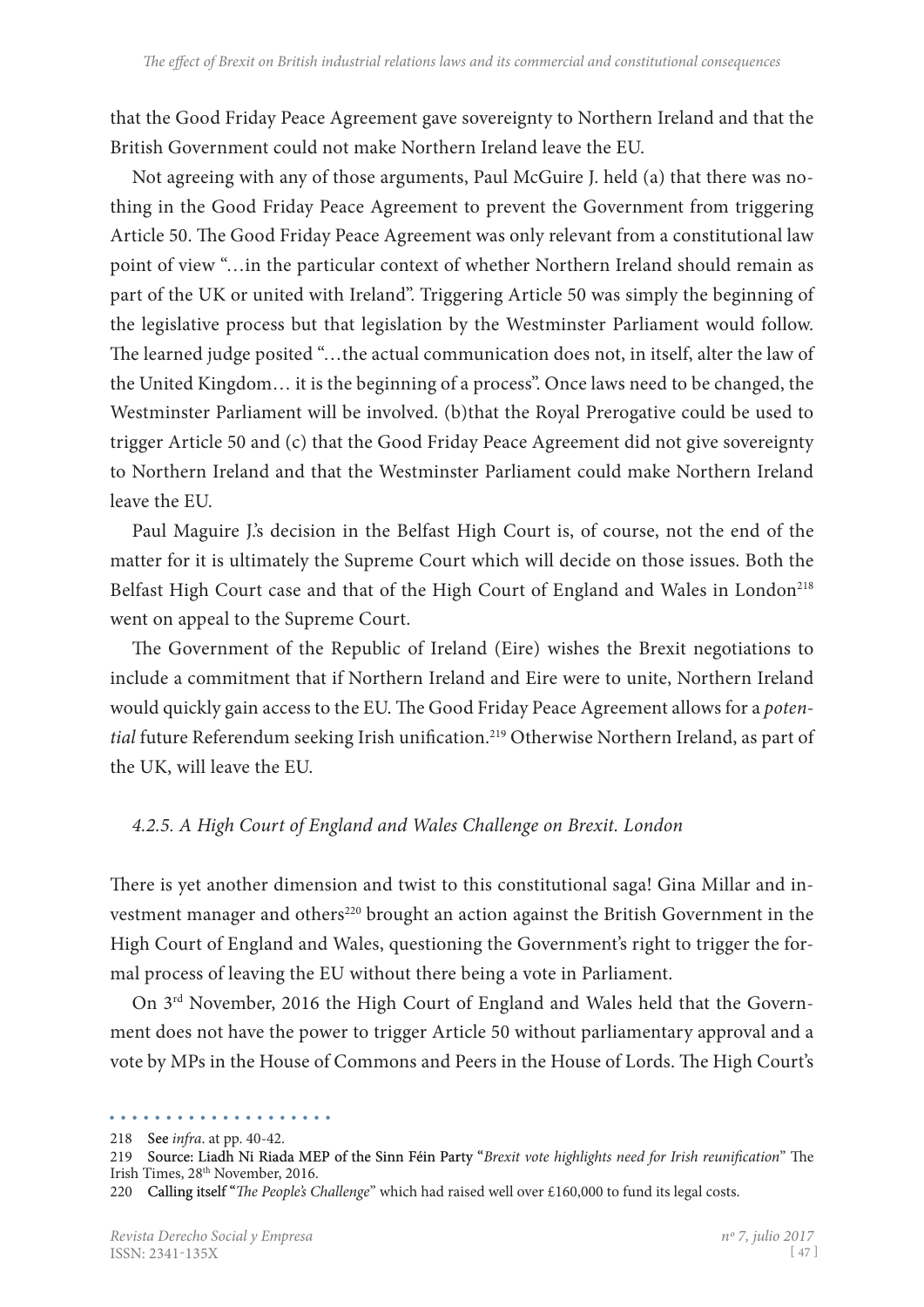that the Good Friday Peace Agreement gave sovereignty to Northern Ireland and that the British Government could not make Northern Ireland leave the EU.

Not agreeing with any of those arguments, Paul McGuire J. held (a) that there was nothing in the Good Friday Peace Agreement to prevent the Government from triggering Article 50. The Good Friday Peace Agreement was only relevant from a constitutional law point of view "…in the particular context of whether Northern Ireland should remain as part of the UK or united with Ireland". Triggering Article 50 was simply the beginning of the legislative process but that legislation by the Westminster Parliament would follow. The learned judge posited "…the actual communication does not, in itself, alter the law of the United Kingdom… it is the beginning of a process". Once laws need to be changed, the Westminster Parliament will be involved. (b)that the Royal Prerogative could be used to trigger Article 50 and (c) that the Good Friday Peace Agreement did not give sovereignty to Northern Ireland and that the Westminster Parliament could make Northern Ireland leave the EU.

Paul Maguire J.'s decision in the Belfast High Court is, of course, not the end of the matter for it is ultimately the Supreme Court which will decide on those issues. Both the Belfast High Court case and that of the High Court of England and Wales in London[218] went on appeal to the Supreme Court.

The Government of the Republic of Ireland (Eire) wishes the Brexit negotiations to include a commitment that if Northern Ireland and Eire were to unite, Northern Ireland would quickly gain access to the EU. The Good Friday Peace Agreement allows for a *potential* future Referendum seeking Irish unification.[219] Otherwise Northern Ireland, as part of the UK, will leave the EU.

#### *4.2.5. A High Court of England and Wales Challenge on Brexit. London*

There is yet another dimension and twist to this constitutional saga! Gina Millar and investment manager and others[220] brought an action against the British Government in the High Court of England and Wales, questioning the Government's right to trigger the formal process of leaving the EU without there being a vote in Parliament.

On 3rd November, 2016 the High Court of England and Wales held that the Government does not have the power to trigger Article 50 without parliamentary approval and a vote by MPs in the House of Commons and Peers in the House of Lords. The High Court's

---

218 See *infra*. at pp. 40-42.

219 Source: Liadh Ni Riada MEP of the Sinn Féin Party "*Brexit vote highlights need for Irish reunification*" The Irish Times, 28th November, 2016.

220 Calling itself "*The People's Challenge*" which had raised well over £160,000 to fund its legal costs.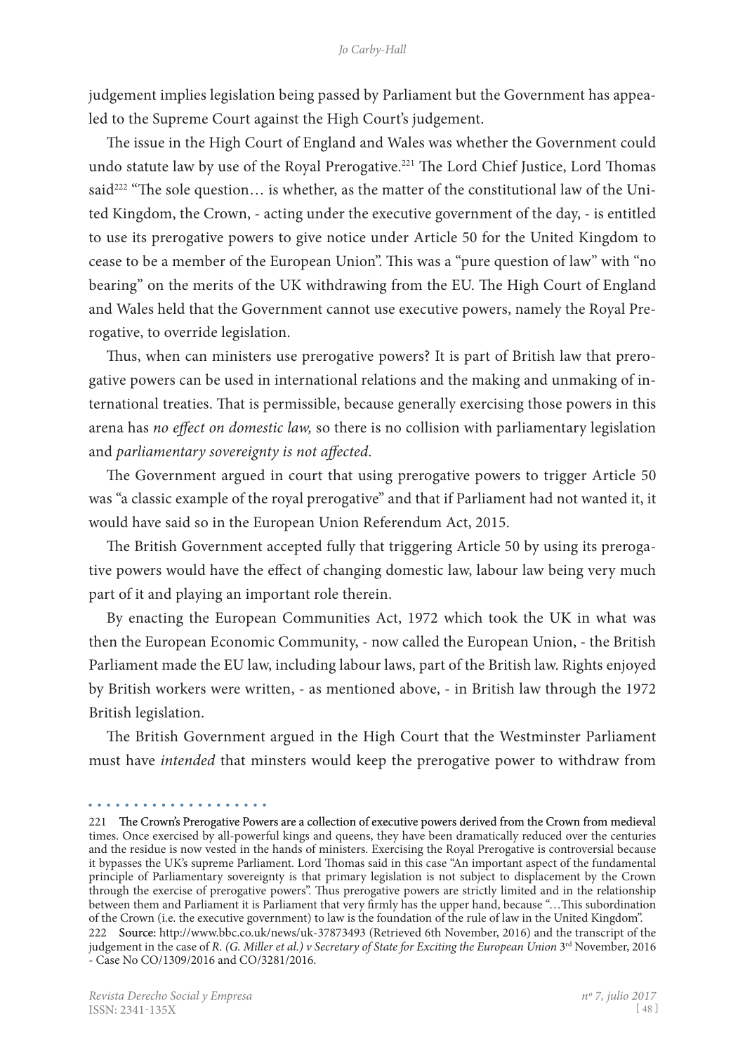judgement implies legislation being passed by Parliament but the Government has appealed to the Supreme Court against the High Court's judgement.

The issue in the High Court of England and Wales was whether the Government could undo statute law by use of the Royal Prerogative.[221] The Lord Chief Justice, Lord Thomas said[222] "The sole question… is whether, as the matter of the constitutional law of the United Kingdom, the Crown, - acting under the executive government of the day, - is entitled to use its prerogative powers to give notice under Article 50 for the United Kingdom to cease to be a member of the European Union". This was a "pure question of law" with "no bearing" on the merits of the UK withdrawing from the EU. The High Court of England and Wales held that the Government cannot use executive powers, namely the Royal Prerogative, to override legislation.

Thus, when can ministers use prerogative powers? It is part of British law that prerogative powers can be used in international relations and the making and unmaking of international treaties. That is permissible, because generally exercising those powers in this arena has *no effect on domestic law,* so there is no collision with parliamentary legislation and *parliamentary sovereignty is not affected*.

The Government argued in court that using prerogative powers to trigger Article 50 was "a classic example of the royal prerogative" and that if Parliament had not wanted it, it would have said so in the European Union Referendum Act, 2015.

The British Government accepted fully that triggering Article 50 by using its prerogative powers would have the effect of changing domestic law, labour law being very much part of it and playing an important role therein.

By enacting the European Communities Act, 1972 which took the UK in what was then the European Economic Community, - now called the European Union, - the British Parliament made the EU law, including labour laws, part of the British law. Rights enjoyed by British workers were written, - as mentioned above, - in British law through the 1972 British legislation.

The British Government argued in the High Court that the Westminster Parliament must have *intended* that ministers would keep the prerogative power to withdraw from

---

221 The Crown's Prerogative Powers are a collection of executive powers derived from the Crown from medieval times. Once exercised by all-powerful kings and queens, they have been dramatically reduced over the centuries and the residue is now vested in the hands of ministers. Exercising the Royal Prerogative is controversial because it bypasses the UK's supreme Parliament. Lord Thomas said in this case "An important aspect of the fundamental principle of Parliamentary sovereignty is that primary legislation is not subject to displacement by the Crown through the exercise of prerogative powers". Thus prerogative powers are strictly limited and in the relationship between them and Parliament it is Parliament that very firmly has the upper hand, because "…This subordination of the Crown (i.e. the executive government) to law is the foundation of the rule of law in the United Kingdom".

222 Source: http://www.bbc.co.uk/news/uk-37873493 (Retrieved 6th November, 2016) and the transcript of the judgement in the case of *R. (G. Miller et al.) v Secretary of State for Exciting the European Union* 3rd November, 2016 - Case No CO/1309/2016 and CO/3281/2016.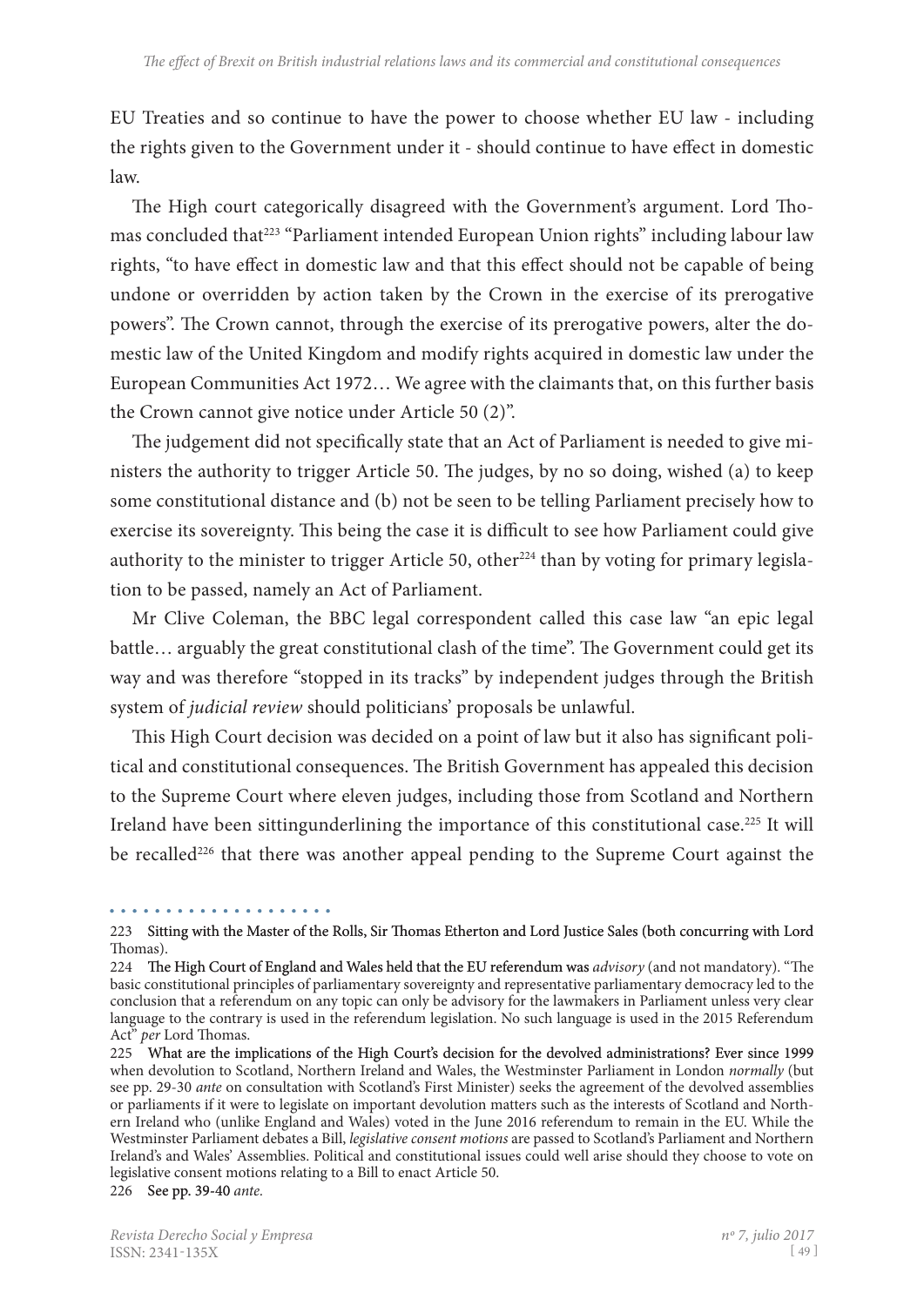EU Treaties and so continue to have the power to choose whether EU law - including the rights given to the Government under it - should continue to have effect in domestic law.

The High court categorically disagreed with the Government's argument. Lord Thomas concluded that[223] "Parliament intended European Union rights" including labour law rights, "to have effect in domestic law and that this effect should not be capable of being undone or overridden by action taken by the Crown in the exercise of its prerogative powers". The Crown cannot, through the exercise of its prerogative powers, alter the domestic law of the United Kingdom and modify rights acquired in domestic law under the European Communities Act 1972… We agree with the claimants that, on this further basis the Crown cannot give notice under Article 50 (2)".

The judgement did not specifically state that an Act of Parliament is needed to give ministers the authority to trigger Article 50. The judges, by no so doing, wished (a) to keep some constitutional distance and (b) not be seen to be telling Parliament precisely how to exercise its sovereignty. This being the case it is difficult to see how Parliament could give authority to the minister to trigger Article 50, other[224] than by voting for primary legislation to be passed, namely an Act of Parliament.

Mr Clive Coleman, the BBC legal correspondent called this case law "an epic legal battle… arguably the great constitutional clash of the time". The Government could get its way and was therefore "stopped in its tracks" by independent judges through the British system of *judicial review* should politicians' proposals be unlawful.

This High Court decision was decided on a point of law but it also has significant political and constitutional consequences. The British Government has appealed this decision to the Supreme Court where eleven judges, including those from Scotland and Northern Ireland have been sittingunderlining the importance of this constitutional case.[225] It will be recalled[226] that there was another appeal pending to the Supreme Court against the

---

223 Sitting with the Master of the Rolls, Sir Thomas Etherton and Lord Justice Sales (both concurring with Lord Thomas).

224 The High Court of England and Wales held that the EU referendum was *advisory* (and not mandatory). "The basic constitutional principles of parliamentary sovereignty and representative parliamentary democracy led to the conclusion that a referendum on any topic can only be advisory for the lawmakers in Parliament unless very clear language to the contrary is used in the referendum legislation. No such language is used in the 2015 Referendum Act" *per* Lord Thomas.

225 What are the implications of the High Court's decision for the devolved administrations? Ever since 1999 when devolution to Scotland, Northern Ireland and Wales, the Westminster Parliament in London *normally* (but see pp. 29-30 *ante* on consultation with Scotland's First Minister) seeks the agreement of the devolved assemblies or parliaments if it were to legislate on important devolution matters such as the interests of Scotland and Northern Ireland who (unlike England and Wales) voted in the June 2016 referendum to remain in the EU. While the Westminster Parliament debates a Bill, *legislative consent motions* are passed to Scotland's Parliament and Northern Ireland's and Wales' Assemblies. Political and constitutional issues could well arise should they choose to vote on legislative consent motions relating to a Bill to enact Article 50.

226 See pp. 39-40 *ante*.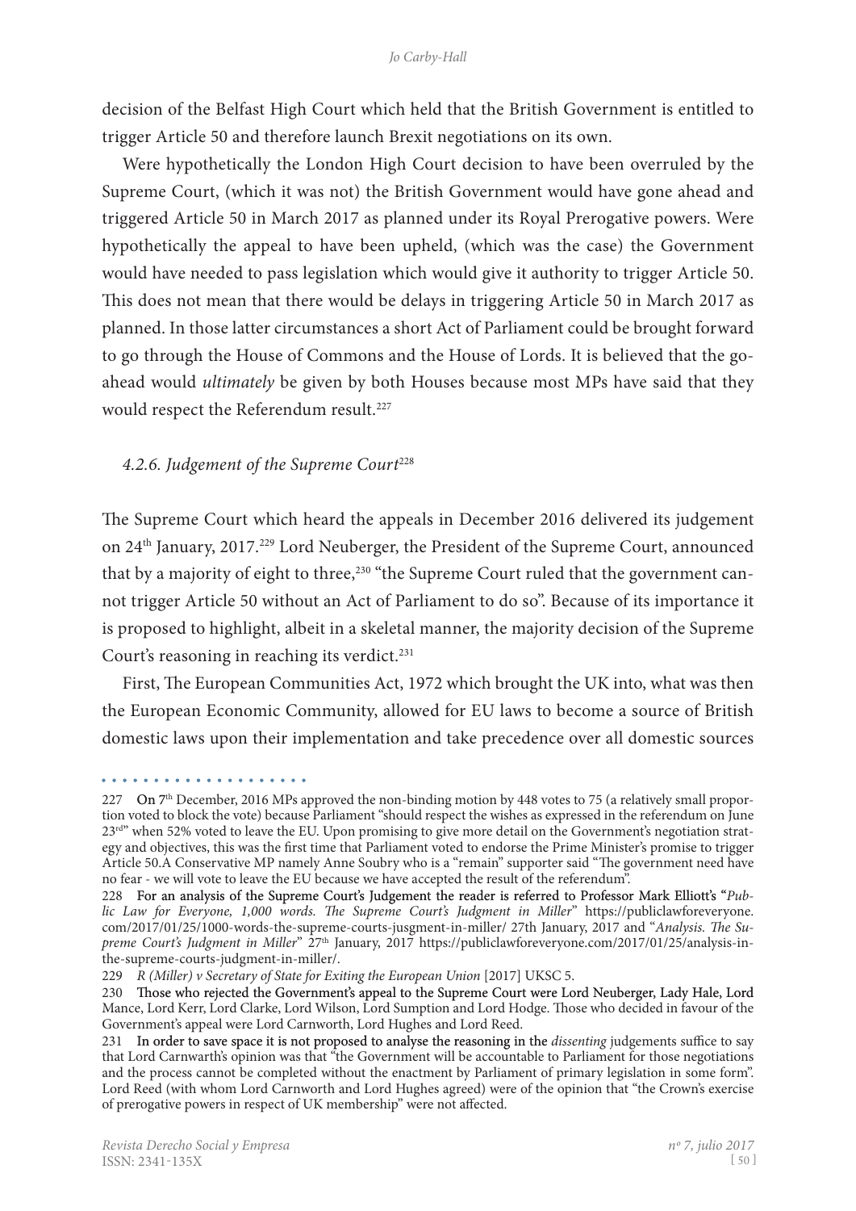decision of the Belfast High Court which held that the British Government is entitled to trigger Article 50 and therefore launch Brexit negotiations on its own.

Were hypothetically the London High Court decision to have been overruled by the Supreme Court, (which it was not) the British Government would have gone ahead and triggered Article 50 in March 2017 as planned under its Royal Prerogative powers. Were hypothetically the appeal to have been upheld, (which was the case) the Government would have needed to pass legislation which would give it authority to trigger Article 50. This does not mean that there would be delays in triggering Article 50 in March 2017 as planned. In those latter circumstances a short Act of Parliament could be brought forward to go through the House of Commons and the House of Lords. It is believed that the go-ahead would *ultimately* be given by both Houses because most MPs have said that they would respect the Referendum result.[227]

### *4.2.6. Judgement of the Supreme Court*[228]

The Supreme Court which heard the appeals in December 2016 delivered its judgement on 24th January, 2017.[229] Lord Neuberger, the President of the Supreme Court, announced that by a majority of eight to three,[230] "the Supreme Court ruled that the government cannot trigger Article 50 without an Act of Parliament to do so". Because of its importance it is proposed to highlight, albeit in a skeletal manner, the majority decision of the Supreme Court's reasoning in reaching its verdict.[231]

First, The European Communities Act, 1972 which brought the UK into, what was then the European Economic Community, allowed for EU laws to become a source of British domestic laws upon their implementation and take precedence over all domestic sources

---

227 On 7th December, 2016 MPs approved the non-binding motion by 448 votes to 75 (a relatively small proportion voted to block the vote) because Parliament "should respect the wishes as expressed in the referendum on June 23rd" when 52% voted to leave the EU. Upon promising to give more detail on the Government's negotiation strategy and objectives, this was the first time that Parliament voted to endorse the Prime Minister's promise to trigger Article 50.A Conservative MP namely Anne Soubry who is a "remain" supporter said "The government need have no fear - we will vote to leave the EU because we have accepted the result of the referendum".

228 For an analysis of the Supreme Court's Judgement the reader is referred to Professor Mark Elliott's "*Public Law for Everyone, 1,000 words. The Supreme Court's Judgment in Miller*" https://publiclawforeveryone.com/2017/01/25/1000-words-the-supreme-courts-jusgment-in-miller/ 27th January, 2017 and "*Analysis. The Supreme Court's Judgment in Miller*" 27th January, 2017 https://publiclawforeveryone.com/2017/01/25/analysis-in-the-supreme-courts-judgment-in-miller/.

229 *R (Miller) v Secretary of State for Exiting the European Union* [2017] UKSC 5.

230 Those who rejected the Government's appeal to the Supreme Court were Lord Neuberger, Lady Hale, Lord Mance, Lord Kerr, Lord Clarke, Lord Wilson, Lord Sumption and Lord Hodge. Those who decided in favour of the Government's appeal were Lord Carnworth, Lord Hughes and Lord Reed.

231 In order to save space it is not proposed to analyse the reasoning in the *dissenting* judgements suffice to say that Lord Carnwarth's opinion was that "the Government will be accountable to Parliament for those negotiations and the process cannot be completed without the enactment by Parliament of primary legislation in some form". Lord Reed (with whom Lord Carnworth and Lord Hughes agreed) were of the opinion that "the Crown's exercise of prerogative powers in respect of UK membership" were not affected.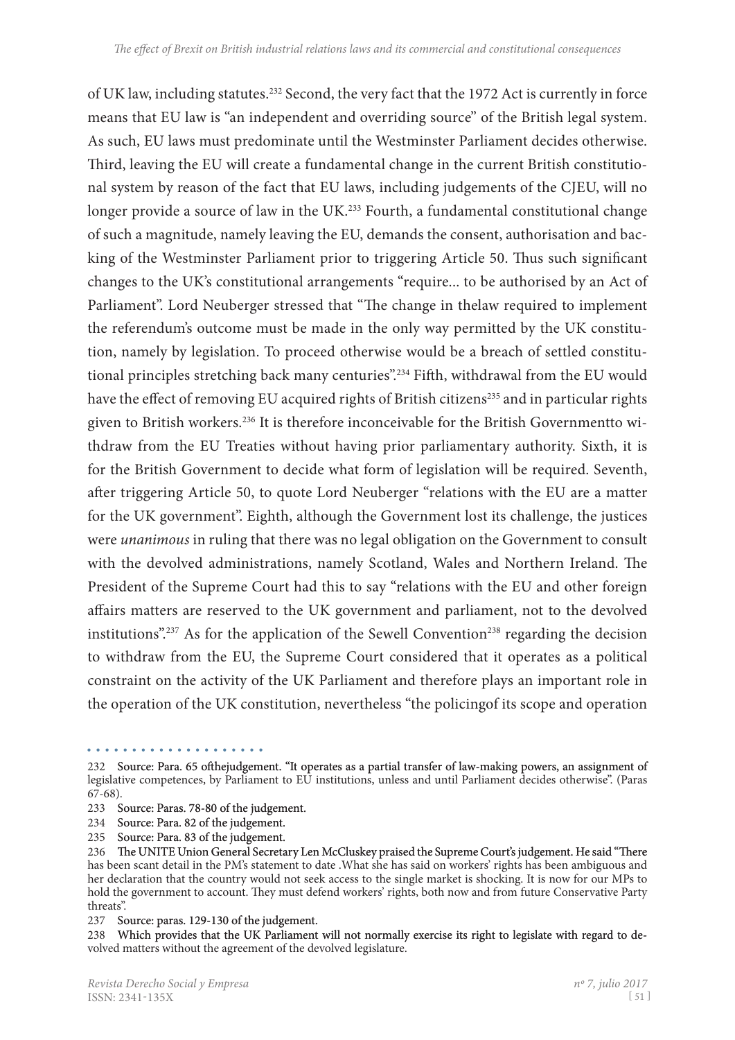of UK law, including statutes.[232] Second, the very fact that the 1972 Act is currently in force means that EU law is "an independent and overriding source" of the British legal system. As such, EU laws must predominate until the Westminster Parliament decides otherwise. Third, leaving the EU will create a fundamental change in the current British constitutional system by reason of the fact that EU laws, including judgements of the CJEU, will no longer provide a source of law in the UK.[233] Fourth, a fundamental constitutional change of such a magnitude, namely leaving the EU, demands the consent, authorisation and backing of the Westminster Parliament prior to triggering Article 50. Thus such significant changes to the UK's constitutional arrangements "require... to be authorised by an Act of Parliament". Lord Neuberger stressed that "The change in thelaw required to implement the referendum's outcome must be made in the only way permitted by the UK constitution, namely by legislation. To proceed otherwise would be a breach of settled constitutional principles stretching back many centuries".[234] Fifth, withdrawal from the EU would have the effect of removing EU acquired rights of British citizens[235] and in particular rights given to British workers.[236] It is therefore inconceivable for the British Governmentto withdraw from the EU Treaties without having prior parliamentary authority. Sixth, it is for the British Government to decide what form of legislation will be required. Seventh, after triggering Article 50, to quote Lord Neuberger "relations with the EU are a matter for the UK government". Eighth, although the Government lost its challenge, the justices were *unanimous* in ruling that there was no legal obligation on the Government to consult with the devolved administrations, namely Scotland, Wales and Northern Ireland. The President of the Supreme Court had this to say "relations with the EU and other foreign affairs matters are reserved to the UK government and parliament, not to the devolved institutions".[237] As for the application of the Sewell Convention[238] regarding the decision to withdraw from the EU, the Supreme Court considered that it operates as a political constraint on the activity of the UK Parliament and therefore plays an important role in the operation of the UK constitution, nevertheless "the policingof its scope and operation

---

232 Source: Para. 65 ofthejudgement. "It operates as a partial transfer of law-making powers, an assignment of legislative competences, by Parliament to EU institutions, unless and until Parliament decides otherwise". (Paras 67-68).

233 Source: Paras. 78-80 of the judgement.

234 Source: Para. 82 of the judgement.

235 Source: Para. 83 of the judgement.

236 The UNITE Union General Secretary Len McCluskey praised the Supreme Court's judgement. He said "There has been scant detail in the PM's statement to date .What she has said on workers' rights has been ambiguous and her declaration that the country would not seek access to the single market is shocking. It is now for our MPs to hold the government to account. They must defend workers' rights, both now and from future Conservative Party threats".

237 Source: paras. 129-130 of the judgement.

238 Which provides that the UK Parliament will not normally exercise its right to legislate with regard to devolved matters without the agreement of the devolved legislature.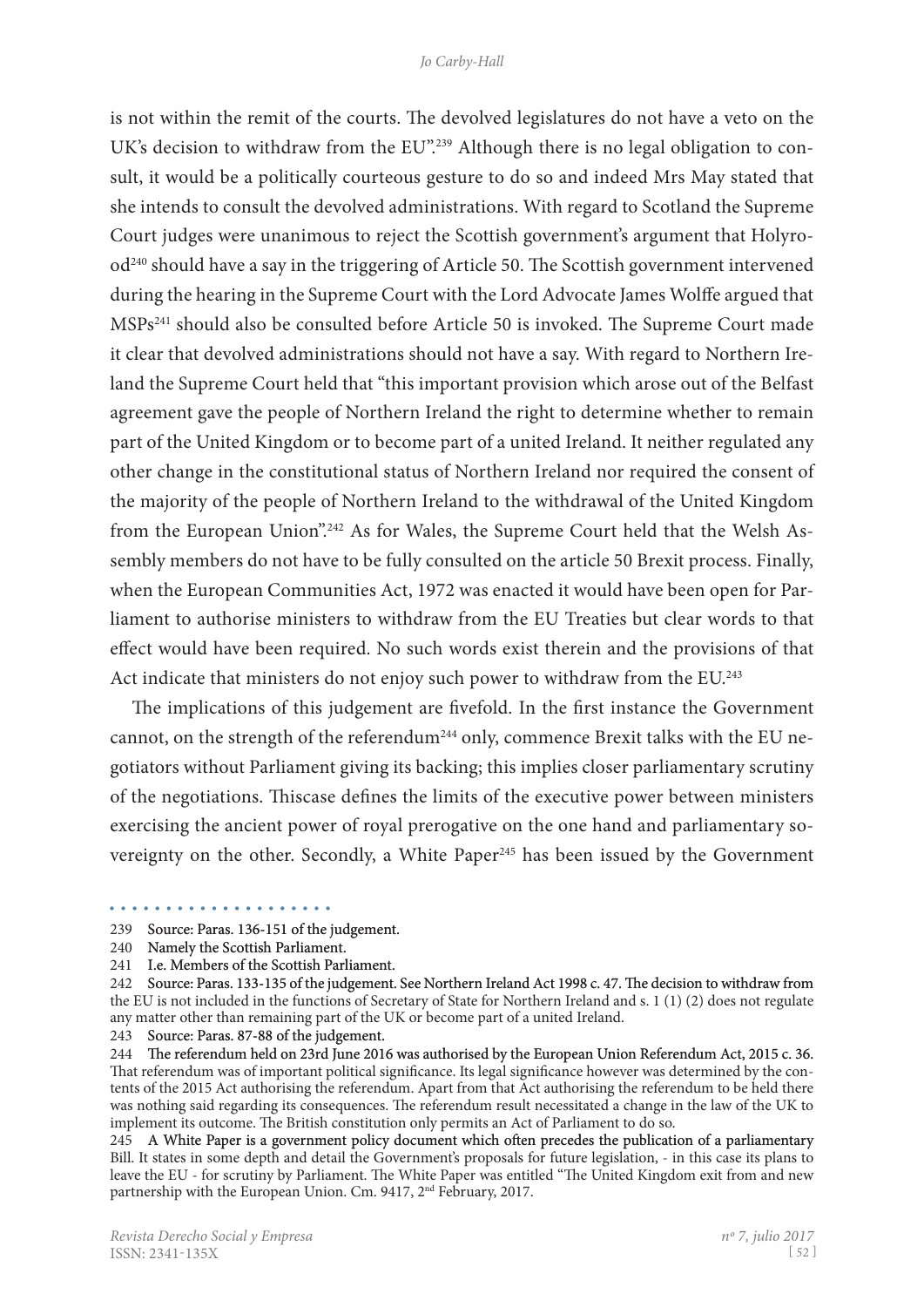is not within the remit of the courts. The devolved legislatures do not have a veto on the UK's decision to withdraw from the EU".[239] Although there is no legal obligation to consult, it would be a politically courteous gesture to do so and indeed Mrs May stated that she intends to consult the devolved administrations. With regard to Scotland the Supreme Court judges were unanimous to reject the Scottish government's argument that Holyrood[240] should have a say in the triggering of Article 50. The Scottish government intervened during the hearing in the Supreme Court with the Lord Advocate James Wolffe argued that MSPs[241] should also be consulted before Article 50 is invoked. The Supreme Court made it clear that devolved administrations should not have a say. With regard to Northern Ireland the Supreme Court held that "this important provision which arose out of the Belfast agreement gave the people of Northern Ireland the right to determine whether to remain part of the United Kingdom or to become part of a united Ireland. It neither regulated any other change in the constitutional status of Northern Ireland nor required the consent of the majority of the people of Northern Ireland to the withdrawal of the United Kingdom from the European Union".[242] As for Wales, the Supreme Court held that the Welsh Assembly members do not have to be fully consulted on the article 50 Brexit process. Finally, when the European Communities Act, 1972 was enacted it would have been open for Parliament to authorise ministers to withdraw from the EU Treaties but clear words to that effect would have been required. No such words exist therein and the provisions of that Act indicate that ministers do not enjoy such power to withdraw from the EU.[243]

The implications of this judgement are fivefold. In the first instance the Government cannot, on the strength of the referendum[244] only, commence Brexit talks with the EU negotiators without Parliament giving its backing; this implies closer parliamentary scrutiny of the negotiations. Thiscase defines the limits of the executive power between ministers exercising the ancient power of royal prerogative on the one hand and parliamentary sovereignty on the other. Secondly, a White Paper[245] has been issued by the Government

---

239 Source: Paras. 136-151 of the judgement.

240 Namely the Scottish Parliament.

241 I.e. Members of the Scottish Parliament.

242 Source: Paras. 133-135 of the judgement. See Northern Ireland Act 1998 c. 47. The decision to withdraw from the EU is not included in the functions of Secretary of State for Northern Ireland and s. 1 (1) (2) does not regulate any matter other than remaining part of the UK or become part of a united Ireland.

243 Source: Paras. 87-88 of the judgement.

244 The referendum held on 23rd June 2016 was authorised by the European Union Referendum Act, 2015 c. 36. That referendum was of important political significance. Its legal significance however was determined by the contents of the 2015 Act authorising the referendum. Apart from that Act authorising the referendum to be held there was nothing said regarding its consequences. The referendum result necessitated a change in the law of the UK to implement its outcome. The British constitution only permits an Act of Parliament to do so.

245 A White Paper is a government policy document which often precedes the publication of a parliamentary Bill. It states in some depth and detail the Government's proposals for future legislation, - in this case its plans to leave the EU - for scrutiny by Parliament. The White Paper was entitled "The United Kingdom exit from and new partnership with the European Union. Cm. 9417, 2nd February, 2017.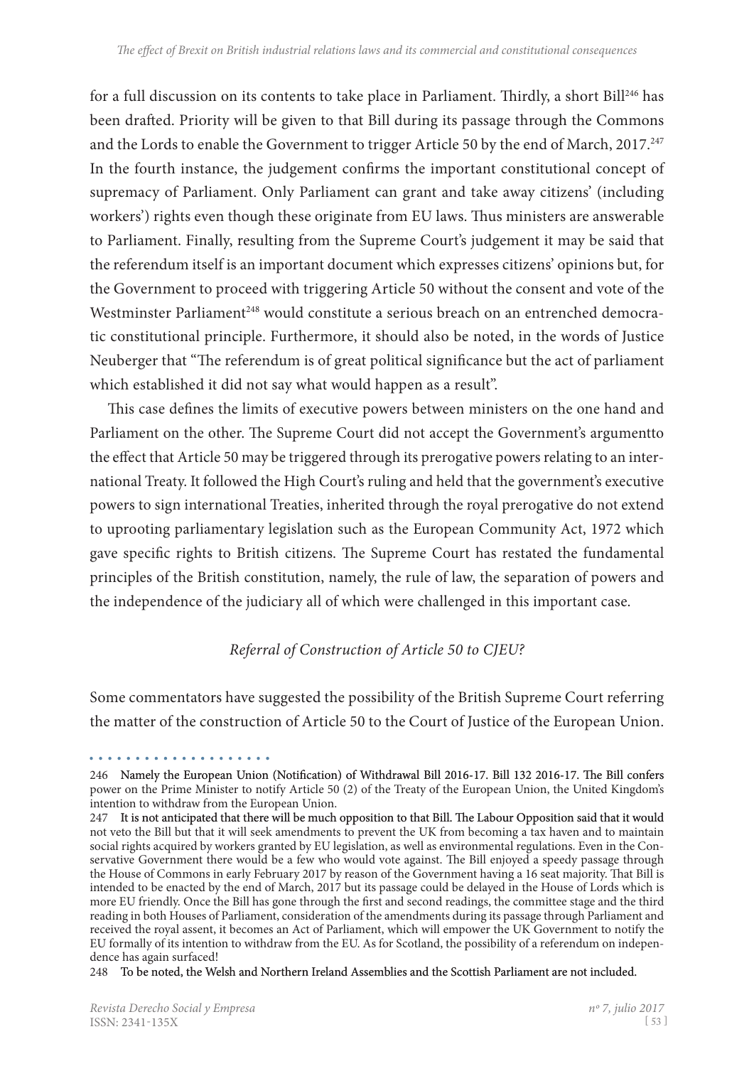for a full discussion on its contents to take place in Parliament. Thirdly, a short Bill[246] has been drafted. Priority will be given to that Bill during its passage through the Commons and the Lords to enable the Government to trigger Article 50 by the end of March, 2017.[247] In the fourth instance, the judgement confirms the important constitutional concept of supremacy of Parliament. Only Parliament can grant and take away citizens' (including workers') rights even though these originate from EU laws. Thus ministers are answerable to Parliament. Finally, resulting from the Supreme Court's judgement it may be said that the referendum itself is an important document which expresses citizens' opinions but, for the Government to proceed with triggering Article 50 without the consent and vote of the Westminster Parliament[248] would constitute a serious breach on an entrenched democratic constitutional principle. Furthermore, it should also be noted, in the words of Justice Neuberger that "The referendum is of great political significance but the act of parliament which established it did not say what would happen as a result".

This case defines the limits of executive powers between ministers on the one hand and Parliament on the other. The Supreme Court did not accept the Government's argumentto the effect that Article 50 may be triggered through its prerogative powers relating to an international Treaty. It followed the High Court's ruling and held that the government's executive powers to sign international Treaties, inherited through the royal prerogative do not extend to uprooting parliamentary legislation such as the European Community Act, 1972 which gave specific rights to British citizens. The Supreme Court has restated the fundamental principles of the British constitution, namely, the rule of law, the separation of powers and the independence of the judiciary all of which were challenged in this important case.

### *Referral of Construction of Article 50 to CJEU?*

Some commentators have suggested the possibility of the British Supreme Court referring the matter of the construction of Article 50 to the Court of Justice of the European Union.

---

246 Namely the European Union (Notification) of Withdrawal Bill 2016-17. Bill 132 2016-17. The Bill confers power on the Prime Minister to notify Article 50 (2) of the Treaty of the European Union, the United Kingdom's intention to withdraw from the European Union.

247 It is not anticipated that there will be much opposition to that Bill. The Labour Opposition said that it would not veto the Bill but that it will seek amendments to prevent the UK from becoming a tax haven and to maintain social rights acquired by workers granted by EU legislation, as well as environmental regulations. Even in the Conservative Government there would be a few who would vote against. The Bill enjoyed a speedy passage through the House of Commons in early February 2017 by reason of the Government having a 16 seat majority. That Bill is intended to be enacted by the end of March, 2017 but its passage could be delayed in the House of Lords which is more EU friendly. Once the Bill has gone through the first and second readings, the committee stage and the third reading in both Houses of Parliament, consideration of the amendments during its passage through Parliament and received the royal assent, it becomes an Act of Parliament, which will empower the UK Government to notify the EU formally of its intention to withdraw from the EU. As for Scotland, the possibility of a referendum on independence has again surfaced!

248 To be noted, the Welsh and Northern Ireland Assemblies and the Scottish Parliament are not included.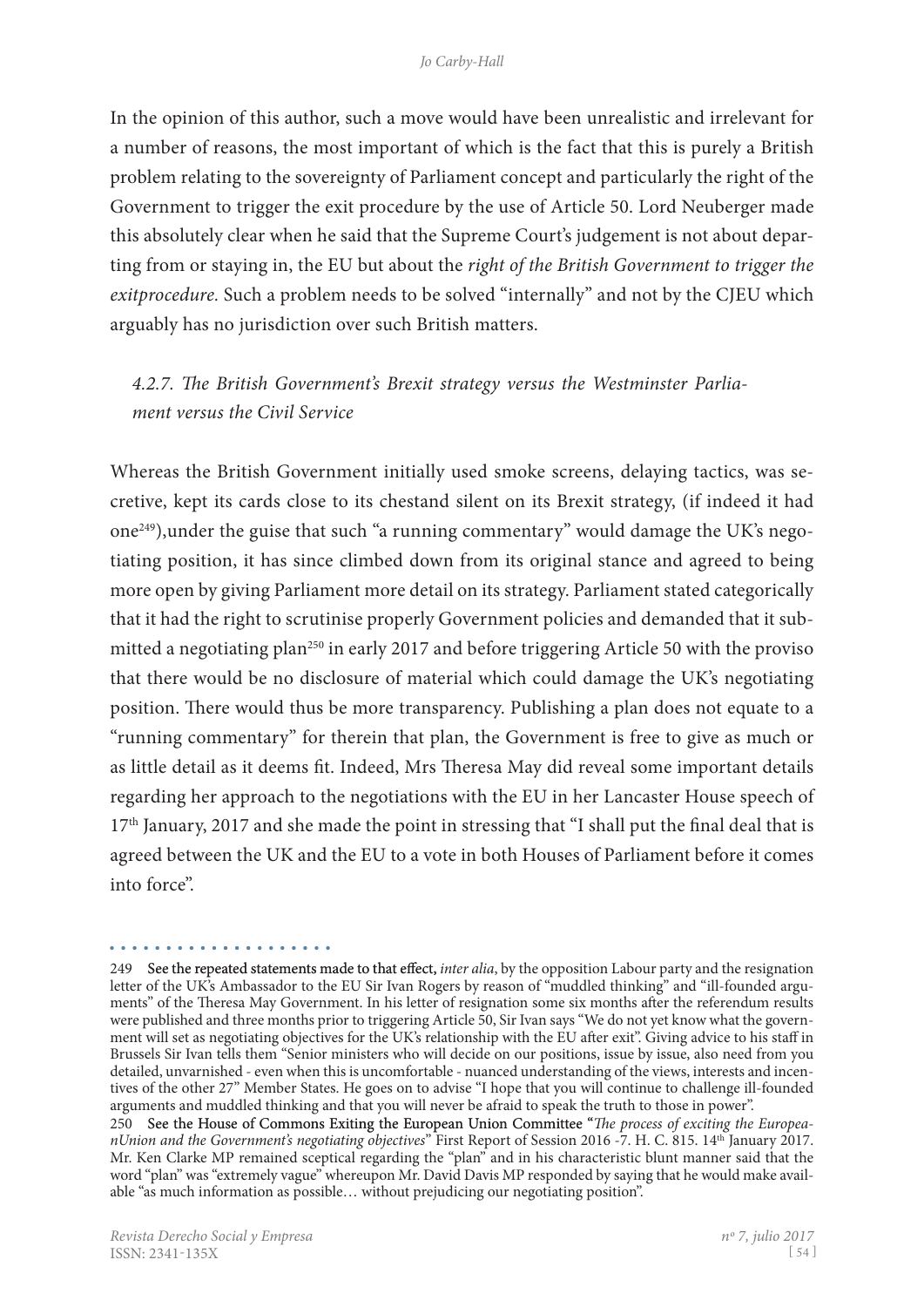In the opinion of this author, such a move would have been unrealistic and irrelevant for a number of reasons, the most important of which is the fact that this is purely a British problem relating to the sovereignty of Parliament concept and particularly the right of the Government to trigger the exit procedure by the use of Article 50. Lord Neuberger made this absolutely clear when he said that the Supreme Court's judgement is not about departing from or staying in, the EU but about the *right of the British Government to trigger the exitprocedure.* Such a problem needs to be solved "internally" and not by the CJEU which arguably has no jurisdiction over such British matters.

### *4.2.7. The British Government's Brexit strategy versus the Westminster Parliament versus the Civil Service*

Whereas the British Government initially used smoke screens, delaying tactics, was secretive, kept its cards close to its chestand silent on its Brexit strategy, (if indeed it had one[249]),under the guise that such "a running commentary" would damage the UK's negotiating position, it has since climbed down from its original stance and agreed to being more open by giving Parliament more detail on its strategy. Parliament stated categorically that it had the right to scrutinise properly Government policies and demanded that it submitted a negotiating plan[250] in early 2017 and before triggering Article 50 with the proviso that there would be no disclosure of material which could damage the UK's negotiating position. There would thus be more transparency. Publishing a plan does not equate to a "running commentary" for therein that plan, the Government is free to give as much or as little detail as it deems fit. Indeed, Mrs Theresa May did reveal some important details regarding her approach to the negotiations with the EU in her Lancaster House speech of 17th January, 2017 and she made the point in stressing that "I shall put the final deal that is agreed between the UK and the EU to a vote in both Houses of Parliament before it comes into force".

---

249 See the repeated statements made to that effect, *inter alia*, by the opposition Labour party and the resignation letter of the UK's Ambassador to the EU Sir Ivan Rogers by reason of "muddled thinking" and "ill-founded arguments" of the Theresa May Government. In his letter of resignation some six months after the referendum results were published and three months prior to triggering Article 50, Sir Ivan says "We do not yet know what the government will set as negotiating objectives for the UK's relationship with the EU after exit". Giving advice to his staff in Brussels Sir Ivan tells them "Senior ministers who will decide on our positions, issue by issue, also need from you detailed, unvarnished - even when this is uncomfortable - nuanced understanding of the views, interests and incentives of the other 27" Member States. He goes on to advise "I hope that you will continue to challenge ill-founded arguments and muddled thinking and that you will never be afraid to speak the truth to those in power".

250 See the House of Commons Exiting the European Union Committee "*The process of exciting the EuropeanUnion and the Government's negotiating objectives*" First Report of Session 2016 -7. H. C. 815. 14th January 2017. Mr. Ken Clarke MP remained sceptical regarding the "plan" and in his characteristic blunt manner said that the word "plan" was "extremely vague" whereupon Mr. David Davis MP responded by saying that he would make available "as much information as possible… without prejudicing our negotiating position".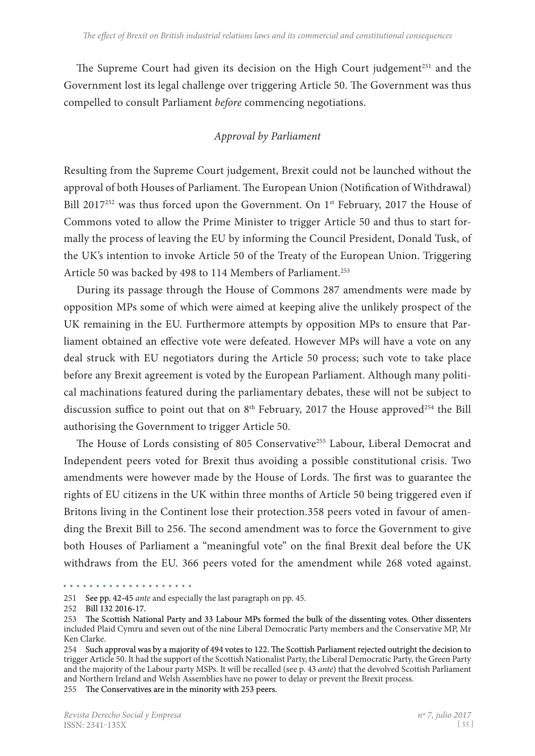The Supreme Court had given its decision on the High Court judgement[251] and the Government lost its legal challenge over triggering Article 50. The Government was thus compelled to consult Parliament *before* commencing negotiations.

### *Approval by Parliament*

Resulting from the Supreme Court judgement, Brexit could not be launched without the approval of both Houses of Parliament. The European Union (Notification of Withdrawal) Bill 2017[252] was thus forced upon the Government. On 1st February, 2017 the House of Commons voted to allow the Prime Minister to trigger Article 50 and thus to start formally the process of leaving the EU by informing the Council President, Donald Tusk, of the UK's intention to invoke Article 50 of the Treaty of the European Union. Triggering Article 50 was backed by 498 to 114 Members of Parliament.[253]

During its passage through the House of Commons 287 amendments were made by opposition MPs some of which were aimed at keeping alive the unlikely prospect of the UK remaining in the EU. Furthermore attempts by opposition MPs to ensure that Parliament obtained an effective vote were defeated. However MPs will have a vote on any deal struck with EU negotiators during the Article 50 process; such vote to take place before any Brexit agreement is voted by the European Parliament. Although many political machinations featured during the parliamentary debates, these will not be subject to discussion suffice to point out that on 8th February, 2017 the House approved[254] the Bill authorising the Government to trigger Article 50.

The House of Lords consisting of 805 Conservative[255] Labour, Liberal Democrat and Independent peers voted for Brexit thus avoiding a possible constitutional crisis. Two amendments were however made by the House of Lords. The first was to guarantee the rights of EU citizens in the UK within three months of Article 50 being triggered even if Britons living in the Continent lose their protection.358 peers voted in favour of amending the Brexit Bill to 256. The second amendment was to force the Government to give both Houses of Parliament a "meaningful vote" on the final Brexit deal before the UK withdraws from the EU. 366 peers voted for the amendment while 268 voted against.

---

251 See pp. 42-45 *ante* and especially the last paragraph on pp. 45.

252 Bill 132 2016-17.

253 The Scottish National Party and 33 Labour MPs formed the bulk of the dissenting votes. Other dissenters included Plaid Cymru and seven out of the nine Liberal Democratic Party members and the Conservative MP, Mr Ken Clarke.

254 Such approval was by a majority of 494 votes to 122. The Scottish Parliament rejected outright the decision to trigger Article 50. It had the support of the Scottish Nationalist Party, the Liberal Democratic Party, the Green Party and the majority of the Labour party MSPs. It will be recalled (see p. 43 *ante*) that the devolved Scottish Parliament and Northern Ireland and Welsh Assemblies have no power to delay or prevent the Brexit process.

255 The Conservatives are in the minority with 253 peers.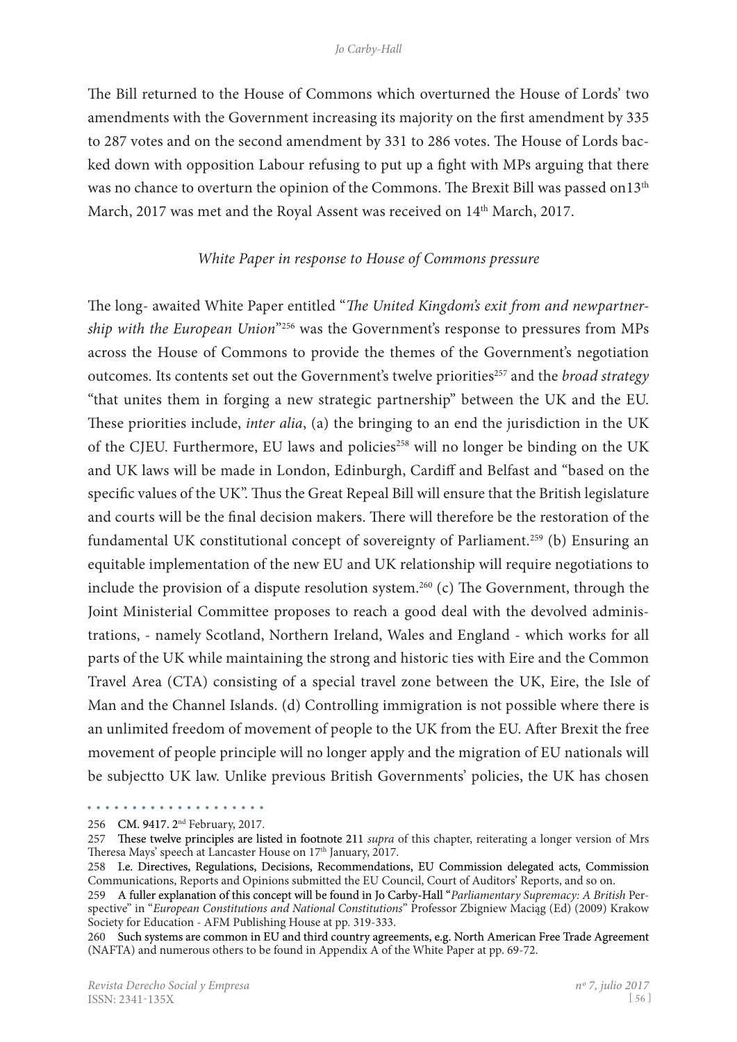The Bill returned to the House of Commons which overturned the House of Lords' two amendments with the Government increasing its majority on the first amendment by 335 to 287 votes and on the second amendment by 331 to 286 votes. The House of Lords backed down with opposition Labour refusing to put up a fight with MPs arguing that there was no chance to overturn the opinion of the Commons. The Brexit Bill was passed on13th March, 2017 was met and the Royal Assent was received on 14th March, 2017.

*White Paper in response to House of Commons pressure*

The long- awaited White Paper entitled "*The United Kingdom's exit from and newpartnership with the European Union*"[256] was the Government's response to pressures from MPs across the House of Commons to provide the themes of the Government's negotiation outcomes. Its contents set out the Government's twelve priorities[257] and the *broad strategy* "that unites them in forging a new strategic partnership" between the UK and the EU. These priorities include, *inter alia*, (a) the bringing to an end the jurisdiction in the UK of the CJEU. Furthermore, EU laws and policies[258] will no longer be binding on the UK and UK laws will be made in London, Edinburgh, Cardiff and Belfast and "based on the specific values of the UK". Thus the Great Repeal Bill will ensure that the British legislature and courts will be the final decision makers. There will therefore be the restoration of the fundamental UK constitutional concept of sovereignty of Parliament.[259] (b) Ensuring an equitable implementation of the new EU and UK relationship will require negotiations to include the provision of a dispute resolution system.[260] (c) The Government, through the Joint Ministerial Committee proposes to reach a good deal with the devolved administrations, - namely Scotland, Northern Ireland, Wales and England - which works for all parts of the UK while maintaining the strong and historic ties with Eire and the Common Travel Area (CTA) consisting of a special travel zone between the UK, Eire, the Isle of Man and the Channel Islands. (d) Controlling immigration is not possible where there is an unlimited freedom of movement of people to the UK from the EU. After Brexit the free movement of people principle will no longer apply and the migration of EU nationals will be subjectto UK law. Unlike previous British Governments' policies, the UK has chosen

---

256 CM. 9417. 2nd February, 2017.

257 These twelve principles are listed in footnote 211 *supra* of this chapter, reiterating a longer version of Mrs Theresa Mays' speech at Lancaster House on 17th January, 2017.

258 I.e. Directives, Regulations, Decisions, Recommendations, EU Commission delegated acts, Commission Communications, Reports and Opinions submitted the EU Council, Court of Auditors' Reports, and so on.

259 A fuller explanation of this concept will be found in Jo Carby-Hall "*Parliamentary Supremacy: A British* Perspective" in "*European Constitutions and National Constitutions*" Professor Zbigniew Maciąg (Ed) (2009) Krakow Society for Education - AFM Publishing House at pp. 319-333.

260 Such systems are common in EU and third country agreements, e.g. North American Free Trade Agreement (NAFTA) and numerous others to be found in Appendix A of the White Paper at pp. 69-72.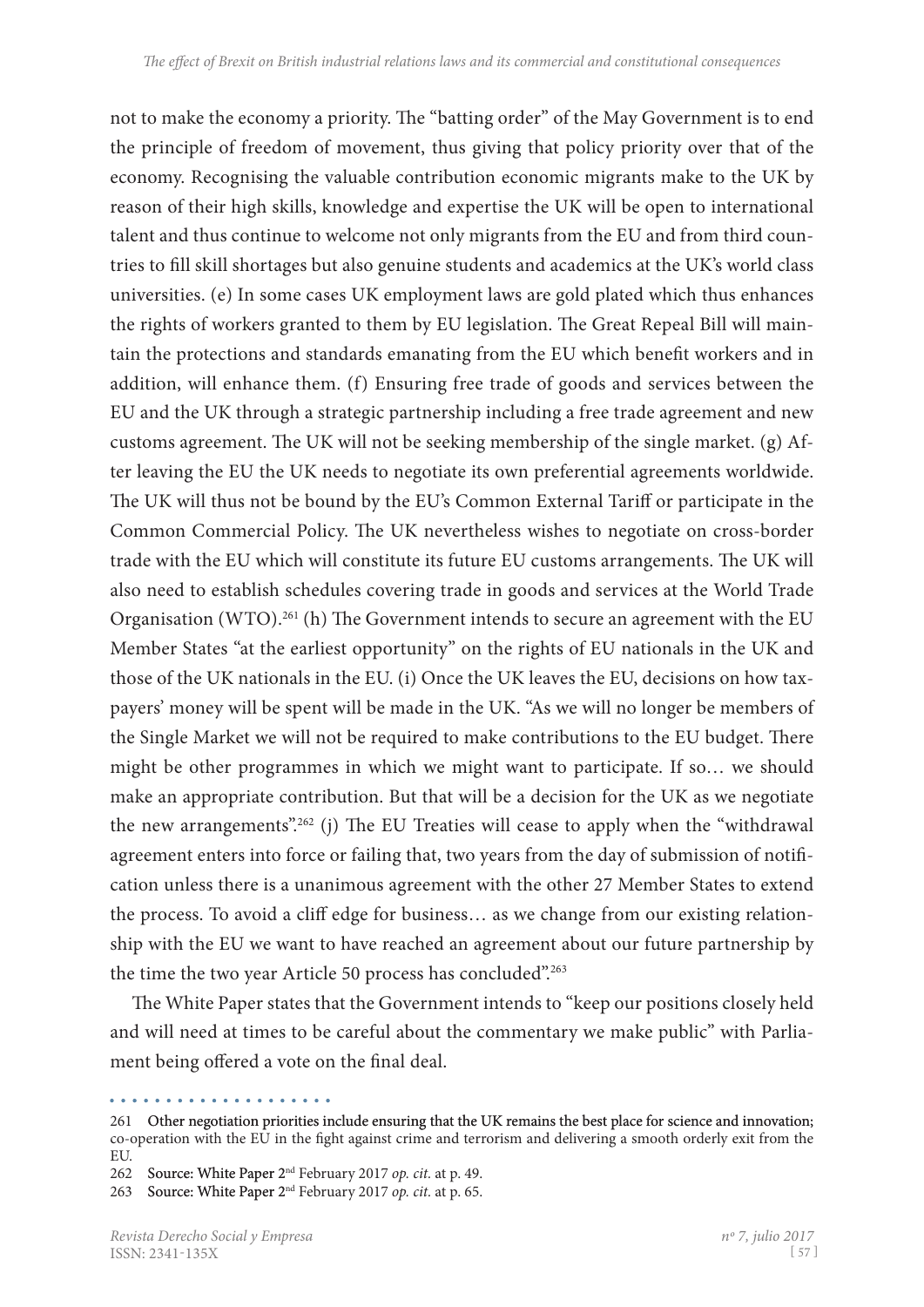not to make the economy a priority. The "batting order" of the May Government is to end the principle of freedom of movement, thus giving that policy priority over that of the economy. Recognising the valuable contribution economic migrants make to the UK by reason of their high skills, knowledge and expertise the UK will be open to international talent and thus continue to welcome not only migrants from the EU and from third countries to fill skill shortages but also genuine students and academics at the UK's world class universities. (e) In some cases UK employment laws are gold plated which thus enhances the rights of workers granted to them by EU legislation. The Great Repeal Bill will maintain the protections and standards emanating from the EU which benefit workers and in addition, will enhance them. (f) Ensuring free trade of goods and services between the EU and the UK through a strategic partnership including a free trade agreement and new customs agreement. The UK will not be seeking membership of the single market. (g) After leaving the EU the UK needs to negotiate its own preferential agreements worldwide. The UK will thus not be bound by the EU's Common External Tariff or participate in the Common Commercial Policy. The UK nevertheless wishes to negotiate on cross-border trade with the EU which will constitute its future EU customs arrangements. The UK will also need to establish schedules covering trade in goods and services at the World Trade Organisation (WTO).[261] (h) The Government intends to secure an agreement with the EU Member States "at the earliest opportunity" on the rights of EU nationals in the UK and those of the UK nationals in the EU. (i) Once the UK leaves the EU, decisions on how taxpayers' money will be spent will be made in the UK. "As we will no longer be members of the Single Market we will not be required to make contributions to the EU budget. There might be other programmes in which we might want to participate. If so… we should make an appropriate contribution. But that will be a decision for the UK as we negotiate the new arrangements".[262] (j) The EU Treaties will cease to apply when the "withdrawal agreement enters into force or failing that, two years from the day of submission of notification unless there is a unanimous agreement with the other 27 Member States to extend the process. To avoid a cliff edge for business… as we change from our existing relationship with the EU we want to have reached an agreement about our future partnership by the time the two year Article 50 process has concluded".[263]

The White Paper states that the Government intends to "keep our positions closely held and will need at times to be careful about the commentary we make public" with Parliament being offered a vote on the final deal.

---

261 Other negotiation priorities include ensuring that the UK remains the best place for science and innovation; co-operation with the EU in the fight against crime and terrorism and delivering a smooth orderly exit from the EU.

262 Source: White Paper 2nd February 2017 *op. cit.* at p. 49.

263 Source: White Paper 2nd February 2017 *op. cit.* at p. 65.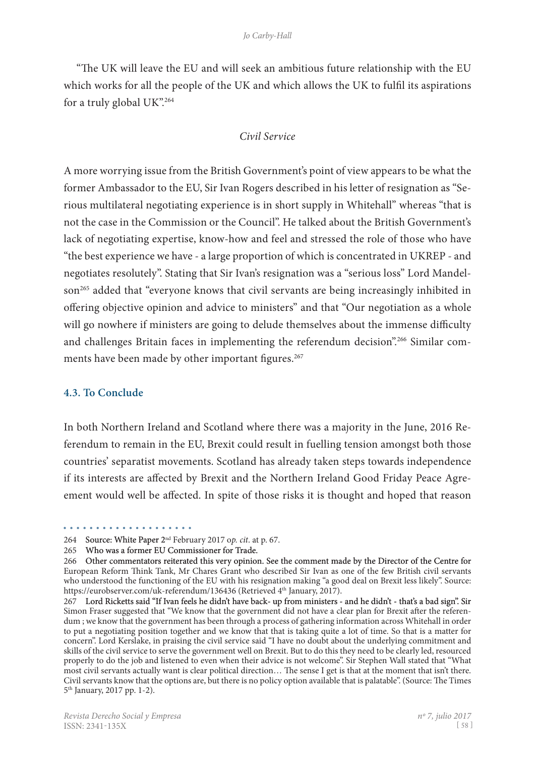"The UK will leave the EU and will seek an ambitious future relationship with the EU which works for all the people of the UK and which allows the UK to fulfil its aspirations for a truly global UK".[264]

*Civil Service*

A more worrying issue from the British Government's point of view appears to be what the former Ambassador to the EU, Sir Ivan Rogers described in his letter of resignation as "Serious multilateral negotiating experience is in short supply in Whitehall" whereas "that is not the case in the Commission or the Council". He talked about the British Government's lack of negotiating expertise, know-how and feel and stressed the role of those who have "the best experience we have - a large proportion of which is concentrated in UKREP - and negotiates resolutely". Stating that Sir Ivan's resignation was a "serious loss" Lord Mandelson[265] added that "everyone knows that civil servants are being increasingly inhibited in offering objective opinion and advice to ministers" and that "Our negotiation as a whole will go nowhere if ministers are going to delude themselves about the immense difficulty and challenges Britain faces in implementing the referendum decision".[266] Similar comments have been made by other important figures.[267]

### 4.3. To Conclude

In both Northern Ireland and Scotland where there was a majority in the June, 2016 Referendum to remain in the EU, Brexit could result in fuelling tension amongst both those countries' separatist movements. Scotland has already taken steps towards independence if its interests are affected by Brexit and the Northern Ireland Good Friday Peace Agreement would well be affected. In spite of those risks it is thought and hoped that reason

---

264 Source: White Paper 2nd February 2017 o*p. cit*. at p. 67.

265 Who was a former EU Commissioner for Trade.

266 Other commentators reiterated this very opinion. See the comment made by the Director of the Centre for European Reform Think Tank, Mr Chares Grant who described Sir Ivan as one of the few British civil servants who understood the functioning of the EU with his resignation making "a good deal on Brexit less likely". Source: https://eurobserver.com/uk-referendum/136436 (Retrieved 4th January, 2017).

267 Lord Ricketts said "If Ivan feels he didn't have back- up from ministers - and he didn't - that's a bad sign". Sir Simon Fraser suggested that "We know that the government did not have a clear plan for Brexit after the referendum ; we know that the government has been through a process of gathering information across Whitehall in order to put a negotiating position together and we know that that is taking quite a lot of time. So that is a matter for concern". Lord Kerslake, in praising the civil service said "I have no doubt about the underlying commitment and skills of the civil service to serve the government well on Brexit. But to do this they need to be clearly led, resourced properly to do the job and listened to even when their advice is not welcome". Sir Stephen Wall stated that "What most civil servants actually want is clear political direction… The sense I get is that at the moment that isn't there. Civil servants know that the options are, but there is no policy option available that is palatable". (Source: The Times 5th January, 2017 pp. 1-2).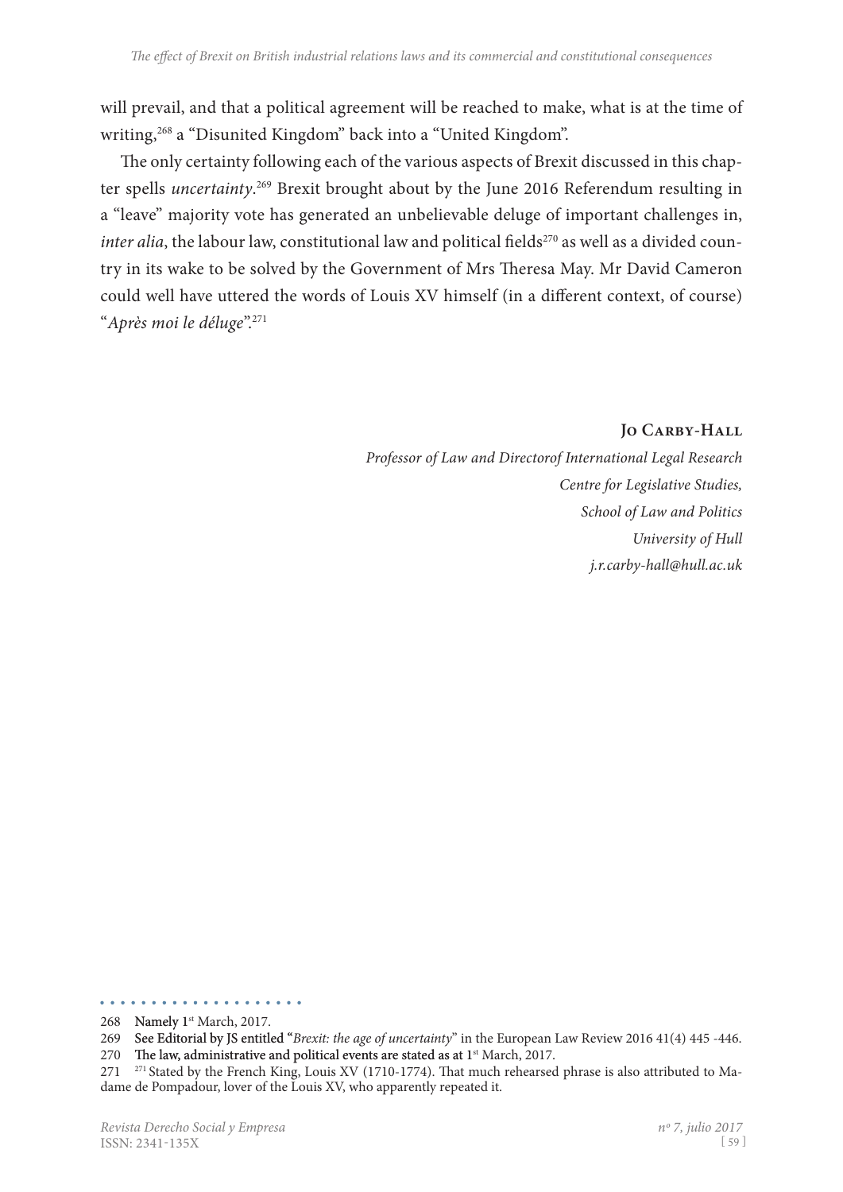will prevail, and that a political agreement will be reached to make, what is at the time of writing,[268] a "Disunited Kingdom" back into a "United Kingdom".

The only certainty following each of the various aspects of Brexit discussed in this chapter spells *uncertainty*.[269] Brexit brought about by the June 2016 Referendum resulting in a "leave" majority vote has generated an unbelievable deluge of important challenges in, *inter alia*, the labour law, constitutional law and political fields[270] as well as a divided country in its wake to be solved by the Government of Mrs Theresa May. Mr David Cameron could well have uttered the words of Louis XV himself (in a different context, of course) "*Après moi le déluge*".[271]

**Jo Carby-Hall**

*Professor of Law and Directorof International Legal Research*
*Centre for Legislative Studies,*
*School of Law and Politics*
*University of Hull*
*j.r.carby-hall@hull.ac.uk*

---

268 Namely 1st March, 2017.

269 See Editorial by JS entitled "*Brexit: the age of uncertainty*" in the European Law Review 2016 41(4) 445 -446.

270 The law, administrative and political events are stated as at 1st March, 2017.

271 [271] Stated by the French King, Louis XV (1710-1774). That much rehearsed phrase is also attributed to Madame de Pompadour, lover of the Louis XV, who apparently repeated it.